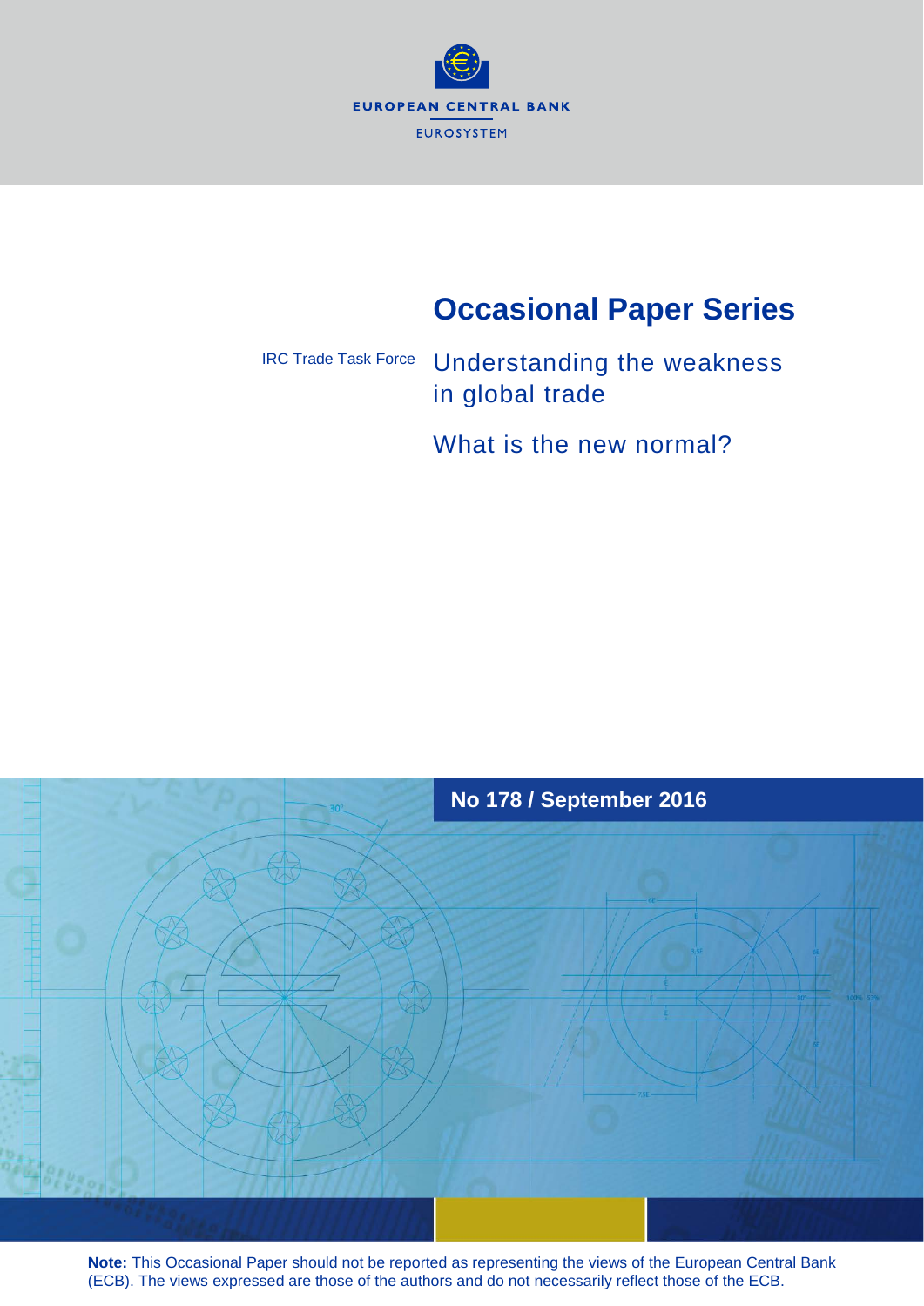EUROPEAN CENTRAL BANK

EUROSYSTEM

# Occasional Paper Series

IRC Trade Task Force

## Understanding the weakness in global trade

## What is the new normal?

**No 178 / September 2016**

**Note:** This Occasional Paper should not be reported as representing the views of the European Central Bank (ECB). The views expressed are those of the authors and do not necessarily reflect those of the ECB.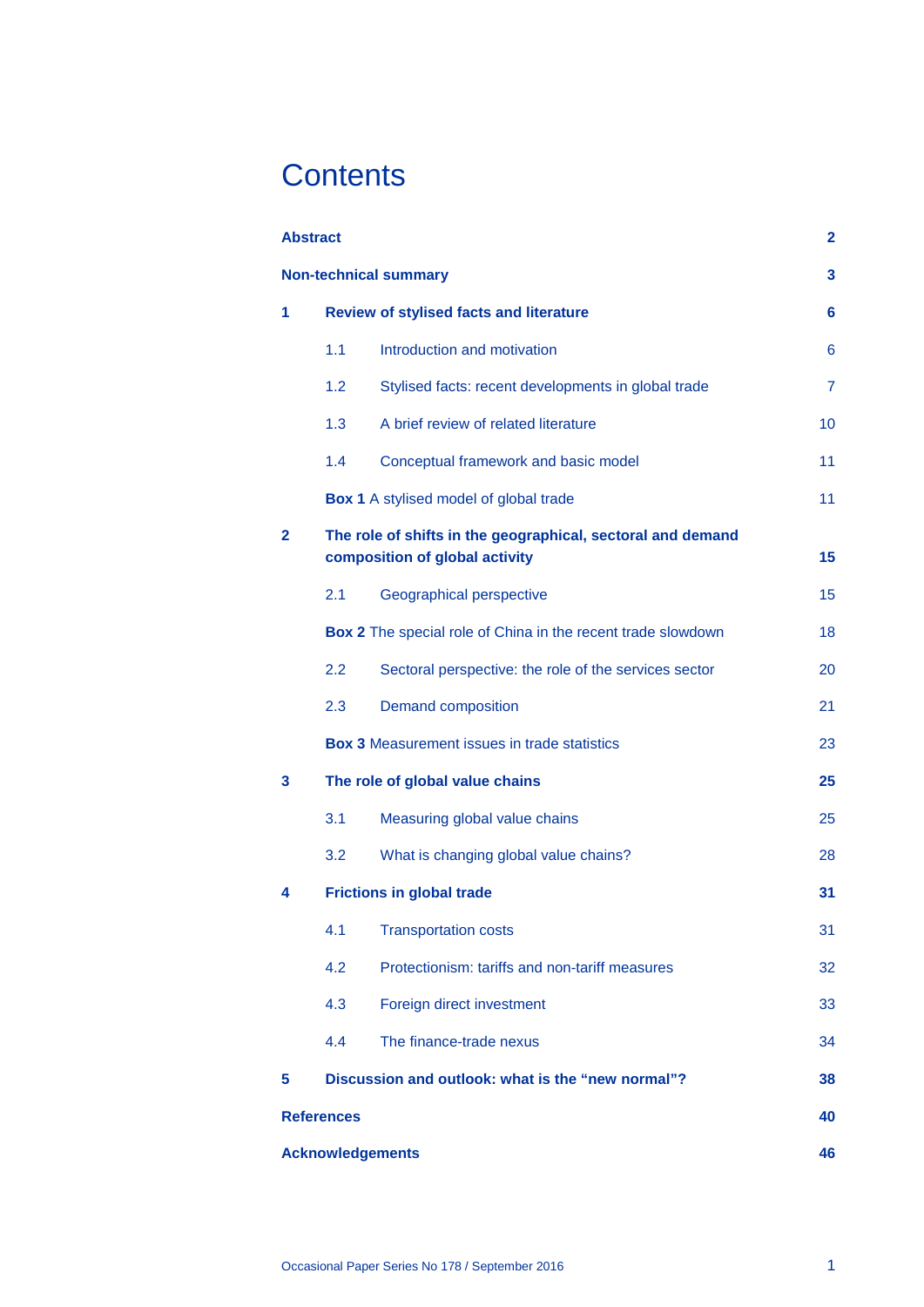# Contents

| | |
|---|---|
| **Abstract** | **2** |
| **Non-technical summary** | **3** |
| **1 Review of stylised facts and literature** | **6** |
| 1.1 Introduction and motivation | 6 |
| 1.2 Stylised facts: recent developments in global trade | 7 |
| 1.3 A brief review of related literature | 10 |
| 1.4 Conceptual framework and basic model | 11 |
| **Box 1** A stylised model of global trade | 11 |
| **2 The role of shifts in the geographical, sectoral and demand composition of global activity** | **15** |
| 2.1 Geographical perspective | 15 |
| **Box 2** The special role of China in the recent trade slowdown | 18 |
| 2.2 Sectoral perspective: the role of the services sector | 20 |
| 2.3 Demand composition | 21 |
| **Box 3** Measurement issues in trade statistics | 23 |
| **3 The role of global value chains** | **25** |
| 3.1 Measuring global value chains | 25 |
| 3.2 What is changing global value chains? | 28 |
| **4 Frictions in global trade** | **31** |
| 4.1 Transportation costs | 31 |
| 4.2 Protectionism: tariffs and non-tariff measures | 32 |
| 4.3 Foreign direct investment | 33 |
| 4.4 The finance-trade nexus | 34 |
| **5 Discussion and outlook: what is the "new normal"?** | **38** |
| **References** | **40** |
| **Acknowledgements** | **46** |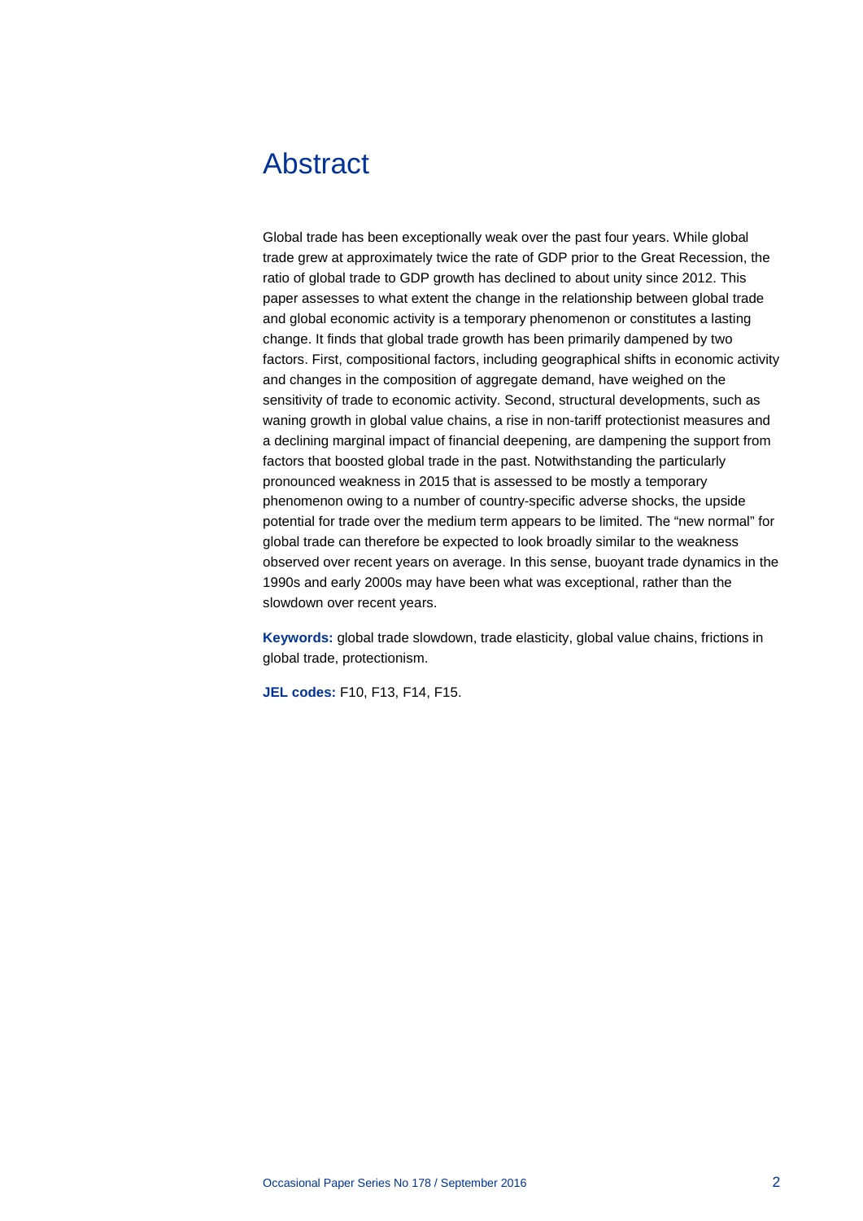# Abstract

Global trade has been exceptionally weak over the past four years. While global trade grew at approximately twice the rate of GDP prior to the Great Recession, the ratio of global trade to GDP growth has declined to about unity since 2012. This paper assesses to what extent the change in the relationship between global trade and global economic activity is a temporary phenomenon or constitutes a lasting change. It finds that global trade growth has been primarily dampened by two factors. First, compositional factors, including geographical shifts in economic activity and changes in the composition of aggregate demand, have weighed on the sensitivity of trade to economic activity. Second, structural developments, such as waning growth in global value chains, a rise in non-tariff protectionist measures and a declining marginal impact of financial deepening, are dampening the support from factors that boosted global trade in the past. Notwithstanding the particularly pronounced weakness in 2015 that is assessed to be mostly a temporary phenomenon owing to a number of country-specific adverse shocks, the upside potential for trade over the medium term appears to be limited. The "new normal" for global trade can therefore be expected to look broadly similar to the weakness observed over recent years on average. In this sense, buoyant trade dynamics in the 1990s and early 2000s may have been what was exceptional, rather than the slowdown over recent years.

**Keywords:** global trade slowdown, trade elasticity, global value chains, frictions in global trade, protectionism.

**JEL codes:** F10, F13, F14, F15.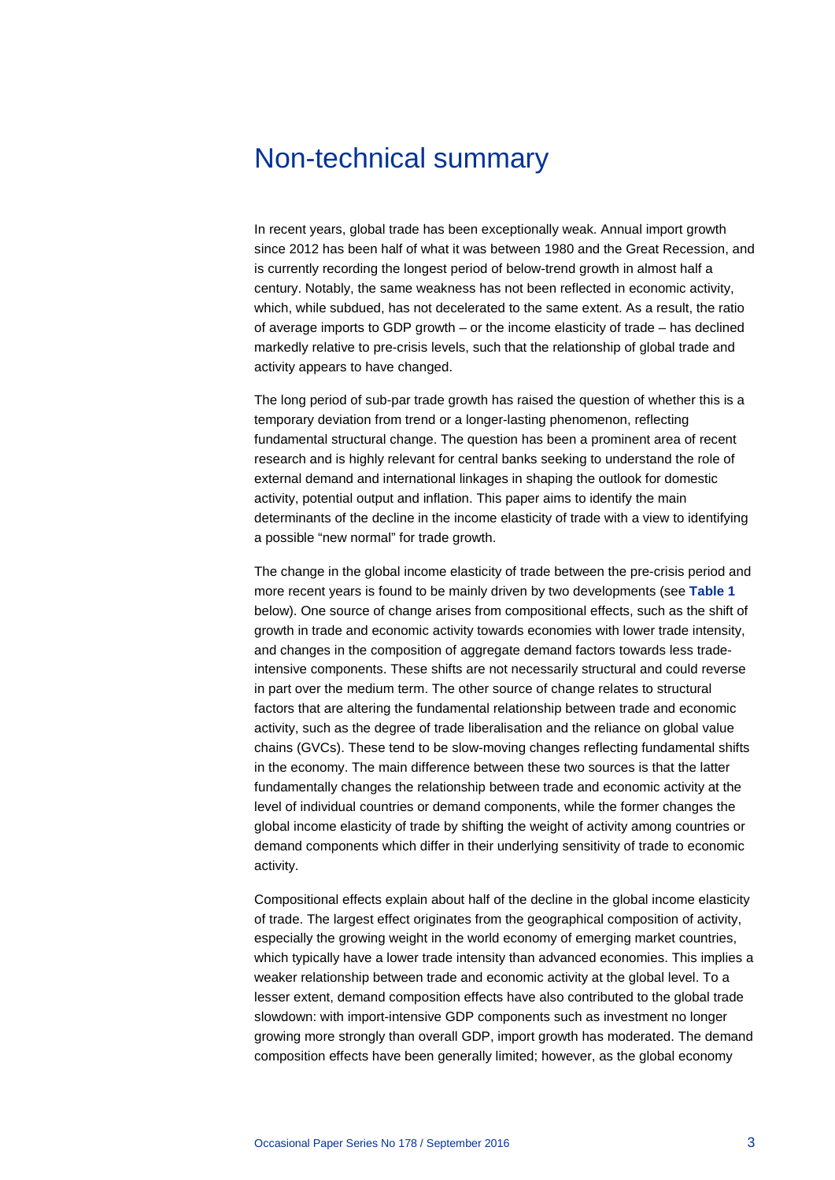# Non-technical summary

In recent years, global trade has been exceptionally weak. Annual import growth since 2012 has been half of what it was between 1980 and the Great Recession, and is currently recording the longest period of below-trend growth in almost half a century. Notably, the same weakness has not been reflected in economic activity, which, while subdued, has not decelerated to the same extent. As a result, the ratio of average imports to GDP growth – or the income elasticity of trade – has declined markedly relative to pre-crisis levels, such that the relationship of global trade and activity appears to have changed.

The long period of sub-par trade growth has raised the question of whether this is a temporary deviation from trend or a longer-lasting phenomenon, reflecting fundamental structural change. The question has been a prominent area of recent research and is highly relevant for central banks seeking to understand the role of external demand and international linkages in shaping the outlook for domestic activity, potential output and inflation. This paper aims to identify the main determinants of the decline in the income elasticity of trade with a view to identifying a possible "new normal" for trade growth.

The change in the global income elasticity of trade between the pre-crisis period and more recent years is found to be mainly driven by two developments (see **Table 1** below). One source of change arises from compositional effects, such as the shift of growth in trade and economic activity towards economies with lower trade intensity, and changes in the composition of aggregate demand factors towards less trade-intensive components. These shifts are not necessarily structural and could reverse in part over the medium term. The other source of change relates to structural factors that are altering the fundamental relationship between trade and economic activity, such as the degree of trade liberalisation and the reliance on global value chains (GVCs). These tend to be slow-moving changes reflecting fundamental shifts in the economy. The main difference between these two sources is that the latter fundamentally changes the relationship between trade and economic activity at the level of individual countries or demand components, while the former changes the global income elasticity of trade by shifting the weight of activity among countries or demand components which differ in their underlying sensitivity of trade to economic activity.

Compositional effects explain about half of the decline in the global income elasticity of trade. The largest effect originates from the geographical composition of activity, especially the growing weight in the world economy of emerging market countries, which typically have a lower trade intensity than advanced economies. This implies a weaker relationship between trade and economic activity at the global level. To a lesser extent, demand composition effects have also contributed to the global trade slowdown: with import-intensive GDP components such as investment no longer growing more strongly than overall GDP, import growth has moderated. The demand composition effects have been generally limited; however, as the global economy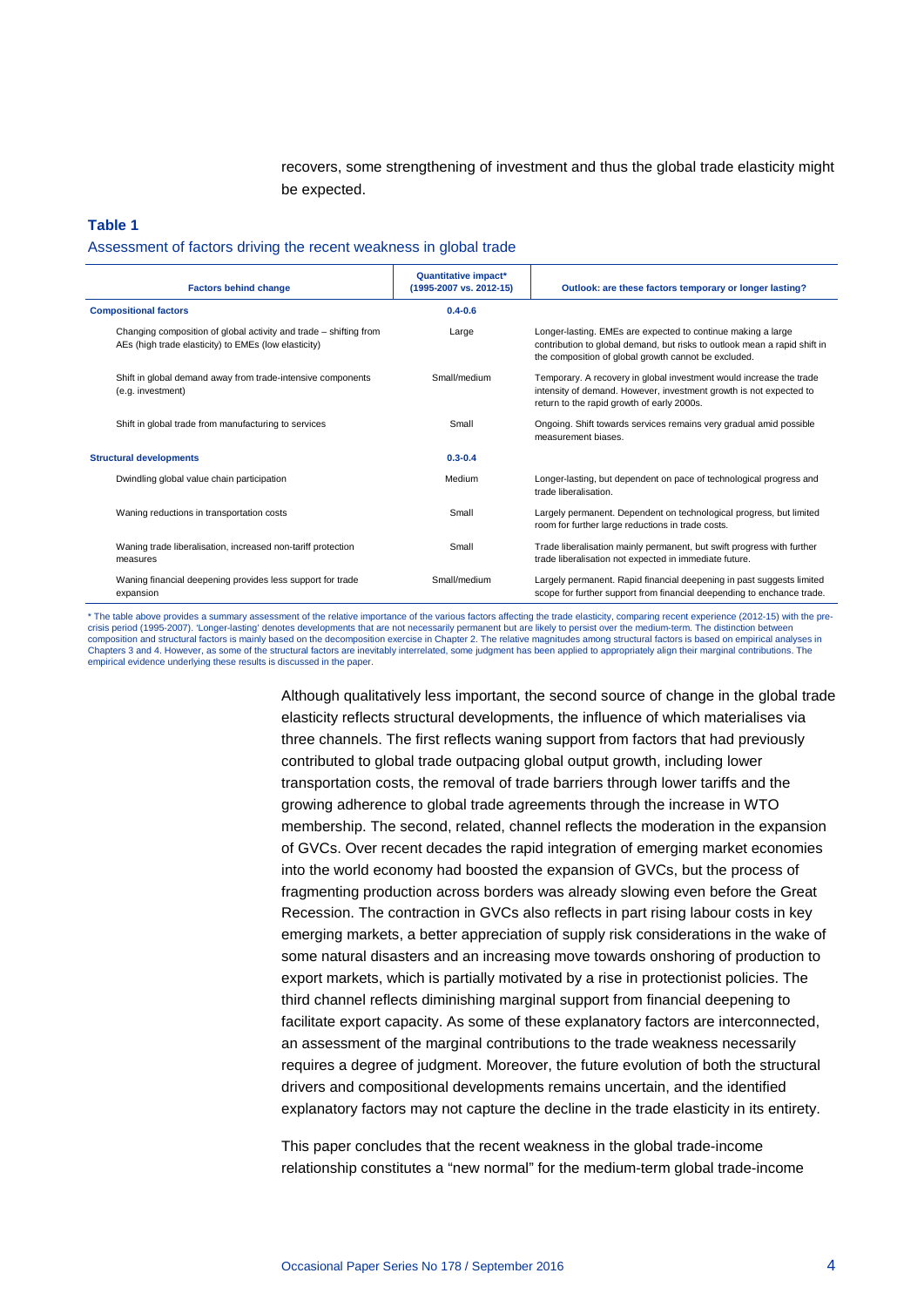recovers, some strengthening of investment and thus the global trade elasticity might be expected.

**Table 1**

Assessment of factors driving the recent weakness in global trade

| Factors behind change | Quantitative impact* (1995-2007 vs. 2012-15) | Outlook: are these factors temporary or longer lasting? |
|---|---|---|
| **Compositional factors** | **0.4-0.6** | |
| Changing composition of global activity and trade – shifting from AEs (high trade elasticity) to EMEs (low elasticity) | Large | Longer-lasting. EMEs are expected to continue making a large contribution to global demand, but risks to outlook mean a rapid shift in the composition of global growth cannot be excluded. |
| Shift in global demand away from trade-intensive components (e.g. investment) | Small/medium | Temporary. A recovery in global investment would increase the trade intensity of demand. However, investment growth is not expected to return to the rapid growth of early 2000s. |
| Shift in global trade from manufacturing to services | Small | Ongoing. Shift towards services remains very gradual amid possible measurement biases. |
| **Structural developments** | **0.3-0.4** | |
| Dwindling global value chain participation | Medium | Longer-lasting, but dependent on pace of technological progress and trade liberalisation. |
| Waning reductions in transportation costs | Small | Largely permanent. Dependent on technological progress, but limited room for further large reductions in trade costs. |
| Waning trade liberalisation, increased non-tariff protection measures | Small | Trade liberalisation mainly permanent, but swift progress with further trade liberalisation not expected in immediate future. |
| Waning financial deepening provides less support for trade expansion | Small/medium | Largely permanent. Rapid financial deepening in past suggests limited scope for further support from financial deepending to enchance trade. |

* The table above provides a summary assessment of the relative importance of the various factors affecting the trade elasticity, comparing recent experience (2012-15) with the pre-crisis period (1995-2007). 'Longer-lasting' denotes developments that are not necessarily permanent but are likely to persist over the medium-term. The distinction between composition and structural factors is mainly based on the decomposition exercise in Chapter 2. The relative magnitudes among structural factors is based on empirical analyses in Chapters 3 and 4. However, as some of the structural factors are inevitably interrelated, some judgment has been applied to appropriately align their marginal contributions. The empirical evidence underlying these results is discussed in the paper.

Although qualitatively less important, the second source of change in the global trade elasticity reflects structural developments, the influence of which materialises via three channels. The first reflects waning support from factors that had previously contributed to global trade outpacing global output growth, including lower transportation costs, the removal of trade barriers through lower tariffs and the growing adherence to global trade agreements through the increase in WTO membership. The second, related, channel reflects the moderation in the expansion of GVCs. Over recent decades the rapid integration of emerging market economies into the world economy had boosted the expansion of GVCs, but the process of fragmenting production across borders was already slowing even before the Great Recession. The contraction in GVCs also reflects in part rising labour costs in key emerging markets, a better appreciation of supply risk considerations in the wake of some natural disasters and an increasing move towards onshoring of production to export markets, which is partially motivated by a rise in protectionist policies. The third channel reflects diminishing marginal support from financial deepening to facilitate export capacity. As some of these explanatory factors are interconnected, an assessment of the marginal contributions to the trade weakness necessarily requires a degree of judgment. Moreover, the future evolution of both the structural drivers and compositional developments remains uncertain, and the identified explanatory factors may not capture the decline in the trade elasticity in its entirety.

This paper concludes that the recent weakness in the global trade-income relationship constitutes a "new normal" for the medium-term global trade-income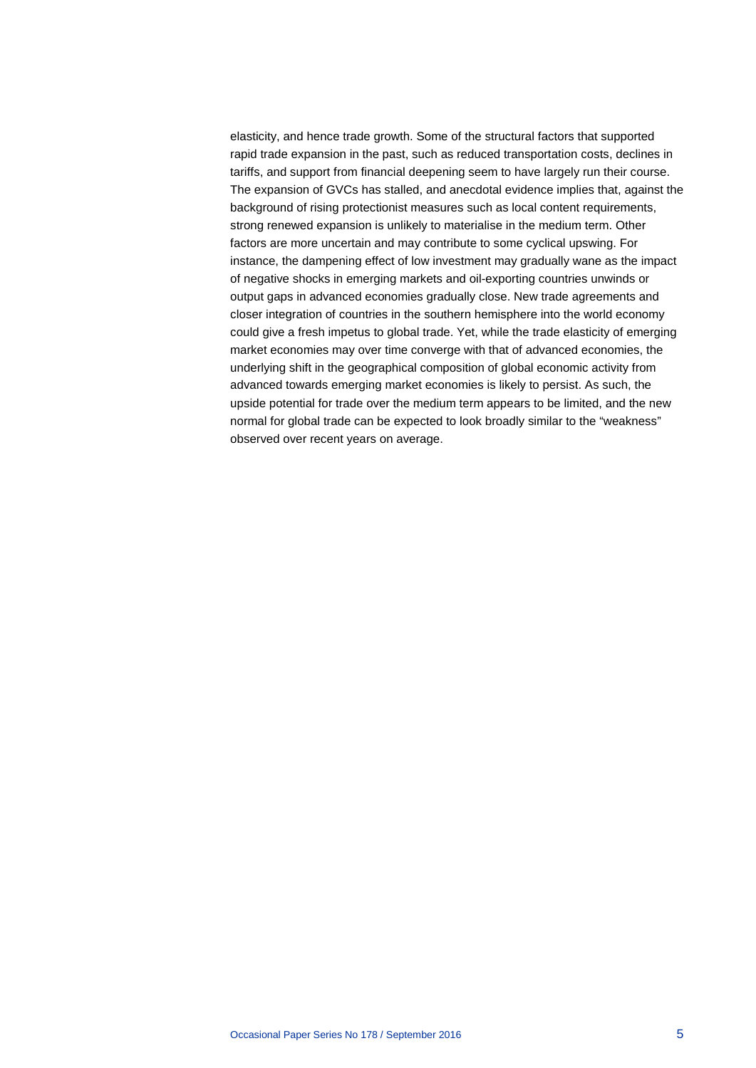elasticity, and hence trade growth. Some of the structural factors that supported rapid trade expansion in the past, such as reduced transportation costs, declines in tariffs, and support from financial deepening seem to have largely run their course. The expansion of GVCs has stalled, and anecdotal evidence implies that, against the background of rising protectionist measures such as local content requirements, strong renewed expansion is unlikely to materialise in the medium term. Other factors are more uncertain and may contribute to some cyclical upswing. For instance, the dampening effect of low investment may gradually wane as the impact of negative shocks in emerging markets and oil-exporting countries unwinds or output gaps in advanced economies gradually close. New trade agreements and closer integration of countries in the southern hemisphere into the world economy could give a fresh impetus to global trade. Yet, while the trade elasticity of emerging market economies may over time converge with that of advanced economies, the underlying shift in the geographical composition of global economic activity from advanced towards emerging market economies is likely to persist. As such, the upside potential for trade over the medium term appears to be limited, and the new normal for global trade can be expected to look broadly similar to the "weakness" observed over recent years on average.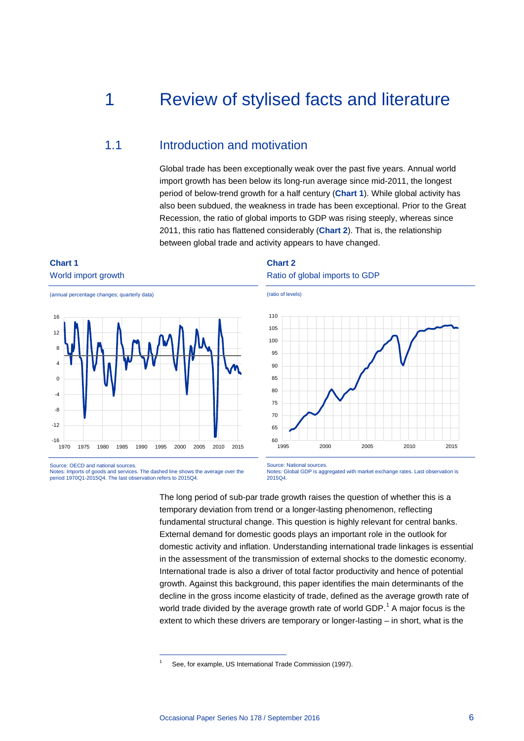# 1 Review of stylised facts and literature

## 1.1 Introduction and motivation

Global trade has been exceptionally weak over the past five years. Annual world import growth has been below its long-run average since mid-2011, the longest period of below-trend growth for a half century (**Chart 1**). While global activity has also been subdued, the weakness in trade has been exceptional. Prior to the Great Recession, the ratio of global imports to GDP was rising steeply, whereas since 2011, this ratio has flattened considerably (**Chart 2**). That is, the relationship between global trade and activity appears to have changed.

**Chart 1**
World import growth

(annual percentage changes; quarterly data)

Source: OECD and national sources.
Notes: Imports of goods and services. The dashed line shows the average over the period 1970Q1-2015Q4. The last observation refers to 2015Q4.

**Chart 2**
Ratio of global imports to GDP

(ratio of levels)

Source: National sources.
Notes: Global GDP is aggregated with market exchange rates. Last observation is 2015Q4.

The long period of sub-par trade growth raises the question of whether this is a temporary deviation from trend or a longer-lasting phenomenon, reflecting fundamental structural change. This question is highly relevant for central banks. External demand for domestic goods plays an important role in the outlook for domestic activity and inflation. Understanding international trade linkages is essential in the assessment of the transmission of external shocks to the domestic economy. International trade is also a driver of total factor productivity and hence of potential growth. Against this background, this paper identifies the main determinants of the decline in the gross income elasticity of trade, defined as the average growth rate of world trade divided by the average growth rate of world GDP.[1] A major focus is the extent to which these drivers are temporary or longer-lasting – in short, what is the

[1] See, for example, US International Trade Commission (1997).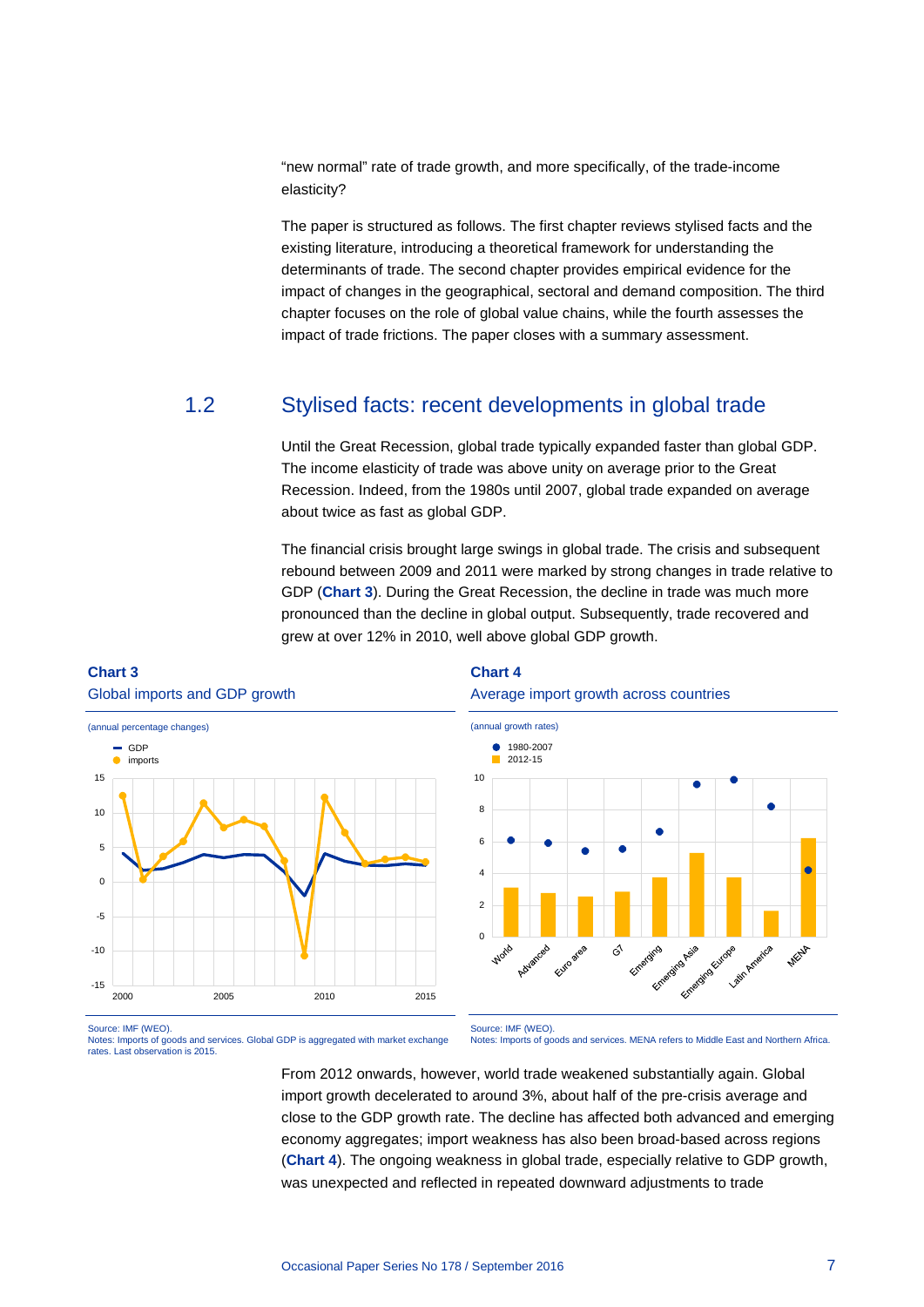"new normal" rate of trade growth, and more specifically, of the trade-income elasticity?

The paper is structured as follows. The first chapter reviews stylised facts and the existing literature, introducing a theoretical framework for understanding the determinants of trade. The second chapter provides empirical evidence for the impact of changes in the geographical, sectoral and demand composition. The third chapter focuses on the role of global value chains, while the fourth assesses the impact of trade frictions. The paper closes with a summary assessment.

## 1.2 Stylised facts: recent developments in global trade

Until the Great Recession, global trade typically expanded faster than global GDP. The income elasticity of trade was above unity on average prior to the Great Recession. Indeed, from the 1980s until 2007, global trade expanded on average about twice as fast as global GDP.

The financial crisis brought large swings in global trade. The crisis and subsequent rebound between 2009 and 2011 were marked by strong changes in trade relative to GDP (**Chart 3**). During the Great Recession, the decline in trade was much more pronounced than the decline in global output. Subsequently, trade recovered and grew at over 12% in 2010, well above global GDP growth.

**Chart 3**
Global imports and GDP growth

(annual percentage changes)

Source: IMF (WEO).
Notes: Imports of goods and services. Global GDP is aggregated with market exchange rates. Last observation is 2015.

**Chart 4**
Average import growth across countries

(annual growth rates)

Source: IMF (WEO).
Notes: Imports of goods and services. MENA refers to Middle East and Northern Africa.

From 2012 onwards, however, world trade weakened substantially again. Global import growth decelerated to around 3%, about half of the pre-crisis average and close to the GDP growth rate. The decline has affected both advanced and emerging economy aggregates; import weakness has also been broad-based across regions (**Chart 4**). The ongoing weakness in global trade, especially relative to GDP growth, was unexpected and reflected in repeated downward adjustments to trade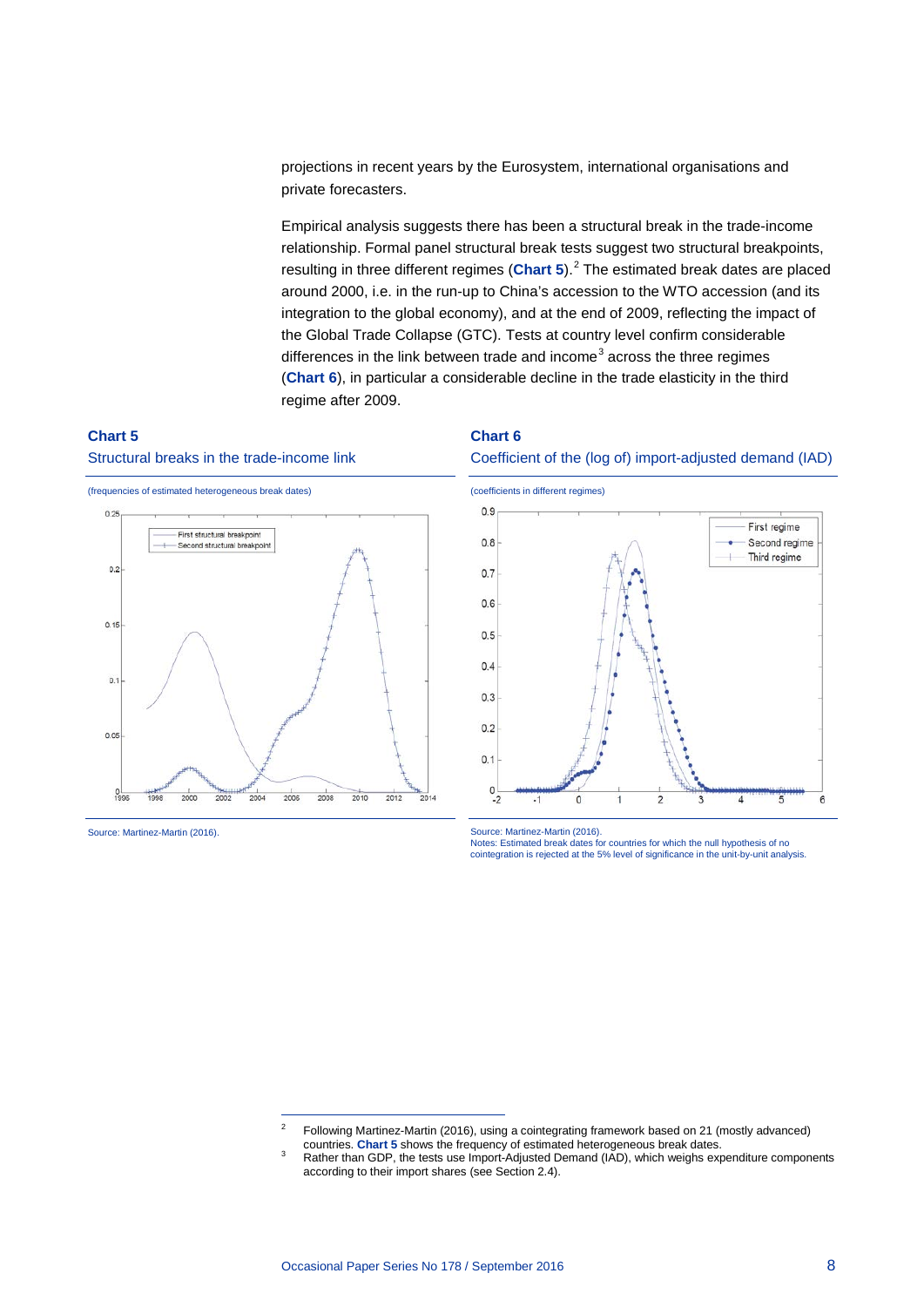projections in recent years by the Eurosystem, international organisations and private forecasters.

Empirical analysis suggests there has been a structural break in the trade-income relationship. Formal panel structural break tests suggest two structural breakpoints, resulting in three different regimes (**Chart 5**).[2] The estimated break dates are placed around 2000, i.e. in the run-up to China's accession to the WTO accession (and its integration to the global economy), and at the end of 2009, reflecting the impact of the Global Trade Collapse (GTC). Tests at country level confirm considerable differences in the link between trade and income[3] across the three regimes (**Chart 6**), in particular a considerable decline in the trade elasticity in the third regime after 2009.

**Chart 5**

Structural breaks in the trade-income link

(frequencies of estimated heterogeneous break dates)

Source: Martinez-Martin (2016).

**Chart 6**

Coefficient of the (log of) import-adjusted demand (IAD)

(coefficients in different regimes)

Source: Martinez-Martin (2016).
Notes: Estimated break dates for countries for which the null hypothesis of no cointegration is rejected at the 5% level of significance in the unit-by-unit analysis.

---

[2] Following Martinez-Martin (2016), using a cointegrating framework based on 21 (mostly advanced) countries. **Chart 5** shows the frequency of estimated heterogeneous break dates.

[3] Rather than GDP, the tests use Import-Adjusted Demand (IAD), which weighs expenditure components according to their import shares (see Section 2.4).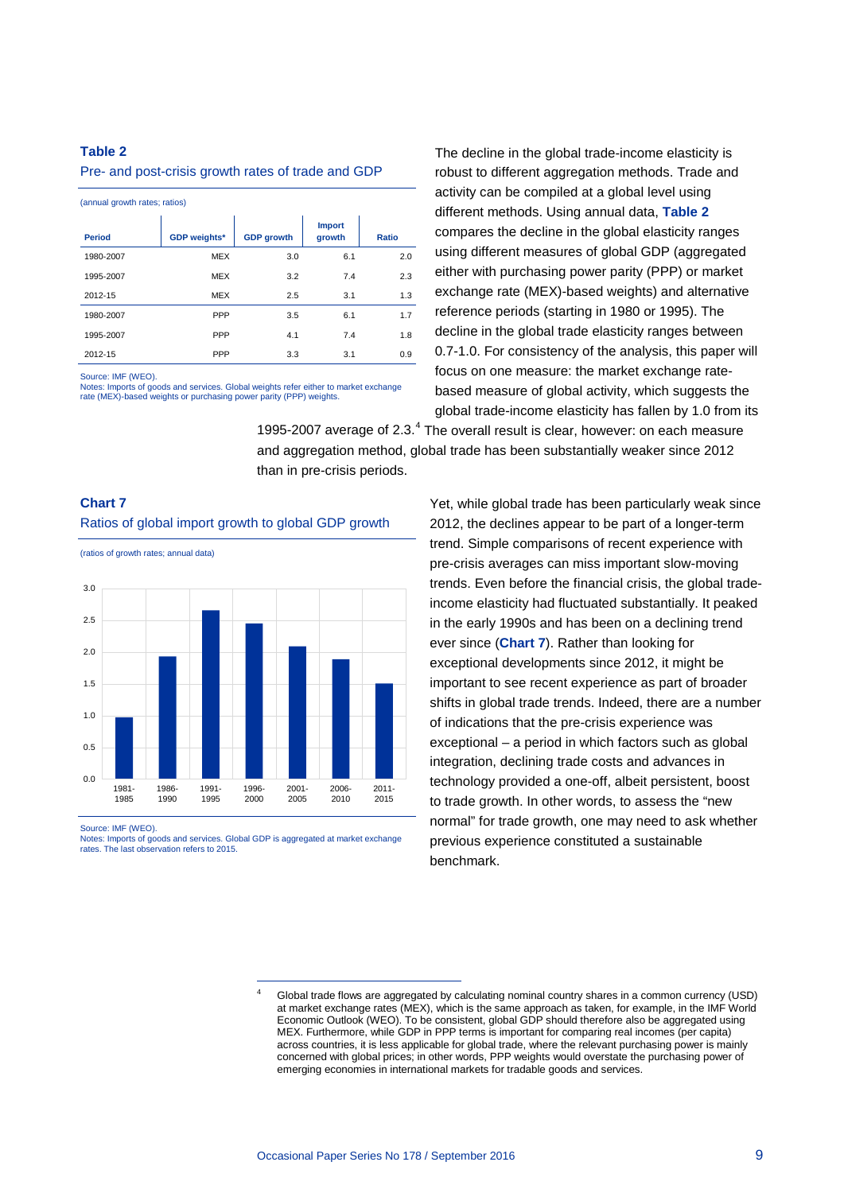**Table 2**

Pre- and post-crisis growth rates of trade and GDP

(annual growth rates; ratios)

| Period | GDP weights* | GDP growth | Import growth | Ratio |
|---|---|---|---|---|
| 1980-2007 | MEX | 3.0 | 6.1 | 2.0 |
| 1995-2007 | MEX | 3.2 | 7.4 | 2.3 |
| 2012-15 | MEX | 2.5 | 3.1 | 1.3 |
| 1980-2007 | PPP | 3.5 | 6.1 | 1.7 |
| 1995-2007 | PPP | 4.1 | 7.4 | 1.8 |
| 2012-15 | PPP | 3.3 | 3.1 | 0.9 |

Source: IMF (WEO).
Notes: Imports of goods and services. Global weights refer either to market exchange rate (MEX)-based weights or purchasing power parity (PPP) weights.

The decline in the global trade-income elasticity is robust to different aggregation methods. Trade and activity can be compiled at a global level using different methods. Using annual data, **Table 2** compares the decline in the global elasticity ranges using different measures of global GDP (aggregated either with purchasing power parity (PPP) or market exchange rate (MEX)-based weights) and alternative reference periods (starting in 1980 or 1995). The decline in the global trade elasticity ranges between 0.7-1.0. For consistency of the analysis, this paper will focus on one measure: the market exchange rate-based measure of global activity, which suggests the global trade-income elasticity has fallen by 1.0 from its 1995-2007 average of 2.3.[4] The overall result is clear, however: on each measure and aggregation method, global trade has been substantially weaker since 2012 than in pre-crisis periods.

**Chart 7**

Ratios of global import growth to global GDP growth

(ratios of growth rates; annual data)

| Period | Ratio |
|---|---|
| 1981-1985 | ~1.0 |
| 1986-1990 | ~1.9 |
| 1991-1995 | ~2.65 |
| 1996-2000 | ~2.45 |
| 2001-2005 | ~2.1 |
| 2006-2010 | ~1.9 |
| 2011-2015 | ~1.5 |

Source: IMF (WEO).
Notes: Imports of goods and services. Global GDP is aggregated at market exchange rates. The last observation refers to 2015.

Yet, while global trade has been particularly weak since 2012, the declines appear to be part of a longer-term trend. Simple comparisons of recent experience with pre-crisis averages can miss important slow-moving trends. Even before the financial crisis, the global trade-income elasticity had fluctuated substantially. It peaked in the early 1990s and has been on a declining trend ever since (**Chart 7**). Rather than looking for exceptional developments since 2012, it might be important to see recent experience as part of broader shifts in global trade trends. Indeed, there are a number of indications that the pre-crisis experience was exceptional – a period in which factors such as global integration, declining trade costs and advances in technology provided a one-off, albeit persistent, boost to trade growth. In other words, to assess the "new normal" for trade growth, one may need to ask whether previous experience constituted a sustainable benchmark.

[4] Global trade flows are aggregated by calculating nominal country shares in a common currency (USD) at market exchange rates (MEX), which is the same approach as taken, for example, in the IMF World Economic Outlook (WEO). To be consistent, global GDP should therefore also be aggregated using MEX. Furthermore, while GDP in PPP terms is important for comparing real incomes (per capita) across countries, it is less applicable for global trade, where the relevant purchasing power is mainly concerned with global prices; in other words, PPP weights would overstate the purchasing power of emerging economies in international markets for tradable goods and services.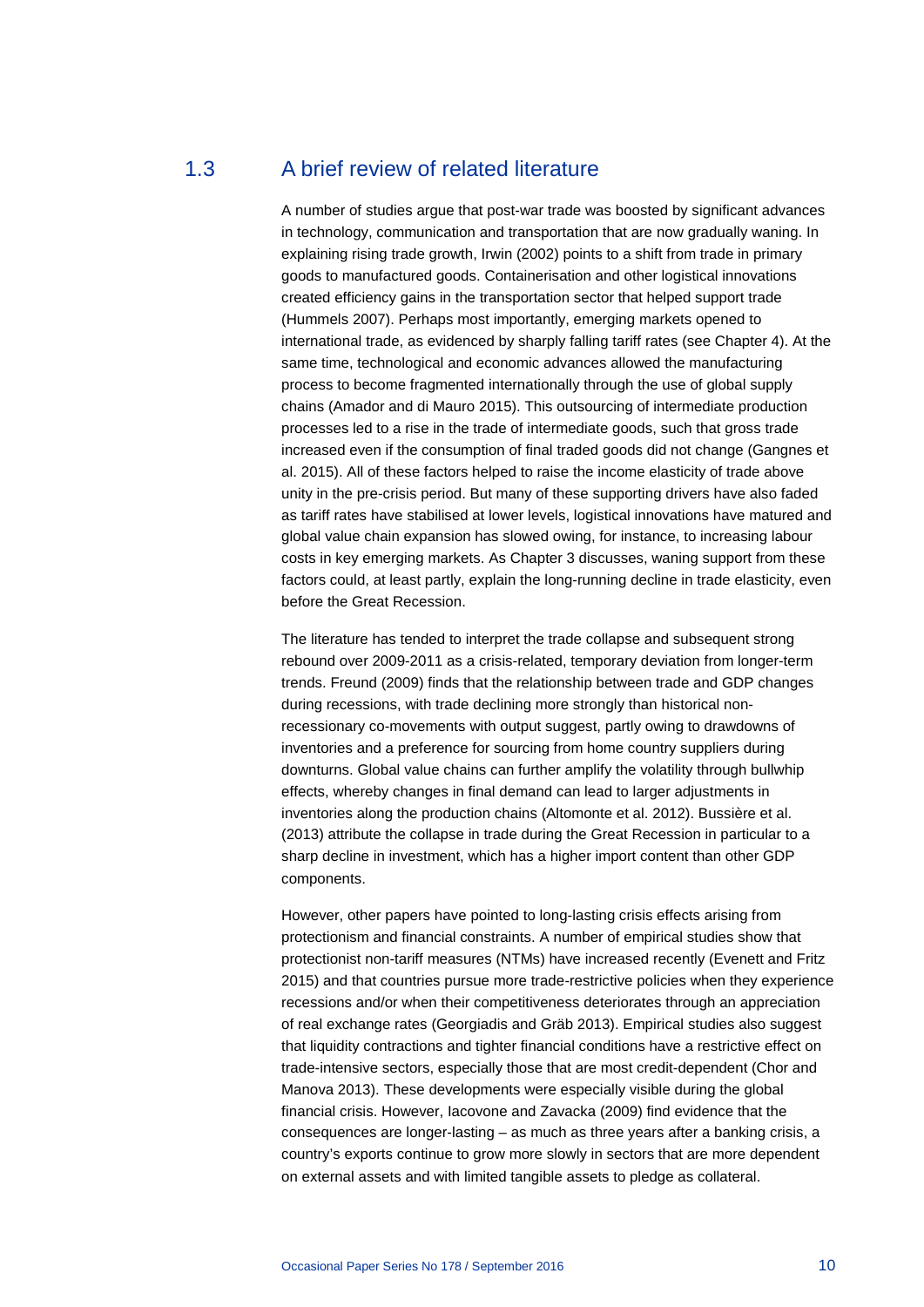## 1.3 A brief review of related literature

A number of studies argue that post-war trade was boosted by significant advances in technology, communication and transportation that are now gradually waning. In explaining rising trade growth, Irwin (2002) points to a shift from trade in primary goods to manufactured goods. Containerisation and other logistical innovations created efficiency gains in the transportation sector that helped support trade (Hummels 2007). Perhaps most importantly, emerging markets opened to international trade, as evidenced by sharply falling tariff rates (see Chapter 4). At the same time, technological and economic advances allowed the manufacturing process to become fragmented internationally through the use of global supply chains (Amador and di Mauro 2015). This outsourcing of intermediate production processes led to a rise in the trade of intermediate goods, such that gross trade increased even if the consumption of final traded goods did not change (Gangnes et al. 2015). All of these factors helped to raise the income elasticity of trade above unity in the pre-crisis period. But many of these supporting drivers have also faded as tariff rates have stabilised at lower levels, logistical innovations have matured and global value chain expansion has slowed owing, for instance, to increasing labour costs in key emerging markets. As Chapter 3 discusses, waning support from these factors could, at least partly, explain the long-running decline in trade elasticity, even before the Great Recession.

The literature has tended to interpret the trade collapse and subsequent strong rebound over 2009-2011 as a crisis-related, temporary deviation from longer-term trends. Freund (2009) finds that the relationship between trade and GDP changes during recessions, with trade declining more strongly than historical non-recessionary co-movements with output suggest, partly owing to drawdowns of inventories and a preference for sourcing from home country suppliers during downturns. Global value chains can further amplify the volatility through bullwhip effects, whereby changes in final demand can lead to larger adjustments in inventories along the production chains (Altomonte et al. 2012). Bussière et al. (2013) attribute the collapse in trade during the Great Recession in particular to a sharp decline in investment, which has a higher import content than other GDP components.

However, other papers have pointed to long-lasting crisis effects arising from protectionism and financial constraints. A number of empirical studies show that protectionist non-tariff measures (NTMs) have increased recently (Evenett and Fritz 2015) and that countries pursue more trade-restrictive policies when they experience recessions and/or when their competitiveness deteriorates through an appreciation of real exchange rates (Georgiadis and Gräb 2013). Empirical studies also suggest that liquidity contractions and tighter financial conditions have a restrictive effect on trade-intensive sectors, especially those that are most credit-dependent (Chor and Manova 2013). These developments were especially visible during the global financial crisis. However, Iacovone and Zavacka (2009) find evidence that the consequences are longer-lasting – as much as three years after a banking crisis, a country's exports continue to grow more slowly in sectors that are more dependent on external assets and with limited tangible assets to pledge as collateral.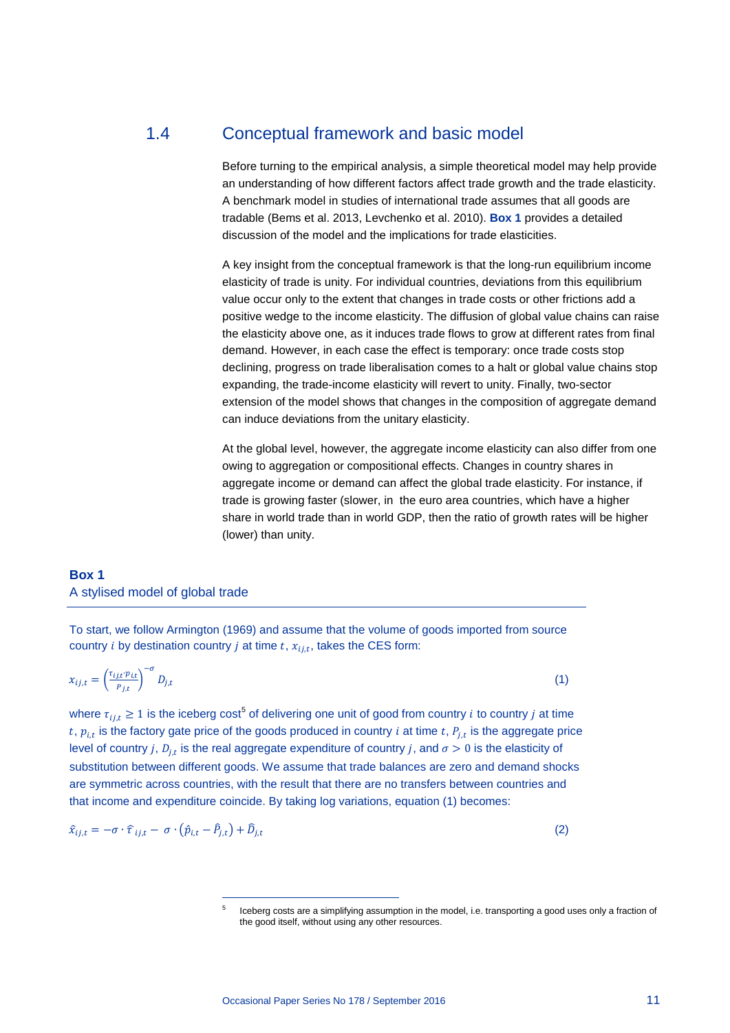## 1.4 Conceptual framework and basic model

Before turning to the empirical analysis, a simple theoretical model may help provide an understanding of how different factors affect trade growth and the trade elasticity. A benchmark model in studies of international trade assumes that all goods are tradable (Bems et al. 2013, Levchenko et al. 2010). **Box 1** provides a detailed discussion of the model and the implications for trade elasticities.

A key insight from the conceptual framework is that the long-run equilibrium income elasticity of trade is unity. For individual countries, deviations from this equilibrium value occur only to the extent that changes in trade costs or other frictions add a positive wedge to the income elasticity. The diffusion of global value chains can raise the elasticity above one, as it induces trade flows to grow at different rates from final demand. However, in each case the effect is temporary: once trade costs stop declining, progress on trade liberalisation comes to a halt or global value chains stop expanding, the trade-income elasticity will revert to unity. Finally, two-sector extension of the model shows that changes in the composition of aggregate demand can induce deviations from the unitary elasticity.

At the global level, however, the aggregate income elasticity can also differ from one owing to aggregation or compositional effects. Changes in country shares in aggregate income or demand can affect the global trade elasticity. For instance, if trade is growing faster (slower, in the euro area countries, which have a higher share in world trade than in world GDP, then the ratio of growth rates will be higher (lower) than unity.

### Box 1
### A stylised model of global trade

To start, we follow Armington (1969) and assume that the volume of goods imported from source country $i$ by destination country $j$ at time $t$, $x_{ij,t}$, takes the CES form:

$$x_{ij,t} = \left(\frac{\tau_{ij,t} \cdot p_{i,t}}{P_{j,t}}\right)^{-\sigma} D_{j,t} \tag{1}$$

where $\tau_{ij,t} \geq 1$ is the iceberg cost[5] of delivering one unit of good from country $i$ to country $j$ at time $t$, $p_{i,t}$ is the factory gate price of the goods produced in country $i$ at time $t$, $P_{j,t}$ is the aggregate price level of country $j$, $D_{j,t}$ is the real aggregate expenditure of country $j$, and $\sigma > 0$ is the elasticity of substitution between different goods. We assume that trade balances are zero and demand shocks are symmetric across countries, with the result that there are no transfers between countries and that income and expenditure coincide. By taking log variations, equation (1) becomes:

$$\hat{x}_{ij,t} = -\sigma \cdot \hat{\tau}_{ij,t} - \sigma \cdot \left(\hat{p}_{i,t} - \hat{P}_{j,t}\right) + \hat{D}_{j,t} \tag{2}$$

[5] Iceberg costs are a simplifying assumption in the model, i.e. transporting a good uses only a fraction of the good itself, without using any other resources.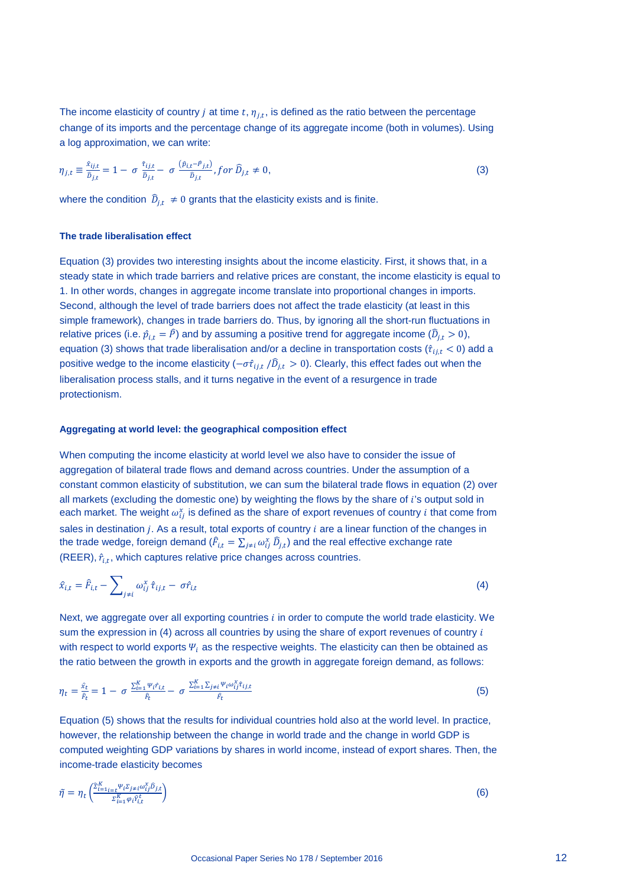The income elasticity of country $j$ at time $t$, $\eta_{j,t}$, is defined as the ratio between the percentage change of its imports and the percentage change of its aggregate income (both in volumes). Using a log approximation, we can write:

$$\eta_{j,t} \equiv \frac{\hat{x}_{ij,t}}{\widehat{D}_{j,t}} = 1 - \sigma \frac{\hat{\tau}_{ij,t}}{\widehat{D}_{j,t}} - \sigma \frac{(\hat{p}_{i,t} - \hat{P}_{j,t})}{\widehat{D}_{j,t}}, for\ \widehat{D}_{j,t} \neq 0, \tag{3}$$

where the condition $\widehat{D}_{j,t} \neq 0$ grants that the elasticity exists and is finite.

### The trade liberalisation effect

Equation (3) provides two interesting insights about the income elasticity. First, it shows that, in a steady state in which trade barriers and relative prices are constant, the income elasticity is equal to 1. In other words, changes in aggregate income translate into proportional changes in imports. Second, although the level of trade barriers does not affect the trade elasticity (at least in this simple framework), changes in trade barriers do. Thus, by ignoring all the short-run fluctuations in relative prices (i.e. $\hat{p}_{i,t} = \hat{P}$) and by assuming a positive trend for aggregate income ($\widehat{D}_{j,t} > 0$), equation (3) shows that trade liberalisation and/or a decline in transportation costs ($\hat{\tau}_{ij,t} < 0$) add a positive wedge to the income elasticity ($-\sigma\hat{\tau}_{ij,t}/\widehat{D}_{j,t} > 0$). Clearly, this effect fades out when the liberalisation process stalls, and it turns negative in the event of a resurgence in trade protectionism.

### Aggregating at world level: the geographical composition effect

When computing the income elasticity at world level we also have to consider the issue of aggregation of bilateral trade flows and demand across countries. Under the assumption of a constant common elasticity of substitution, we can sum the bilateral trade flows in equation (2) over all markets (excluding the domestic one) by weighting the flows by the share of $i$'s output sold in each market. The weight $\omega_{ij}^{x}$ is defined as the share of export revenues of country $i$ that come from sales in destination $j$. As a result, total exports of country $i$ are a linear function of the changes in the trade wedge, foreign demand ($\hat{F}_{i,t} = \sum_{j \neq i} \omega_{ij}^{x} \widehat{D}_{j,t}$) and the real effective exchange rate (REER), $\hat{r}_{i,t}$, which captures relative price changes across countries.

$$\hat{x}_{i,t} = \hat{F}_{i,t} - \sum_{j \neq i} \omega_{ij}^{x} \hat{\tau}_{ij,t} - \sigma\hat{r}_{i,t} \tag{4}$$

Next, we aggregate over all exporting countries $i$ in order to compute the world trade elasticity. We sum the expression in (4) across all countries by using the share of export revenues of country $i$ with respect to world exports $\Psi_i$ as the respective weights. The elasticity can then be obtained as the ratio between the growth in exports and the growth in aggregate foreign demand, as follows:

$$\eta_t = \frac{\hat{x}_t}{\hat{F}_t} = 1 - \sigma \frac{\sum_{i=1}^{K} \Psi_i \hat{r}_{i,t}}{\hat{F}_t} - \sigma \frac{\sum_{i=1}^{K} \sum_{j \neq i} \Psi_i \omega_{ij}^{x} \hat{\tau}_{ij,t}}{\hat{F}_t} \tag{5}$$

Equation (5) shows that the results for individual countries hold also at the world level. In practice, however, the relationship between the change in world trade and the change in world GDP is computed weighting GDP variations by shares in world income, instead of export shares. Then, the income-trade elasticity becomes

$$\tilde{\eta} = \eta_t \left( \frac{\sum_{i=1}^{K} \Psi_i \sum_{j \neq i} \omega_{ij}^{x} \widehat{D}_{j,t}}{\sum_{i=1}^{K} \varphi_i \hat{Y}_{i,t}^{t}} \right) \tag{6}$$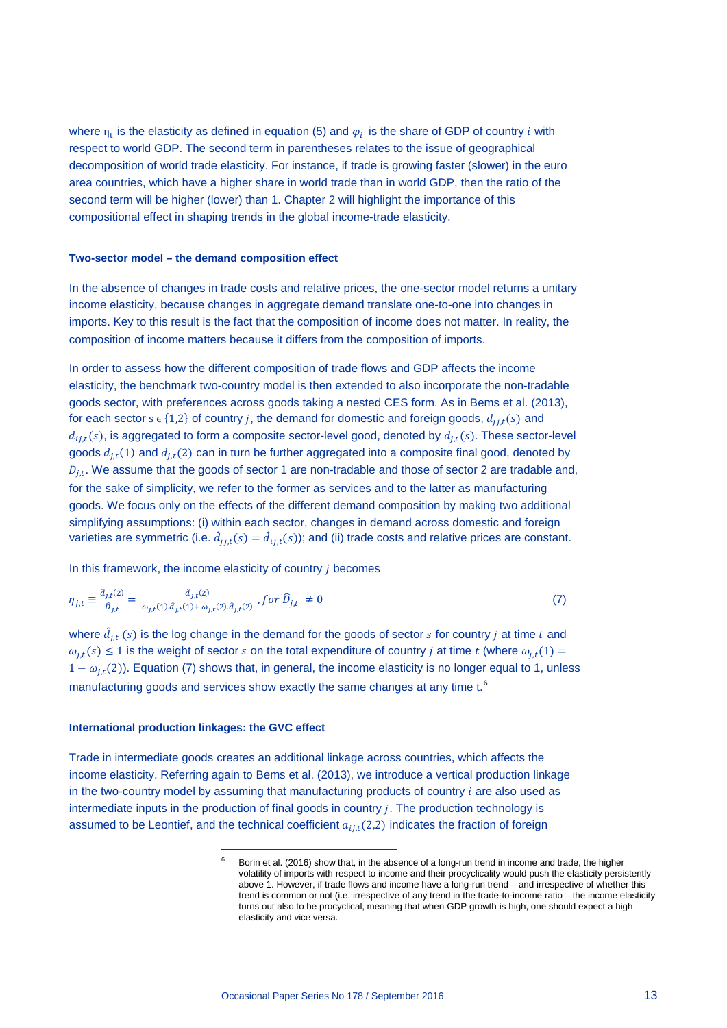where $\eta_t$ is the elasticity as defined in equation (5) and $\varphi_i$ is the share of GDP of country $i$ with respect to world GDP. The second term in parentheses relates to the issue of geographical decomposition of world trade elasticity. For instance, if trade is growing faster (slower) in the euro area countries, which have a higher share in world trade than in world GDP, then the ratio of the second term will be higher (lower) than 1. Chapter 2 will highlight the importance of this compositional effect in shaping trends in the global income-trade elasticity.

**Two-sector model – the demand composition effect**

In the absence of changes in trade costs and relative prices, the one-sector model returns a unitary income elasticity, because changes in aggregate demand translate one-to-one into changes in imports. Key to this result is the fact that the composition of income does not matter. In reality, the composition of income matters because it differs from the composition of imports.

In order to assess how the different composition of trade flows and GDP affects the income elasticity, the benchmark two-country model is then extended to also incorporate the non-tradable goods sector, with preferences across goods taking a nested CES form. As in Bems et al. (2013), for each sector $s \in \{1,2\}$ of country $j$, the demand for domestic and foreign goods, $d_{jj,t}(s)$ and $d_{ij,t}(s)$, is aggregated to form a composite sector-level good, denoted by $d_{j,t}(s)$. These sector-level goods $d_{j,t}(1)$ and $d_{j,t}(2)$ can in turn be further aggregated into a composite final good, denoted by $D_{j,t}$. We assume that the goods of sector 1 are non-tradable and those of sector 2 are tradable and, for the sake of simplicity, we refer to the former as services and to the latter as manufacturing goods. We focus only on the effects of the different demand composition by making two additional simplifying assumptions: (i) within each sector, changes in demand across domestic and foreign varieties are symmetric (i.e. $\hat{d}_{jj,t}(s) = \hat{d}_{ij,t}(s)$); and (ii) trade costs and relative prices are constant.

In this framework, the income elasticity of country $j$ becomes

$$\eta_{j,t} \equiv \frac{\hat{d}_{j,t}(2)}{\hat{D}_{j,t}} = \frac{\hat{d}_{j,t}(2)}{\omega_{j,t}(1).\hat{d}_{j,t}(1) + \omega_{j,t}(2).\hat{d}_{j,t}(2)}, for \ \hat{D}_{j,t} \neq 0 \tag{7}$$

where $\hat{d}_{j,t}(s)$ is the log change in the demand for the goods of sector $s$ for country $j$ at time $t$ and $\omega_{j,t}(s) \leq 1$ is the weight of sector $s$ on the total expenditure of country $j$ at time $t$ (where $\omega_{j,t}(1) = 1 - \omega_{j,t}(2)$). Equation (7) shows that, in general, the income elasticity is no longer equal to 1, unless manufacturing goods and services show exactly the same changes at any time t.[6]

**International production linkages: the GVC effect**

Trade in intermediate goods creates an additional linkage across countries, which affects the income elasticity. Referring again to Bems et al. (2013), we introduce a vertical production linkage in the two-country model by assuming that manufacturing products of country $i$ are also used as intermediate inputs in the production of final goods in country $j$. The production technology is assumed to be Leontief, and the technical coefficient $a_{ij,t}(2,2)$ indicates the fraction of foreign

[6] Borin et al. (2016) show that, in the absence of a long-run trend in income and trade, the higher volatility of imports with respect to income and their procyclicality would push the elasticity persistently above 1. However, if trade flows and income have a long-run trend – and irrespective of whether this trend is common or not (i.e. irrespective of any trend in the trade-to-income ratio – the income elasticity turns out also to be procyclical, meaning that when GDP growth is high, one should expect a high elasticity and vice versa.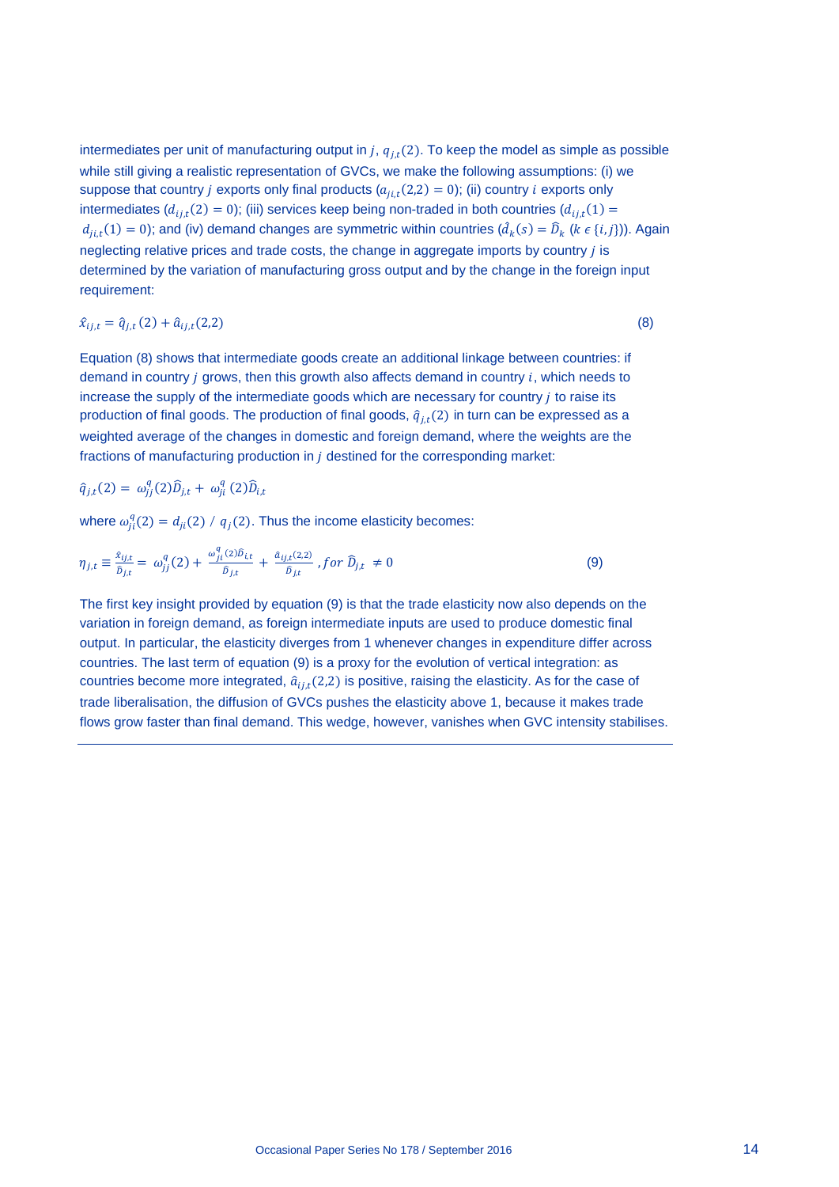intermediates per unit of manufacturing output in $j$, $q_{j,t}(2)$. To keep the model as simple as possible while still giving a realistic representation of GVCs, we make the following assumptions: (i) we suppose that country $j$ exports only final products ($a_{ji,t}(2,2) = 0$); (ii) country $i$ exports only intermediates ($d_{ij,t}(2) = 0$); (iii) services keep being non-traded in both countries ($d_{ij,t}(1) = d_{ji,t}(1) = 0$); and (iv) demand changes are symmetric within countries ($\hat{d}_k(s) = \widehat{D}_k$ ($k \in \{i, j\}$)). Again neglecting relative prices and trade costs, the change in aggregate imports by country $j$ is determined by the variation of manufacturing gross output and by the change in the foreign input requirement:

$$\hat{x}_{ij,t} = \hat{q}_{j,t}(2) + \hat{a}_{ij,t}(2,2) \tag{8}$$

Equation (8) shows that intermediate goods create an additional linkage between countries: if demand in country $j$ grows, then this growth also affects demand in country $i$, which needs to increase the supply of the intermediate goods which are necessary for country $j$ to raise its production of final goods. The production of final goods, $\hat{q}_{j,t}(2)$ in turn can be expressed as a weighted average of the changes in domestic and foreign demand, where the weights are the fractions of manufacturing production in $j$ destined for the corresponding market:

$$\hat{q}_{j,t}(2) = \omega_{jj}^{q}(2)\widehat{D}_{j,t} + \omega_{ji}^{q}(2)\widehat{D}_{i,t}$$

where $\omega_{ji}^{q}(2) = d_{ji}(2) \,/\, q_j(2)$. Thus the income elasticity becomes:

$$\eta_{j,t} \equiv \frac{\hat{x}_{ij,t}}{\widehat{D}_{j,t}} = \omega_{jj}^{q}(2) + \frac{\omega_{ji}^{q}(2)\widehat{D}_{i,t}}{\widehat{D}_{j,t}} + \frac{\hat{a}_{ij,t}(2,2)}{\widehat{D}_{j,t}}, for\ \widehat{D}_{j,t} \neq 0 \tag{9}$$

The first key insight provided by equation (9) is that the trade elasticity now also depends on the variation in foreign demand, as foreign intermediate inputs are used to produce domestic final output. In particular, the elasticity diverges from 1 whenever changes in expenditure differ across countries. The last term of equation (9) is a proxy for the evolution of vertical integration: as countries become more integrated, $\hat{a}_{ij,t}(2,2)$ is positive, raising the elasticity. As for the case of trade liberalisation, the diffusion of GVCs pushes the elasticity above 1, because it makes trade flows grow faster than final demand. This wedge, however, vanishes when GVC intensity stabilises.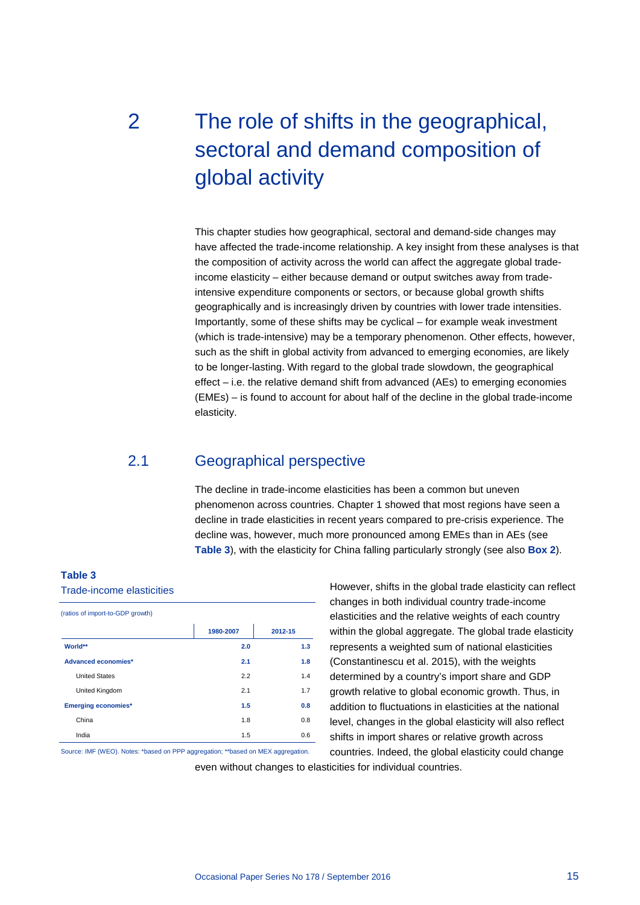# 2 The role of shifts in the geographical, sectoral and demand composition of global activity

This chapter studies how geographical, sectoral and demand-side changes may have affected the trade-income relationship. A key insight from these analyses is that the composition of activity across the world can affect the aggregate global trade-income elasticity – either because demand or output switches away from trade-intensive expenditure components or sectors, or because global growth shifts geographically and is increasingly driven by countries with lower trade intensities. Importantly, some of these shifts may be cyclical – for example weak investment (which is trade-intensive) may be a temporary phenomenon. Other effects, however, such as the shift in global activity from advanced to emerging economies, are likely to be longer-lasting. With regard to the global trade slowdown, the geographical effect – i.e. the relative demand shift from advanced (AEs) to emerging economies (EMEs) – is found to account for about half of the decline in the global trade-income elasticity.

## 2.1 Geographical perspective

The decline in trade-income elasticities has been a common but uneven phenomenon across countries. Chapter 1 showed that most regions have seen a decline in trade elasticities in recent years compared to pre-crisis experience. The decline was, however, much more pronounced among EMEs than in AEs (see **Table 3**), with the elasticity for China falling particularly strongly (see also **Box 2**).

**Table 3**
Trade-income elasticities

(ratios of import-to-GDP growth)

| | 1980-2007 | 2012-15 |
|---|---|---|
| **World**** | **2.0** | **1.3** |
| **Advanced economies*** | **2.1** | **1.8** |
| United States | 2.2 | 1.4 |
| United Kingdom | 2.1 | 1.7 |
| **Emerging economies*** | **1.5** | **0.8** |
| China | 1.8 | 0.8 |
| India | 1.5 | 0.6 |

Source: IMF (WEO). Notes: *based on PPP aggregation; **based on MEX aggregation.

However, shifts in the global trade elasticity can reflect changes in both individual country trade-income elasticities and the relative weights of each country within the global aggregate. The global trade elasticity represents a weighted sum of national elasticities (Constantinescu et al. 2015), with the weights determined by a country's import share and GDP growth relative to global economic growth. Thus, in addition to fluctuations in elasticities at the national level, changes in the global elasticity will also reflect shifts in import shares or relative growth across countries. Indeed, the global elasticity could change even without changes to elasticities for individual countries.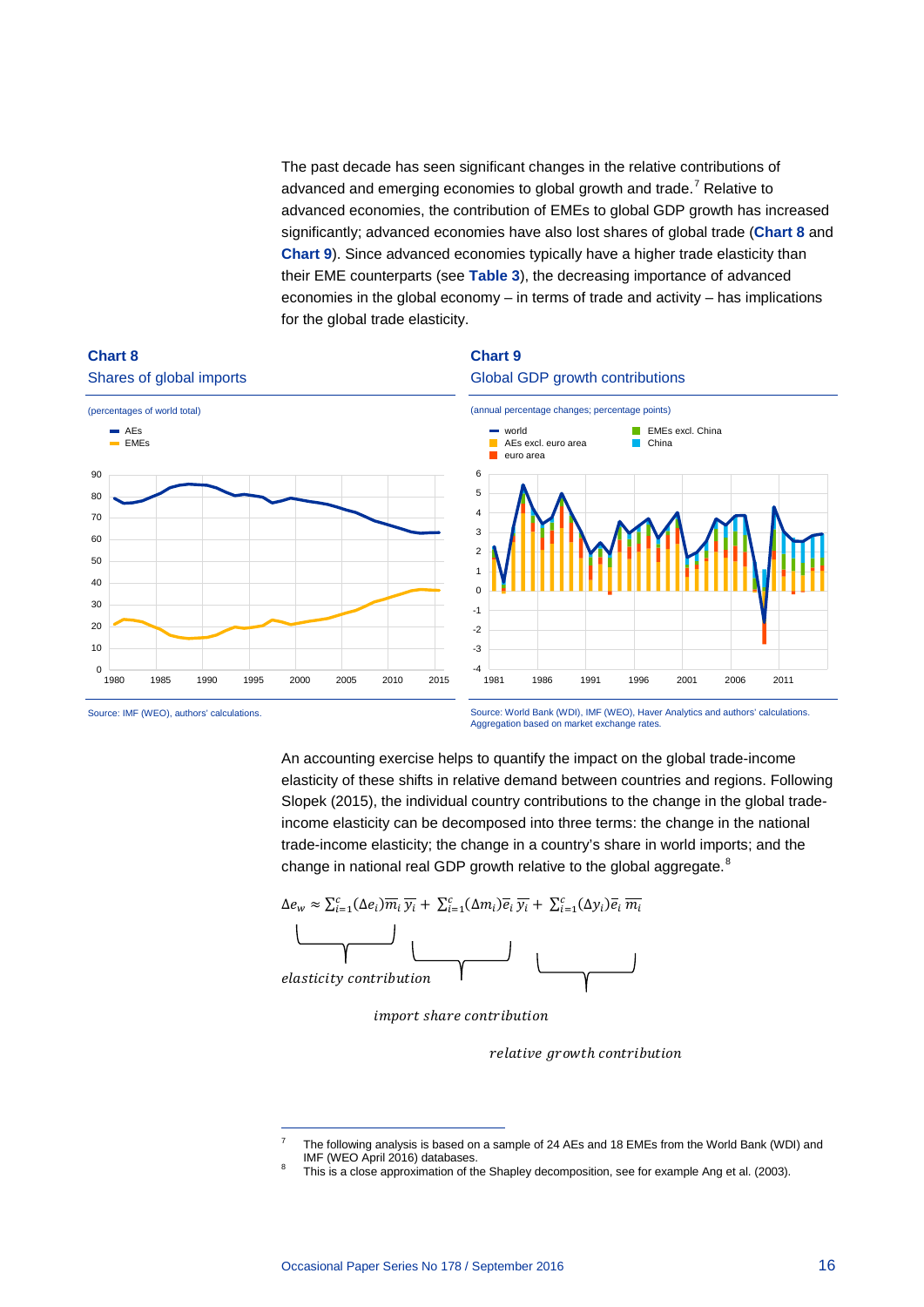The past decade has seen significant changes in the relative contributions of advanced and emerging economies to global growth and trade.[7] Relative to advanced economies, the contribution of EMEs to global GDP growth has increased significantly; advanced economies have also lost shares of global trade (**Chart 8** and **Chart 9**). Since advanced economies typically have a higher trade elasticity than their EME counterparts (see **Table 3**), the decreasing importance of advanced economies in the global economy – in terms of trade and activity – has implications for the global trade elasticity.

**Chart 8**

Shares of global imports

(percentages of world total)

Source: IMF (WEO), authors' calculations.

**Chart 9**

Global GDP growth contributions

(annual percentage changes; percentage points)

Source: World Bank (WDI), IMF (WEO), Haver Analytics and authors' calculations. Aggregation based on market exchange rates.

An accounting exercise helps to quantify the impact on the global trade-income elasticity of these shifts in relative demand between countries and regions. Following Slopek (2015), the individual country contributions to the change in the global trade-income elasticity can be decomposed into three terms: the change in the national trade-income elasticity; the change in a country's share in world imports; and the change in national real GDP growth relative to the global aggregate.[8]

$$\Delta e_w \approx \underbrace{\sum_{i=1}^{c}(\Delta e_i)\overline{m}_i\,\overline{y_i}}_{elasticity\ contribution} + \underbrace{\sum_{i=1}^{c}(\Delta m_i)\overline{e}_i\,\overline{y_i}}_{import\ share\ contribution} + \underbrace{\sum_{i=1}^{c}(\Delta y_i)\overline{e}_i\,\overline{m_i}}_{relative\ growth\ contribution}$$

---

[7] The following analysis is based on a sample of 24 AEs and 18 EMEs from the World Bank (WDI) and IMF (WEO April 2016) databases.

[8] This is a close approximation of the Shapley decomposition, see for example Ang et al. (2003).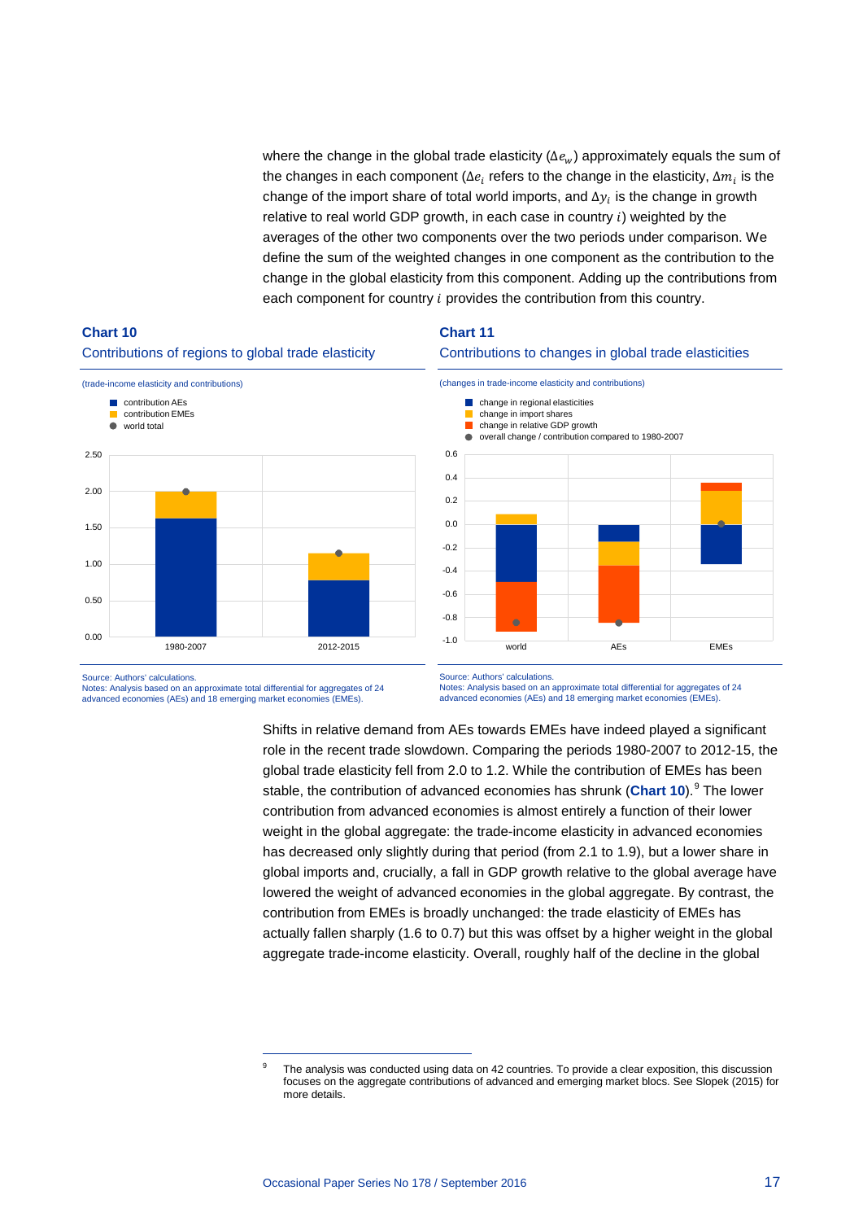where the change in the global trade elasticity ($\Delta e_w$) approximately equals the sum of the changes in each component ($\Delta e_i$ refers to the change in the elasticity, $\Delta m_i$ is the change of the import share of total world imports, and $\Delta y_i$ is the change in growth relative to real world GDP growth, in each case in country $i$) weighted by the averages of the other two components over the two periods under comparison. We define the sum of the weighted changes in one component as the contribution to the change in the global elasticity from this component. Adding up the contributions from each component for country $i$ provides the contribution from this country.

**Chart 10**

Contributions of regions to global trade elasticity

(trade-income elasticity and contributions)

- contribution AEs
- contribution EMEs
- world total

Source: Authors' calculations.
Notes: Analysis based on an approximate total differential for aggregates of 24 advanced economies (AEs) and 18 emerging market economies (EMEs).

**Chart 11**

Contributions to changes in global trade elasticities

(changes in trade-income elasticity and contributions)

- change in regional elasticities
- change in import shares
- change in relative GDP growth
- overall change / contribution compared to 1980-2007

Source: Authors' calculations.
Notes: Analysis based on an approximate total differential for aggregates of 24 advanced economies (AEs) and 18 emerging market economies (EMEs).

Shifts in relative demand from AEs towards EMEs have indeed played a significant role in the recent trade slowdown. Comparing the periods 1980-2007 to 2012-15, the global trade elasticity fell from 2.0 to 1.2. While the contribution of EMEs has been stable, the contribution of advanced economies has shrunk (**Chart 10**).[9] The lower contribution from advanced economies is almost entirely a function of their lower weight in the global aggregate: the trade-income elasticity in advanced economies has decreased only slightly during that period (from 2.1 to 1.9), but a lower share in global imports and, crucially, a fall in GDP growth relative to the global average have lowered the weight of advanced economies in the global aggregate. By contrast, the contribution from EMEs is broadly unchanged: the trade elasticity of EMEs has actually fallen sharply (1.6 to 0.7) but this was offset by a higher weight in the global aggregate trade-income elasticity. Overall, roughly half of the decline in the global

---

[9] The analysis was conducted using data on 42 countries. To provide a clear exposition, this discussion focuses on the aggregate contributions of advanced and emerging market blocs. See Slopek (2015) for more details.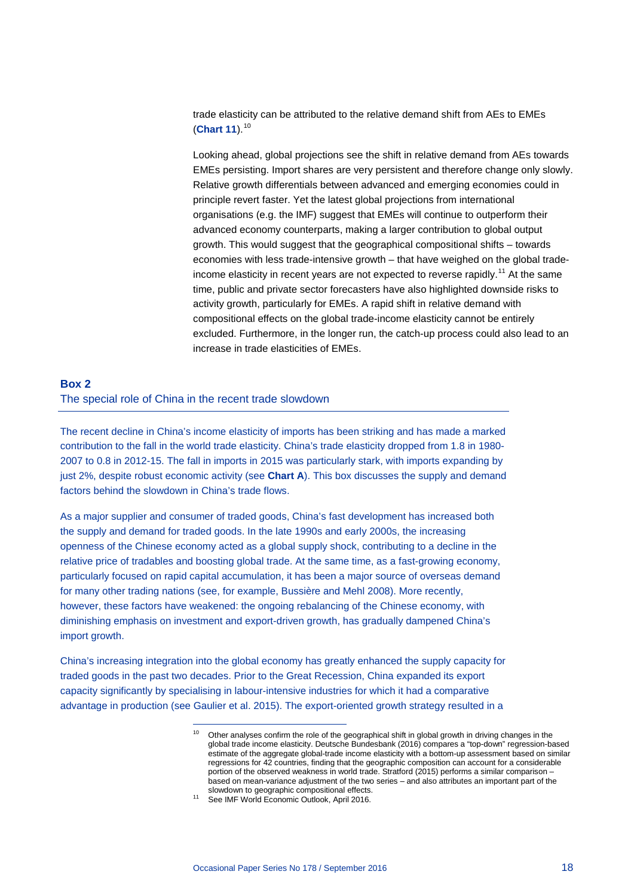trade elasticity can be attributed to the relative demand shift from AEs to EMEs (**Chart 11**).[10]

Looking ahead, global projections see the shift in relative demand from AEs towards EMEs persisting. Import shares are very persistent and therefore change only slowly. Relative growth differentials between advanced and emerging economies could in principle revert faster. Yet the latest global projections from international organisations (e.g. the IMF) suggest that EMEs will continue to outperform their advanced economy counterparts, making a larger contribution to global output growth. This would suggest that the geographical compositional shifts – towards economies with less trade-intensive growth – that have weighed on the global trade-income elasticity in recent years are not expected to reverse rapidly.[11] At the same time, public and private sector forecasters have also highlighted downside risks to activity growth, particularly for EMEs. A rapid shift in relative demand with compositional effects on the global trade-income elasticity cannot be entirely excluded. Furthermore, in the longer run, the catch-up process could also lead to an increase in trade elasticities of EMEs.

## Box 2

### The special role of China in the recent trade slowdown

The recent decline in China's income elasticity of imports has been striking and has made a marked contribution to the fall in the world trade elasticity. China's trade elasticity dropped from 1.8 in 1980-2007 to 0.8 in 2012-15. The fall in imports in 2015 was particularly stark, with imports expanding by just 2%, despite robust economic activity (see **Chart A**). This box discusses the supply and demand factors behind the slowdown in China's trade flows.

As a major supplier and consumer of traded goods, China's fast development has increased both the supply and demand for traded goods. In the late 1990s and early 2000s, the increasing openness of the Chinese economy acted as a global supply shock, contributing to a decline in the relative price of tradables and boosting global trade. At the same time, as a fast-growing economy, particularly focused on rapid capital accumulation, it has been a major source of overseas demand for many other trading nations (see, for example, Bussière and Mehl 2008). More recently, however, these factors have weakened: the ongoing rebalancing of the Chinese economy, with diminishing emphasis on investment and export-driven growth, has gradually dampened China's import growth.

China's increasing integration into the global economy has greatly enhanced the supply capacity for traded goods in the past two decades. Prior to the Great Recession, China expanded its export capacity significantly by specialising in labour-intensive industries for which it had a comparative advantage in production (see Gaulier et al. 2015). The export-oriented growth strategy resulted in a

---

[10] Other analyses confirm the role of the geographical shift in global growth in driving changes in the global trade income elasticity. Deutsche Bundesbank (2016) compares a "top-down" regression-based estimate of the aggregate global-trade income elasticity with a bottom-up assessment based on similar regressions for 42 countries, finding that the geographic composition can account for a considerable portion of the observed weakness in world trade. Stratford (2015) performs a similar comparison – based on mean-variance adjustment of the two series – and also attributes an important part of the slowdown to geographic compositional effects.

[11] See IMF World Economic Outlook, April 2016.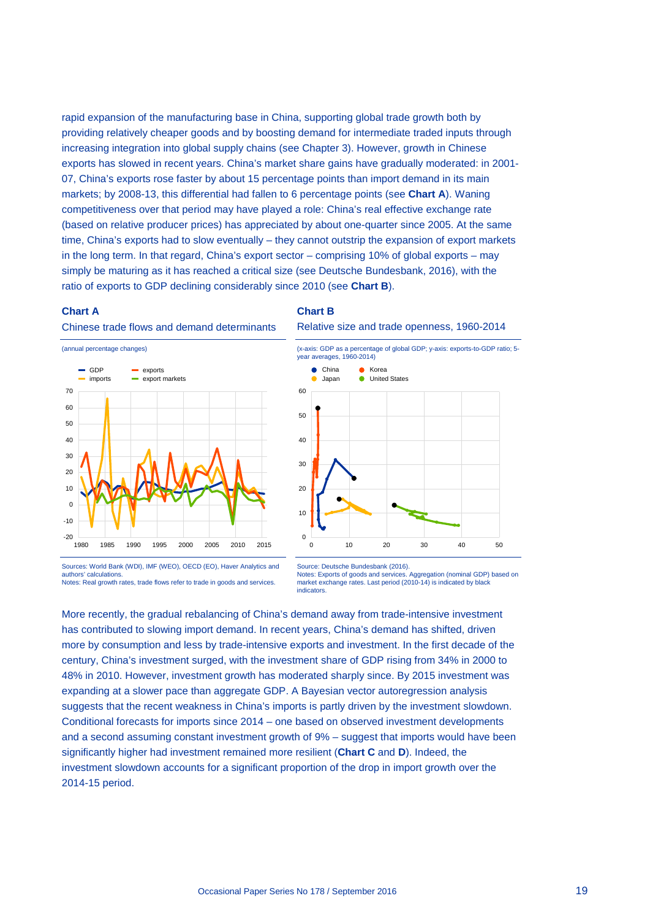rapid expansion of the manufacturing base in China, supporting global trade growth both by providing relatively cheaper goods and by boosting demand for intermediate traded inputs through increasing integration into global supply chains (see Chapter 3). However, growth in Chinese exports has slowed in recent years. China's market share gains have gradually moderated: in 2001-07, China's exports rose faster by about 15 percentage points than import demand in its main markets; by 2008-13, this differential had fallen to 6 percentage points (see **Chart A**). Waning competitiveness over that period may have played a role: China's real effective exchange rate (based on relative producer prices) has appreciated by about one-quarter since 2005. At the same time, China's exports had to slow eventually – they cannot outstrip the expansion of export markets in the long term. In that regard, China's export sector – comprising 10% of global exports – may simply be maturing as it has reached a critical size (see Deutsche Bundesbank, 2016), with the ratio of exports to GDP declining considerably since 2010 (see **Chart B**).

**Chart A**

Chinese trade flows and demand determinants

(annual percentage changes)

Sources: World Bank (WDI), IMF (WEO), OECD (EO), Haver Analytics and authors' calculations.
Notes: Real growth rates, trade flows refer to trade in goods and services.

**Chart B**

Relative size and trade openness, 1960-2014

(x-axis: GDP as a percentage of global GDP; y-axis: exports-to-GDP ratio; 5-year averages, 1960-2014)

Source: Deutsche Bundesbank (2016).
Notes: Exports of goods and services. Aggregation (nominal GDP) based on market exchange rates. Last period (2010-14) is indicated by black indicators.

More recently, the gradual rebalancing of China's demand away from trade-intensive investment has contributed to slowing import demand. In recent years, China's demand has shifted, driven more by consumption and less by trade-intensive exports and investment. In the first decade of the century, China's investment surged, with the investment share of GDP rising from 34% in 2000 to 48% in 2010. However, investment growth has moderated sharply since. By 2015 investment was expanding at a slower pace than aggregate GDP. A Bayesian vector autoregression analysis suggests that the recent weakness in China's imports is partly driven by the investment slowdown. Conditional forecasts for imports since 2014 – one based on observed investment developments and a second assuming constant investment growth of 9% – suggest that imports would have been significantly higher had investment remained more resilient (**Chart C** and **D**). Indeed, the investment slowdown accounts for a significant proportion of the drop in import growth over the 2014-15 period.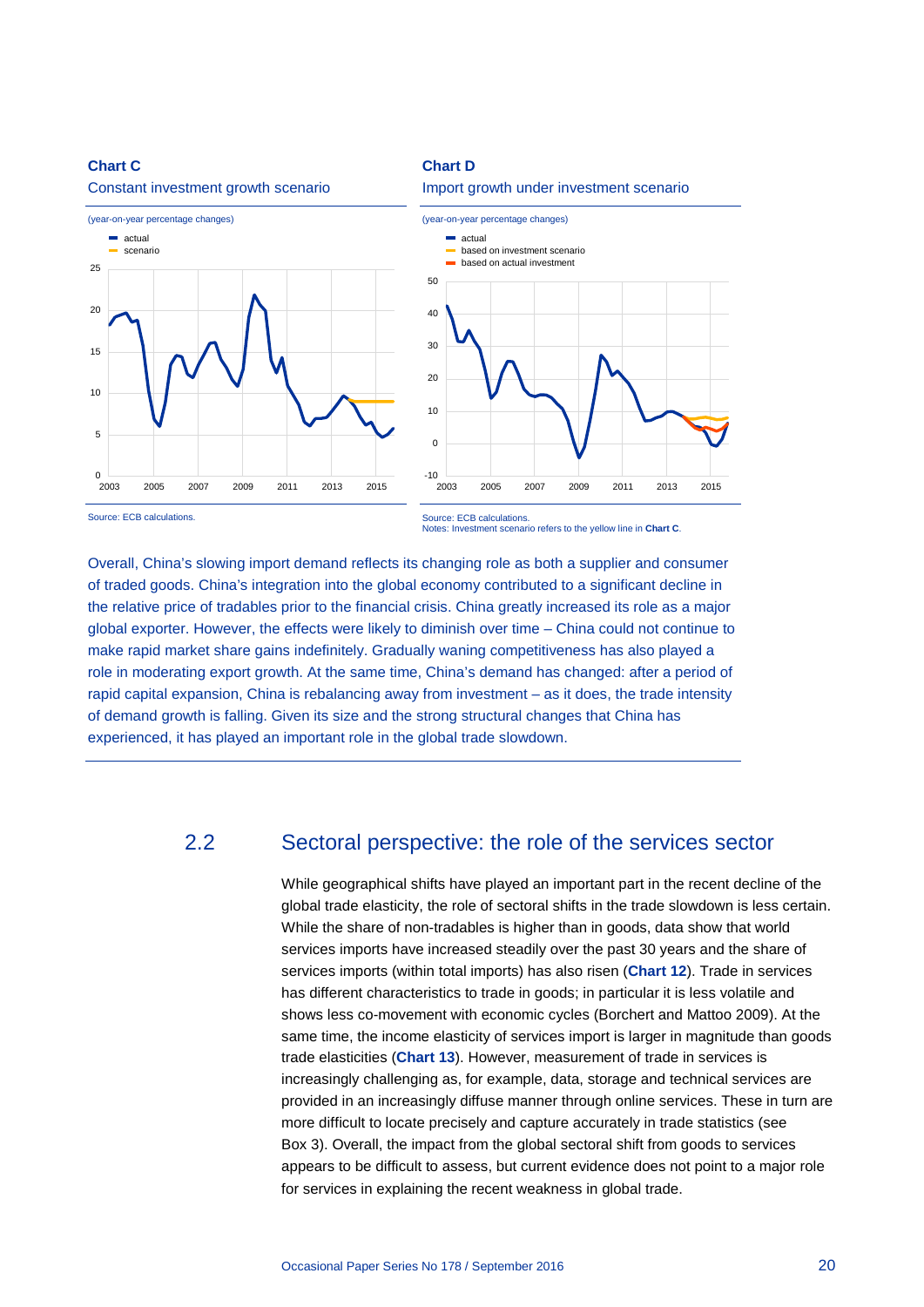**Chart C**

Constant investment growth scenario

(year-on-year percentage changes)

- actual
- scenario

Source: ECB calculations.

**Chart D**

Import growth under investment scenario

(year-on-year percentage changes)

- actual
- based on investment scenario
- based on actual investment

Source: ECB calculations.
Notes: Investment scenario refers to the yellow line in **Chart C**.

Overall, China's slowing import demand reflects its changing role as both a supplier and consumer of traded goods. China's integration into the global economy contributed to a significant decline in the relative price of tradables prior to the financial crisis. China greatly increased its role as a major global exporter. However, the effects were likely to diminish over time – China could not continue to make rapid market share gains indefinitely. Gradually waning competitiveness has also played a role in moderating export growth. At the same time, China's demand has changed: after a period of rapid capital expansion, China is rebalancing away from investment – as it does, the trade intensity of demand growth is falling. Given its size and the strong structural changes that China has experienced, it has played an important role in the global trade slowdown.

## 2.2 Sectoral perspective: the role of the services sector

While geographical shifts have played an important part in the recent decline of the global trade elasticity, the role of sectoral shifts in the trade slowdown is less certain. While the share of non-tradables is higher than in goods, data show that world services imports have increased steadily over the past 30 years and the share of services imports (within total imports) has also risen (**Chart 12**). Trade in services has different characteristics to trade in goods; in particular it is less volatile and shows less co-movement with economic cycles (Borchert and Mattoo 2009). At the same time, the income elasticity of services import is larger in magnitude than goods trade elasticities (**Chart 13**). However, measurement of trade in services is increasingly challenging as, for example, data, storage and technical services are provided in an increasingly diffuse manner through online services. These in turn are more difficult to locate precisely and capture accurately in trade statistics (see Box 3). Overall, the impact from the global sectoral shift from goods to services appears to be difficult to assess, but current evidence does not point to a major role for services in explaining the recent weakness in global trade.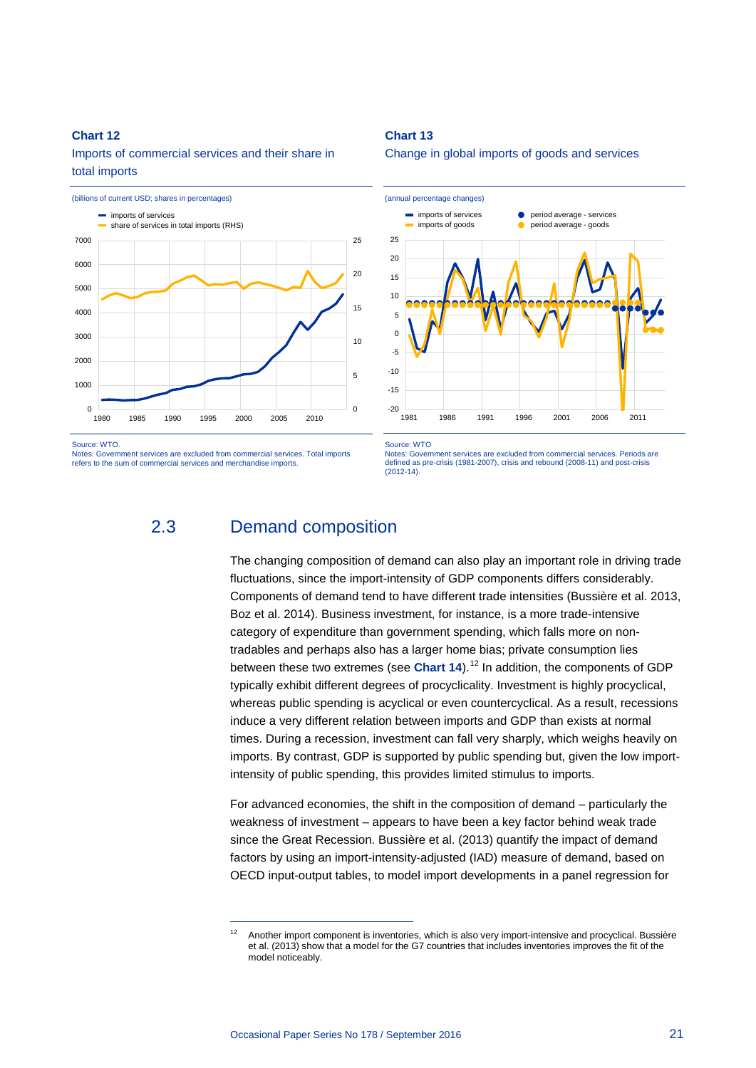**Chart 12**

Imports of commercial services and their share in total imports

(billions of current USD; shares in percentages)

Source: WTO.
Notes: Government services are excluded from commercial services. Total imports refers to the sum of commercial services and merchandise imports.

**Chart 13**

Change in global imports of goods and services

(annual percentage changes)

Source: WTO
Notes: Government services are excluded from commercial services. Periods are defined as pre-crisis (1981-2007), crisis and rebound (2008-11) and post-crisis (2012-14).

## 2.3 Demand composition

The changing composition of demand can also play an important role in driving trade fluctuations, since the import-intensity of GDP components differs considerably. Components of demand tend to have different trade intensities (Bussière et al. 2013, Boz et al. 2014). Business investment, for instance, is a more trade-intensive category of expenditure than government spending, which falls more on non-tradables and perhaps also has a larger home bias; private consumption lies between these two extremes (see **Chart 14**).[12] In addition, the components of GDP typically exhibit different degrees of procyclicality. Investment is highly procyclical, whereas public spending is acyclical or even countercyclical. As a result, recessions induce a very different relation between imports and GDP than exists at normal times. During a recession, investment can fall very sharply, which weighs heavily on imports. By contrast, GDP is supported by public spending but, given the low import-intensity of public spending, this provides limited stimulus to imports.

For advanced economies, the shift in the composition of demand – particularly the weakness of investment – appears to have been a key factor behind weak trade since the Great Recession. Bussière et al. (2013) quantify the impact of demand factors by using an import-intensity-adjusted (IAD) measure of demand, based on OECD input-output tables, to model import developments in a panel regression for

---

[12] Another import component is inventories, which is also very import-intensive and procyclical. Bussière et al. (2013) show that a model for the G7 countries that includes inventories improves the fit of the model noticeably.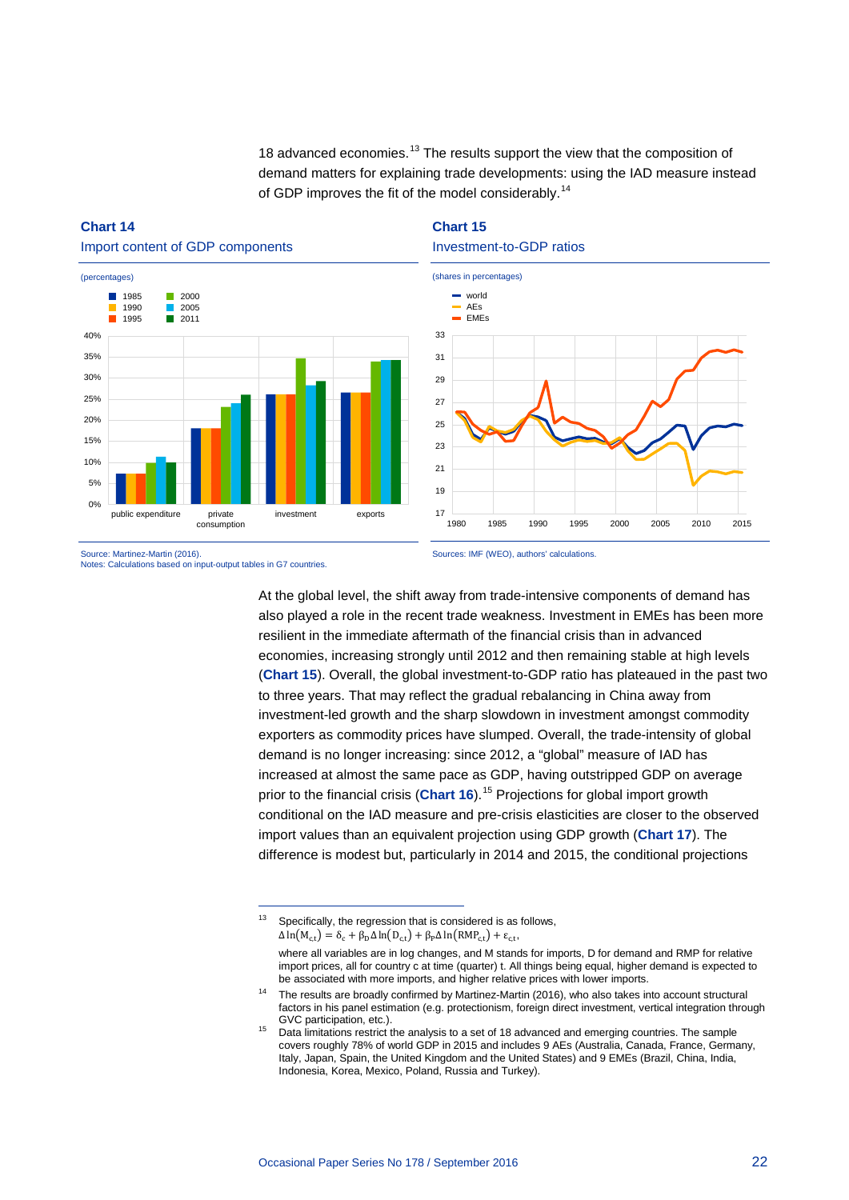18 advanced economies.[13] The results support the view that the composition of demand matters for explaining trade developments: using the IAD measure instead of GDP improves the fit of the model considerably.[14]

**Chart 14**

Import content of GDP components

(percentages)

Source: Martinez-Martin (2016).
Notes: Calculations based on input-output tables in G7 countries.

**Chart 15**

Investment-to-GDP ratios

(shares in percentages)

Sources: IMF (WEO), authors' calculations.

At the global level, the shift away from trade-intensive components of demand has also played a role in the recent trade weakness. Investment in EMEs has been more resilient in the immediate aftermath of the financial crisis than in advanced economies, increasing strongly until 2012 and then remaining stable at high levels (**Chart 15**). Overall, the global investment-to-GDP ratio has plateaued in the past two to three years. That may reflect the gradual rebalancing in China away from investment-led growth and the sharp slowdown in investment amongst commodity exporters as commodity prices have slumped. Overall, the trade-intensity of global demand is no longer increasing: since 2012, a "global" measure of IAD has increased at almost the same pace as GDP, having outstripped GDP on average prior to the financial crisis (**Chart 16**).[15] Projections for global import growth conditional on the IAD measure and pre-crisis elasticities are closer to the observed import values than an equivalent projection using GDP growth (**Chart 17**). The difference is modest but, particularly in 2014 and 2015, the conditional projections

---

[13] Specifically, the regression that is considered is as follows,
$\Delta \ln(M_{c,t}) = \delta_c + \beta_D \Delta \ln(D_{c,t}) + \beta_P \Delta \ln(RMP_{c,t}) + \varepsilon_{c,t}$,
where all variables are in log changes, and M stands for imports, D for demand and RMP for relative import prices, all for country c at time (quarter) t. All things being equal, higher demand is expected to be associated with more imports, and higher relative prices with lower imports.

[14] The results are broadly confirmed by Martinez-Martin (2016), who also takes into account structural factors in his panel estimation (e.g. protectionism, foreign direct investment, vertical integration through GVC participation, etc.).

[15] Data limitations restrict the analysis to a set of 18 advanced and emerging countries. The sample covers roughly 78% of world GDP in 2015 and includes 9 AEs (Australia, Canada, France, Germany, Italy, Japan, Spain, the United Kingdom and the United States) and 9 EMEs (Brazil, China, India, Indonesia, Korea, Mexico, Poland, Russia and Turkey).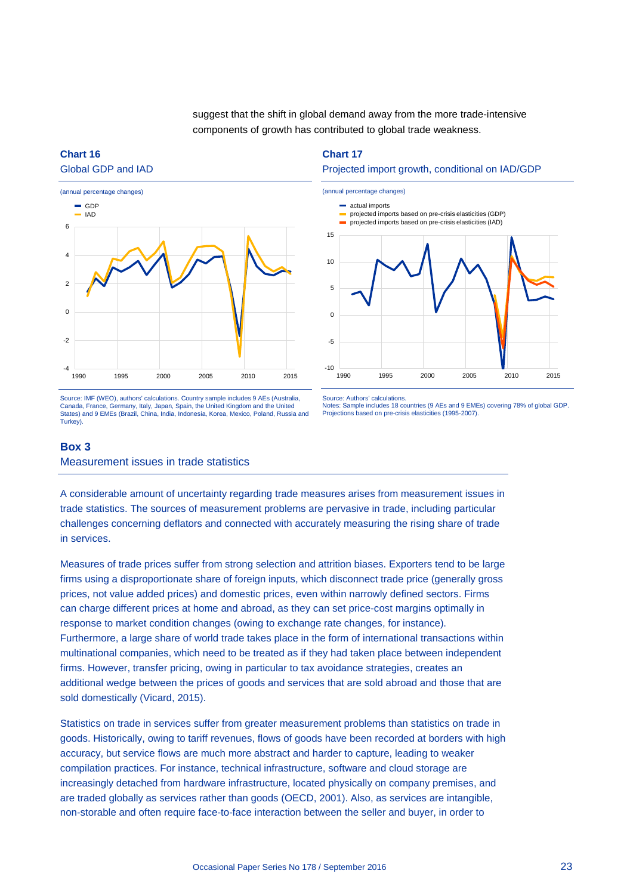suggest that the shift in global demand away from the more trade-intensive components of growth has contributed to global trade weakness.

**Chart 16**
Global GDP and IAD

(annual percentage changes)

Source: IMF (WEO), authors' calculations. Country sample includes 9 AEs (Australia, Canada, France, Germany, Italy, Japan, Spain, the United Kingdom and the United States) and 9 EMEs (Brazil, China, India, Indonesia, Korea, Mexico, Poland, Russia and Turkey).

**Chart 17**
Projected import growth, conditional on IAD/GDP

(annual percentage changes)

Source: Authors' calculations.
Notes: Sample includes 18 countries (9 AEs and 9 EMEs) covering 78% of global GDP. Projections based on pre-crisis elasticities (1995-2007).

## Box 3
### Measurement issues in trade statistics

A considerable amount of uncertainty regarding trade measures arises from measurement issues in trade statistics. The sources of measurement problems are pervasive in trade, including particular challenges concerning deflators and connected with accurately measuring the rising share of trade in services.

Measures of trade prices suffer from strong selection and attrition biases. Exporters tend to be large firms using a disproportionate share of foreign inputs, which disconnect trade price (generally gross prices, not value added prices) and domestic prices, even within narrowly defined sectors. Firms can charge different prices at home and abroad, as they can set price-cost margins optimally in response to market condition changes (owing to exchange rate changes, for instance). Furthermore, a large share of world trade takes place in the form of international transactions within multinational companies, which need to be treated as if they had taken place between independent firms. However, transfer pricing, owing in particular to tax avoidance strategies, creates an additional wedge between the prices of goods and services that are sold abroad and those that are sold domestically (Vicard, 2015).

Statistics on trade in services suffer from greater measurement problems than statistics on trade in goods. Historically, owing to tariff revenues, flows of goods have been recorded at borders with high accuracy, but service flows are much more abstract and harder to capture, leading to weaker compilation practices. For instance, technical infrastructure, software and cloud storage are increasingly detached from hardware infrastructure, located physically on company premises, and are traded globally as services rather than goods (OECD, 2001). Also, as services are intangible, non-storable and often require face-to-face interaction between the seller and buyer, in order to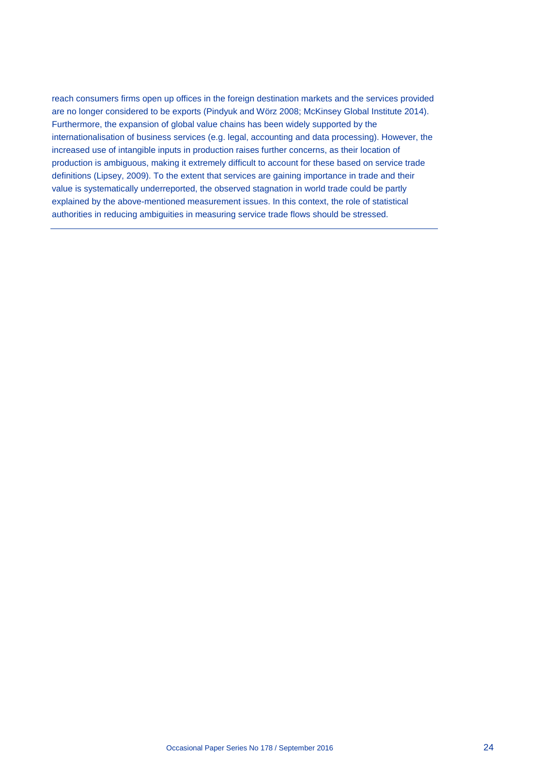reach consumers firms open up offices in the foreign destination markets and the services provided are no longer considered to be exports (Pindyuk and Wörz 2008; McKinsey Global Institute 2014). Furthermore, the expansion of global value chains has been widely supported by the internationalisation of business services (e.g. legal, accounting and data processing). However, the increased use of intangible inputs in production raises further concerns, as their location of production is ambiguous, making it extremely difficult to account for these based on service trade definitions (Lipsey, 2009). To the extent that services are gaining importance in trade and their value is systematically underreported, the observed stagnation in world trade could be partly explained by the above-mentioned measurement issues. In this context, the role of statistical authorities in reducing ambiguities in measuring service trade flows should be stressed.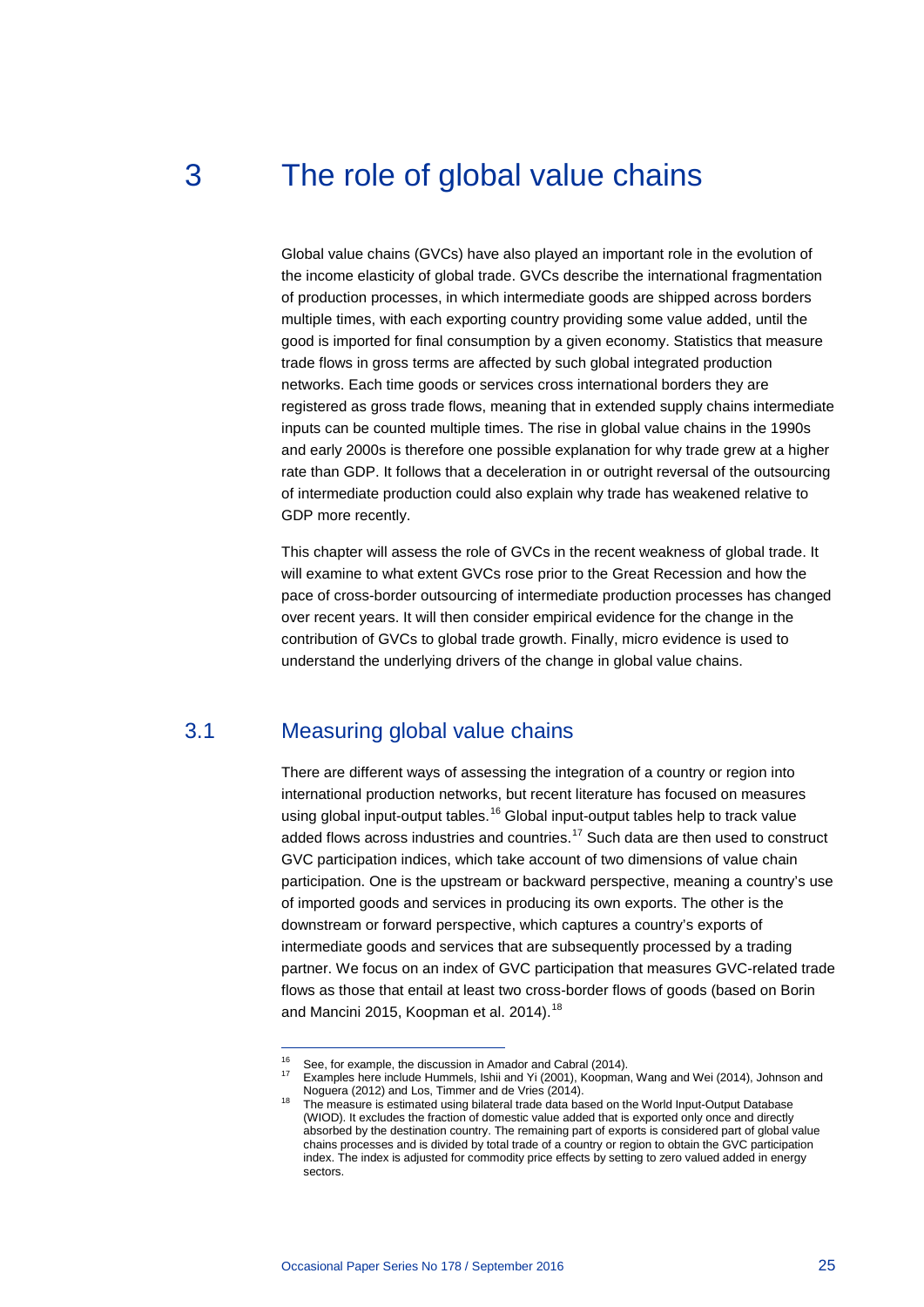# 3 The role of global value chains

Global value chains (GVCs) have also played an important role in the evolution of the income elasticity of global trade. GVCs describe the international fragmentation of production processes, in which intermediate goods are shipped across borders multiple times, with each exporting country providing some value added, until the good is imported for final consumption by a given economy. Statistics that measure trade flows in gross terms are affected by such global integrated production networks. Each time goods or services cross international borders they are registered as gross trade flows, meaning that in extended supply chains intermediate inputs can be counted multiple times. The rise in global value chains in the 1990s and early 2000s is therefore one possible explanation for why trade grew at a higher rate than GDP. It follows that a deceleration in or outright reversal of the outsourcing of intermediate production could also explain why trade has weakened relative to GDP more recently.

This chapter will assess the role of GVCs in the recent weakness of global trade. It will examine to what extent GVCs rose prior to the Great Recession and how the pace of cross-border outsourcing of intermediate production processes has changed over recent years. It will then consider empirical evidence for the change in the contribution of GVCs to global trade growth. Finally, micro evidence is used to understand the underlying drivers of the change in global value chains.

## 3.1 Measuring global value chains

There are different ways of assessing the integration of a country or region into international production networks, but recent literature has focused on measures using global input-output tables.[16] Global input-output tables help to track value added flows across industries and countries.[17] Such data are then used to construct GVC participation indices, which take account of two dimensions of value chain participation. One is the upstream or backward perspective, meaning a country's use of imported goods and services in producing its own exports. The other is the downstream or forward perspective, which captures a country's exports of intermediate goods and services that are subsequently processed by a trading partner. We focus on an index of GVC participation that measures GVC-related trade flows as those that entail at least two cross-border flows of goods (based on Borin and Mancini 2015, Koopman et al. 2014).[18]

---

[16] See, for example, the discussion in Amador and Cabral (2014).

[17] Examples here include Hummels, Ishii and Yi (2001), Koopman, Wang and Wei (2014), Johnson and Noguera (2012) and Los, Timmer and de Vries (2014).

[18] The measure is estimated using bilateral trade data based on the World Input-Output Database (WIOD). It excludes the fraction of domestic value added that is exported only once and directly absorbed by the destination country. The remaining part of exports is considered part of global value chains processes and is divided by total trade of a country or region to obtain the GVC participation index. The index is adjusted for commodity price effects by setting to zero valued added in energy sectors.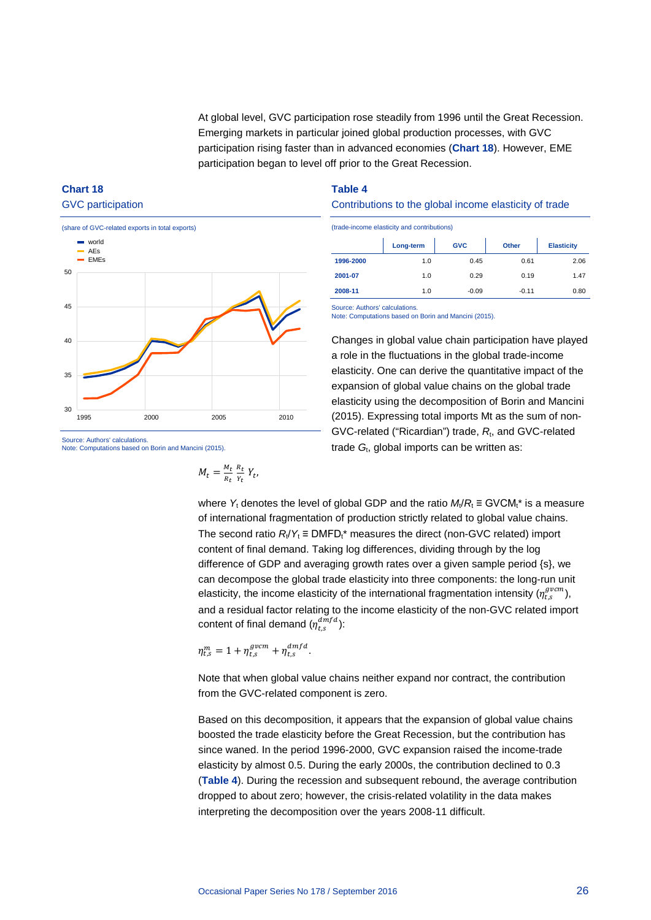At global level, GVC participation rose steadily from 1996 until the Great Recession. Emerging markets in particular joined global production processes, with GVC participation rising faster than in advanced economies (**Chart 18**). However, EME participation began to level off prior to the Great Recession.

### Chart 18
GVC participation

(share of GVC-related exports in total exports)

Source: Authors' calculations.
Note: Computations based on Borin and Mancini (2015).

### Table 4
Contributions to the global income elasticity of trade

(trade-income elasticity and contributions)

| | Long-term | GVC | Other | Elasticity |
|---|---|---|---|---|
| 1996-2000 | 1.0 | 0.45 | 0.61 | 2.06 |
| 2001-07 | 1.0 | 0.29 | 0.19 | 1.47 |
| 2008-11 | 1.0 | -0.09 | -0.11 | 0.80 |

Source: Authors' calculations.
Note: Computations based on Borin and Mancini (2015).

Changes in global value chain participation have played a role in the fluctuations in the global trade-income elasticity. One can derive the quantitative impact of the expansion of global value chains on the global trade elasticity using the decomposition of Borin and Mancini (2015). Expressing total imports Mt as the sum of non-GVC-related ("Ricardian") trade, $R_t$, and GVC-related trade $G_t$, global imports can be written as:

$$M_t = \frac{M_t}{R_t}\frac{R_t}{Y_t}Y_t,$$

where $Y_t$ denotes the level of global GDP and the ratio $M_t/R_t \equiv GVCM_t^*$ is a measure of international fragmentation of production strictly related to global value chains. The second ratio $R_t/Y_t \equiv DMFD_t^*$ measures the direct (non-GVC related) import content of final demand. Taking log differences, dividing through by the log difference of GDP and averaging growth rates over a given sample period {s}, we can decompose the global trade elasticity into three components: the long-run unit elasticity, the income elasticity of the international fragmentation intensity ($\eta_{t,s}^{gvcm}$), and a residual factor relating to the income elasticity of the non-GVC related import content of final demand ($\eta_{t,s}^{dmfd}$):

$$\eta_{t,s}^{m} = 1 + \eta_{t,s}^{gvcm} + \eta_{t,s}^{dmfd}.$$

Note that when global value chains neither expand nor contract, the contribution from the GVC-related component is zero.

Based on this decomposition, it appears that the expansion of global value chains boosted the trade elasticity before the Great Recession, but the contribution has since waned. In the period 1996-2000, GVC expansion raised the income-trade elasticity by almost 0.5. During the early 2000s, the contribution declined to 0.3 (**Table 4**). During the recession and subsequent rebound, the average contribution dropped to about zero; however, the crisis-related volatility in the data makes interpreting the decomposition over the years 2008-11 difficult.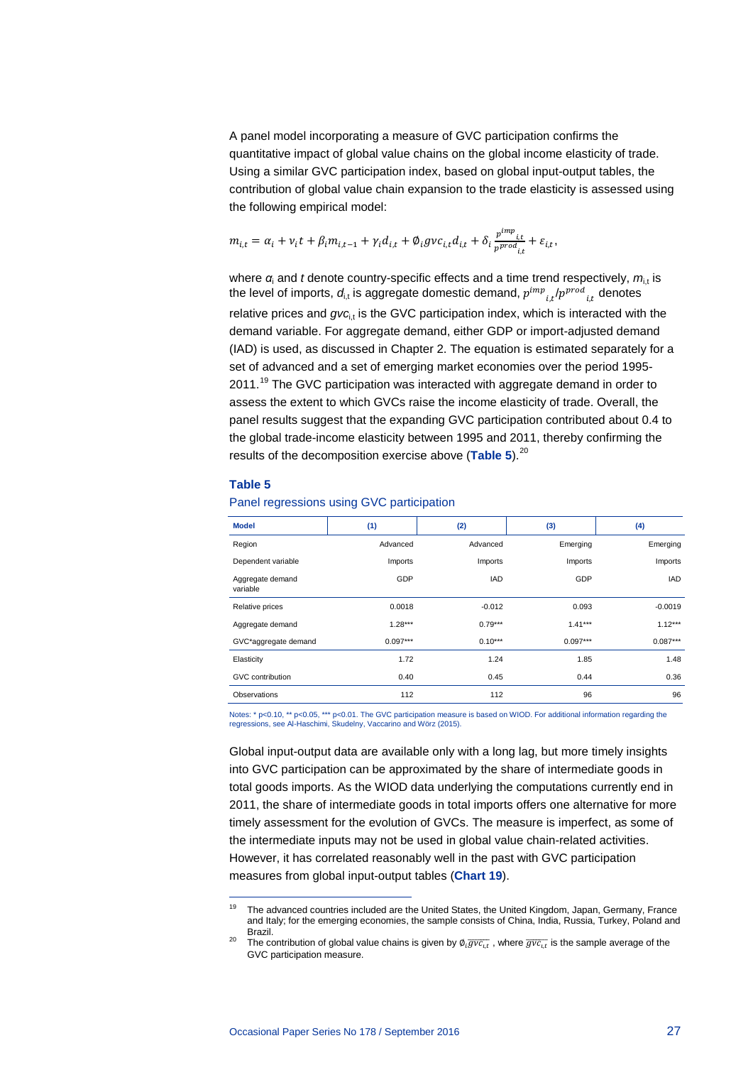A panel model incorporating a measure of GVC participation confirms the quantitative impact of global value chains on the global income elasticity of trade. Using a similar GVC participation index, based on global input-output tables, the contribution of global value chain expansion to the trade elasticity is assessed using the following empirical model:

$$m_{i,t} = \alpha_i + \nu_i t + \beta_i m_{i,t-1} + \gamma_i d_{i,t} + \emptyset_i gvc_{i,t} d_{i,t} + \delta_i \frac{p^{imp}{}_{i,t}}{p^{prod}{}_{i,t}} + \varepsilon_{i,t},$$

where $\alpha_i$ and $t$ denote country-specific effects and a time trend respectively, $m_{i,t}$ is the level of imports, $d_{i,t}$ is aggregate domestic demand, $p^{imp}{}_{i,t}/p^{prod}{}_{i,t}$ denotes relative prices and $gvc_{i,t}$ is the GVC participation index, which is interacted with the demand variable. For aggregate demand, either GDP or import-adjusted demand (IAD) is used, as discussed in Chapter 2. The equation is estimated separately for a set of advanced and a set of emerging market economies over the period 1995-2011.[19] The GVC participation was interacted with aggregate demand in order to assess the extent to which GVCs raise the income elasticity of trade. Overall, the panel results suggest that the expanding GVC participation contributed about 0.4 to the global trade-income elasticity between 1995 and 2011, thereby confirming the results of the decomposition exercise above (**Table 5**).[20]

**Table 5**

Panel regressions using GVC participation

| Model | (1) | (2) | (3) | (4) |
|---|---|---|---|---|
| Region | Advanced | Advanced | Emerging | Emerging |
| Dependent variable | Imports | Imports | Imports | Imports |
| Aggregate demand variable | GDP | IAD | GDP | IAD |
| Relative prices | 0.0018 | -0.012 | 0.093 | -0.0019 |
| Aggregate demand | 1.28*** | 0.79*** | 1.41*** | 1.12*** |
| GVC*aggregate demand | 0.097*** | 0.10*** | 0.097*** | 0.087*** |
| Elasticity | 1.72 | 1.24 | 1.85 | 1.48 |
| GVC contribution | 0.40 | 0.45 | 0.44 | 0.36 |
| Observations | 112 | 112 | 96 | 96 |

Notes: * p<0.10, ** p<0.05, *** p<0.01. The GVC participation measure is based on WIOD. For additional information regarding the regressions, see Al-Haschimi, Skudelny, Vaccarino and Wörz (2015).

Global input-output data are available only with a long lag, but more timely insights into GVC participation can be approximated by the share of intermediate goods in total goods imports. As the WIOD data underlying the computations currently end in 2011, the share of intermediate goods in total imports offers one alternative for more timely assessment for the evolution of GVCs. The measure is imperfect, as some of the intermediate inputs may not be used in global value chain-related activities. However, it has correlated reasonably well in the past with GVC participation measures from global input-output tables (**Chart 19**).

[19] The advanced countries included are the United States, the United Kingdom, Japan, Germany, France and Italy; for the emerging economies, the sample consists of China, India, Russia, Turkey, Poland and Brazil.

[20] The contribution of global value chains is given by $\emptyset_i \overline{gvc_{i,t}}$ , where $\overline{gvc_{i,t}}$ is the sample average of the GVC participation measure.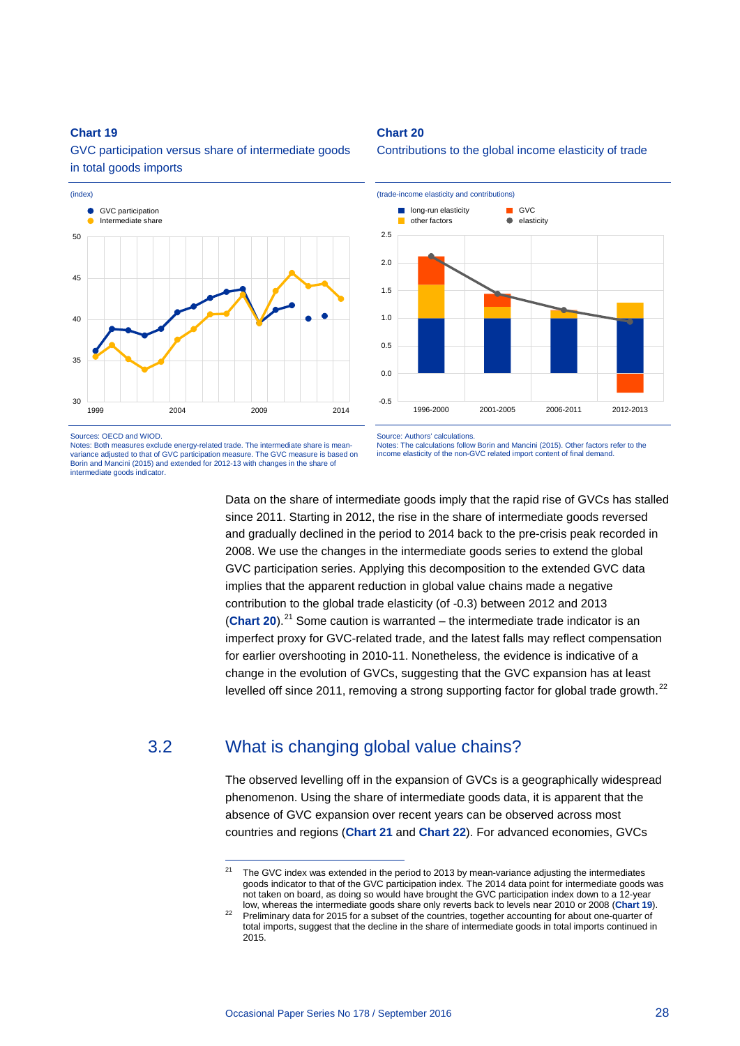**Chart 19**

GVC participation versus share of intermediate goods in total goods imports

(index)

Sources: OECD and WIOD.
Notes: Both measures exclude energy-related trade. The intermediate share is mean-variance adjusted to that of GVC participation measure. The GVC measure is based on Borin and Mancini (2015) and extended for 2012-13 with changes in the share of intermediate goods indicator.

**Chart 20**

Contributions to the global income elasticity of trade

(trade-income elasticity and contributions)

Source: Authors' calculations.
Notes: The calculations follow Borin and Mancini (2015). Other factors refer to the income elasticity of the non-GVC related import content of final demand.

Data on the share of intermediate goods imply that the rapid rise of GVCs has stalled since 2011. Starting in 2012, the rise in the share of intermediate goods reversed and gradually declined in the period to 2014 back to the pre-crisis peak recorded in 2008. We use the changes in the intermediate goods series to extend the global GVC participation series. Applying this decomposition to the extended GVC data implies that the apparent reduction in global value chains made a negative contribution to the global trade elasticity (of -0.3) between 2012 and 2013 (**Chart 20**).[21] Some caution is warranted – the intermediate trade indicator is an imperfect proxy for GVC-related trade, and the latest falls may reflect compensation for earlier overshooting in 2010-11. Nonetheless, the evidence is indicative of a change in the evolution of GVCs, suggesting that the GVC expansion has at least levelled off since 2011, removing a strong supporting factor for global trade growth.[22]

## 3.2 What is changing global value chains?

The observed levelling off in the expansion of GVCs is a geographically widespread phenomenon. Using the share of intermediate goods data, it is apparent that the absence of GVC expansion over recent years can be observed across most countries and regions (**Chart 21** and **Chart 22**). For advanced economies, GVCs

[21] The GVC index was extended in the period to 2013 by mean-variance adjusting the intermediates goods indicator to that of the GVC participation index. The 2014 data point for intermediate goods was not taken on board, as doing so would have brought the GVC participation index down to a 12-year low, whereas the intermediate goods share only reverts back to levels near 2010 or 2008 (**Chart 19**).

[22] Preliminary data for 2015 for a subset of the countries, together accounting for about one-quarter of total imports, suggest that the decline in the share of intermediate goods in total imports continued in 2015.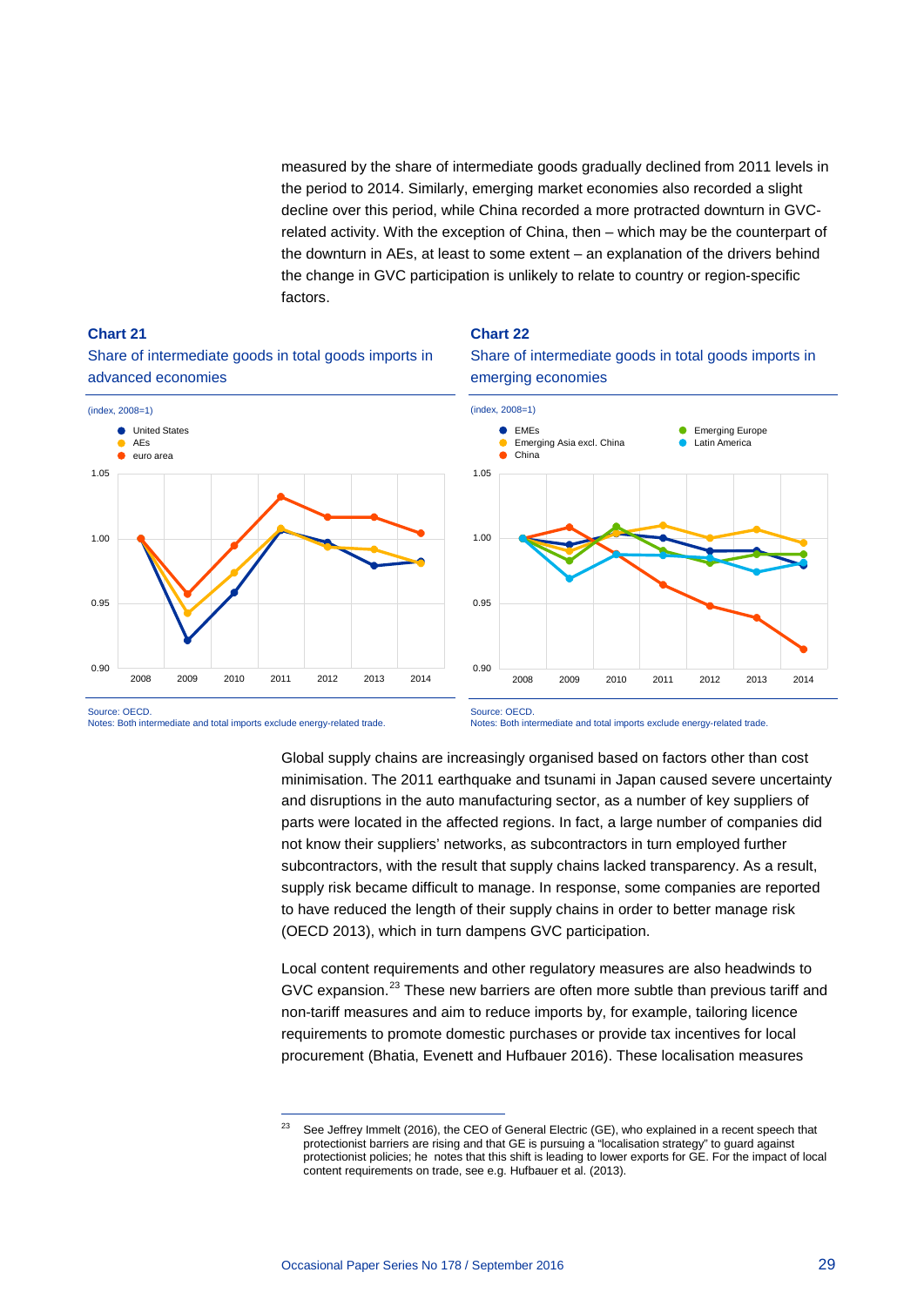measured by the share of intermediate goods gradually declined from 2011 levels in the period to 2014. Similarly, emerging market economies also recorded a slight decline over this period, while China recorded a more protracted downturn in GVC-related activity. With the exception of China, then – which may be the counterpart of the downturn in AEs, at least to some extent – an explanation of the drivers behind the change in GVC participation is unlikely to relate to country or region-specific factors.

**Chart 21**

Share of intermediate goods in total goods imports in advanced economies

(index, 2008=1)

Source: OECD.
Notes: Both intermediate and total imports exclude energy-related trade.

**Chart 22**

Share of intermediate goods in total goods imports in emerging economies

(index, 2008=1)

Source: OECD.
Notes: Both intermediate and total imports exclude energy-related trade.

Global supply chains are increasingly organised based on factors other than cost minimisation. The 2011 earthquake and tsunami in Japan caused severe uncertainty and disruptions in the auto manufacturing sector, as a number of key suppliers of parts were located in the affected regions. In fact, a large number of companies did not know their suppliers' networks, as subcontractors in turn employed further subcontractors, with the result that supply chains lacked transparency. As a result, supply risk became difficult to manage. In response, some companies are reported to have reduced the length of their supply chains in order to better manage risk (OECD 2013), which in turn dampens GVC participation.

Local content requirements and other regulatory measures are also headwinds to GVC expansion.[23] These new barriers are often more subtle than previous tariff and non-tariff measures and aim to reduce imports by, for example, tailoring licence requirements to promote domestic purchases or provide tax incentives for local procurement (Bhatia, Evenett and Hufbauer 2016). These localisation measures

[23] See Jeffrey Immelt (2016), the CEO of General Electric (GE), who explained in a recent speech that protectionist barriers are rising and that GE is pursuing a "localisation strategy" to guard against protectionist policies; he notes that this shift is leading to lower exports for GE. For the impact of local content requirements on trade, see e.g. Hufbauer et al. (2013).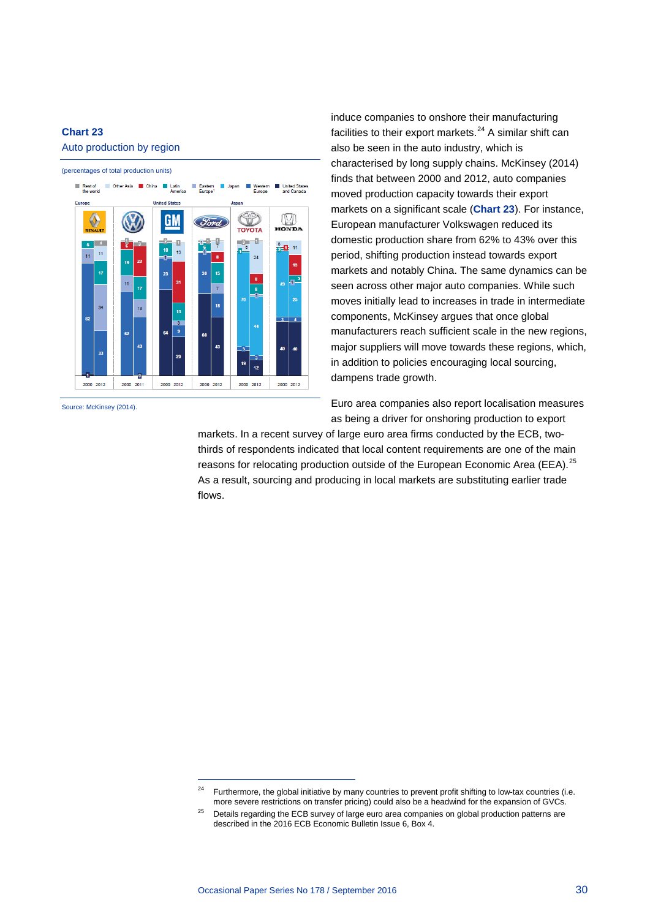**Chart 23**
Auto production by region

(percentages of total production units)

Source: McKinsey (2014).

induce companies to onshore their manufacturing facilities to their export markets.[24] A similar shift can also be seen in the auto industry, which is characterised by long supply chains. McKinsey (2014) finds that between 2000 and 2012, auto companies moved production capacity towards their export markets on a significant scale (**Chart 23**). For instance, European manufacturer Volkswagen reduced its domestic production share from 62% to 43% over this period, shifting production instead towards export markets and notably China. The same dynamics can be seen across other major auto companies. While such moves initially lead to increases in trade in intermediate components, McKinsey argues that once global manufacturers reach sufficient scale in the new regions, major suppliers will move towards these regions, which, in addition to policies encouraging local sourcing, dampens trade growth.

Euro area companies also report localisation measures as being a driver for onshoring production to export markets. In a recent survey of large euro area firms conducted by the ECB, two-thirds of respondents indicated that local content requirements are one of the main reasons for relocating production outside of the European Economic Area (EEA).[25] As a result, sourcing and producing in local markets are substituting earlier trade flows.

---

[24] Furthermore, the global initiative by many countries to prevent profit shifting to low-tax countries (i.e. more severe restrictions on transfer pricing) could also be a headwind for the expansion of GVCs.

[25] Details regarding the ECB survey of large euro area companies on global production patterns are described in the 2016 ECB Economic Bulletin Issue 6, Box 4.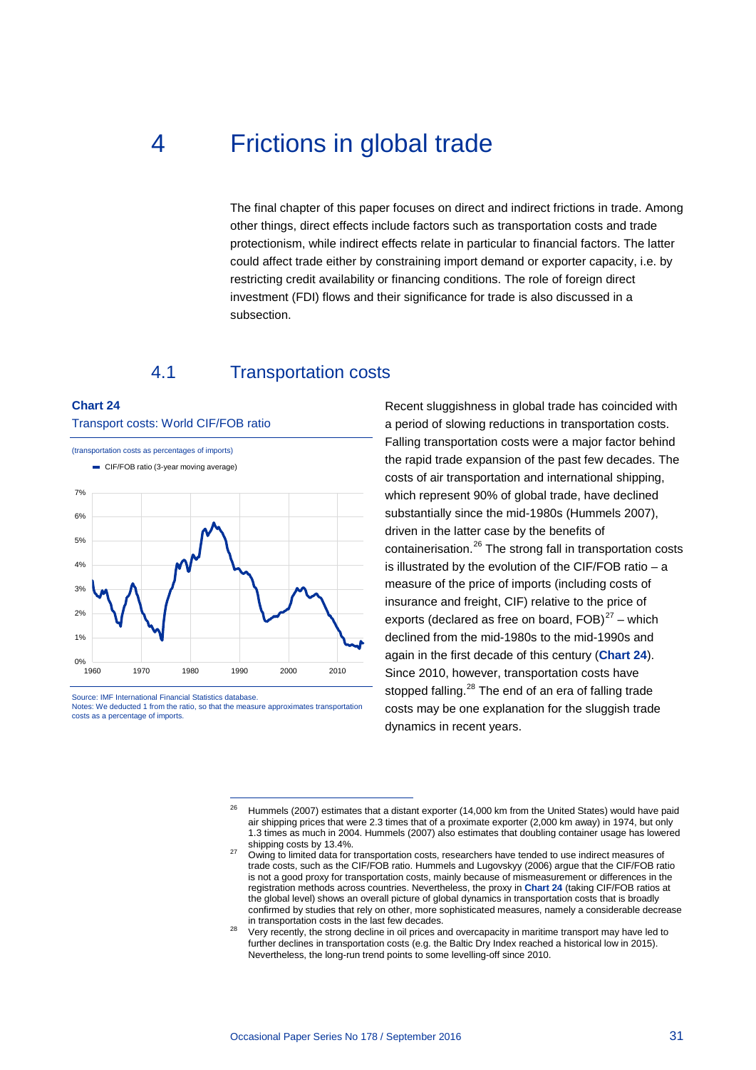# 4 Frictions in global trade

The final chapter of this paper focuses on direct and indirect frictions in trade. Among other things, direct effects include factors such as transportation costs and trade protectionism, while indirect effects relate in particular to financial factors. The latter could affect trade either by constraining import demand or exporter capacity, i.e. by restricting credit availability or financing conditions. The role of foreign direct investment (FDI) flows and their significance for trade is also discussed in a subsection.

## 4.1 Transportation costs

**Chart 24**

Transport costs: World CIF/FOB ratio

(transportation costs as percentages of imports)

Source: IMF International Financial Statistics database.
Notes: We deducted 1 from the ratio, so that the measure approximates transportation costs as a percentage of imports.

Recent sluggishness in global trade has coincided with a period of slowing reductions in transportation costs. Falling transportation costs were a major factor behind the rapid trade expansion of the past few decades. The costs of air transportation and international shipping, which represent 90% of global trade, have declined substantially since the mid-1980s (Hummels 2007), driven in the latter case by the benefits of containerisation.[26] The strong fall in transportation costs is illustrated by the evolution of the CIF/FOB ratio – a measure of the price of imports (including costs of insurance and freight, CIF) relative to the price of exports (declared as free on board, FOB)[27] – which declined from the mid-1980s to the mid-1990s and again in the first decade of this century (**Chart 24**). Since 2010, however, transportation costs have stopped falling.[28] The end of an era of falling trade costs may be one explanation for the sluggish trade dynamics in recent years.

[26] Hummels (2007) estimates that a distant exporter (14,000 km from the United States) would have paid air shipping prices that were 2.3 times that of a proximate exporter (2,000 km away) in 1974, but only 1.3 times as much in 2004. Hummels (2007) also estimates that doubling container usage has lowered shipping costs by 13.4%.

[27] Owing to limited data for transportation costs, researchers have tended to use indirect measures of trade costs, such as the CIF/FOB ratio. Hummels and Lugovskyy (2006) argue that the CIF/FOB ratio is not a good proxy for transportation costs, mainly because of mismeasurement or differences in the registration methods across countries. Nevertheless, the proxy in **Chart 24** (taking CIF/FOB ratios at the global level) shows an overall picture of global dynamics in transportation costs that is broadly confirmed by studies that rely on other, more sophisticated measures, namely a considerable decrease in transportation costs in the last few decades.

[28] Very recently, the strong decline in oil prices and overcapacity in maritime transport may have led to further declines in transportation costs (e.g. the Baltic Dry Index reached a historical low in 2015). Nevertheless, the long-run trend points to some levelling-off since 2010.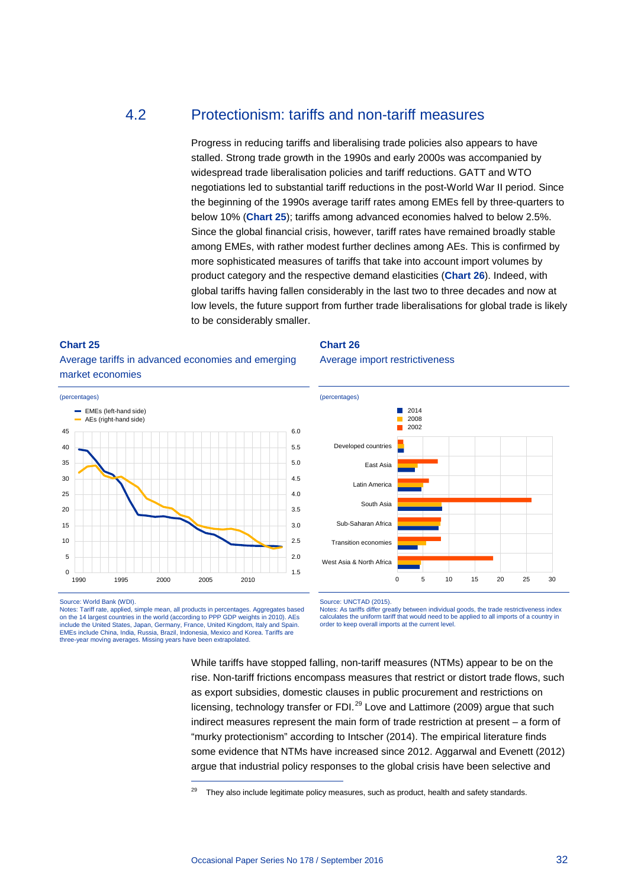## 4.2 Protectionism: tariffs and non-tariff measures

Progress in reducing tariffs and liberalising trade policies also appears to have stalled. Strong trade growth in the 1990s and early 2000s was accompanied by widespread trade liberalisation policies and tariff reductions. GATT and WTO negotiations led to substantial tariff reductions in the post-World War II period. Since the beginning of the 1990s average tariff rates among EMEs fell by three-quarters to below 10% (**Chart 25**); tariffs among advanced economies halved to below 2.5%. Since the global financial crisis, however, tariff rates have remained broadly stable among EMEs, with rather modest further declines among AEs. This is confirmed by more sophisticated measures of tariffs that take into account import volumes by product category and the respective demand elasticities (**Chart 26**). Indeed, with global tariffs having fallen considerably in the last two to three decades and now at low levels, the future support from further trade liberalisations for global trade is likely to be considerably smaller.

**Chart 25**

Average tariffs in advanced economies and emerging market economies

(percentages)

- EMEs (left-hand side)
- AEs (right-hand side)

Source: World Bank (WDI).
Notes: Tariff rate, applied, simple mean, all products in percentages. Aggregates based on the 14 largest countries in the world (according to PPP GDP weights in 2010). AEs include the United States, Japan, Germany, France, United Kingdom, Italy and Spain. EMEs include China, India, Russia, Brazil, Indonesia, Mexico and Korea. Tariffs are three-year moving averages. Missing years have been extrapolated.

**Chart 26**

Average import restrictiveness

(percentages)

- 2014
- 2008
- 2002

Source: UNCTAD (2015).
Notes: As tariffs differ greatly between individual goods, the trade restrictiveness index calculates the uniform tariff that would need to be applied to all imports of a country in order to keep overall imports at the current level.

While tariffs have stopped falling, non-tariff measures (NTMs) appear to be on the rise. Non-tariff frictions encompass measures that restrict or distort trade flows, such as export subsidies, domestic clauses in public procurement and restrictions on licensing, technology transfer or FDI.[29] Love and Lattimore (2009) argue that such indirect measures represent the main form of trade restriction at present – a form of "murky protectionism" according to Intscher (2014). The empirical literature finds some evidence that NTMs have increased since 2012. Aggarwal and Evenett (2012) argue that industrial policy responses to the global crisis have been selective and

[29] They also include legitimate policy measures, such as product, health and safety standards.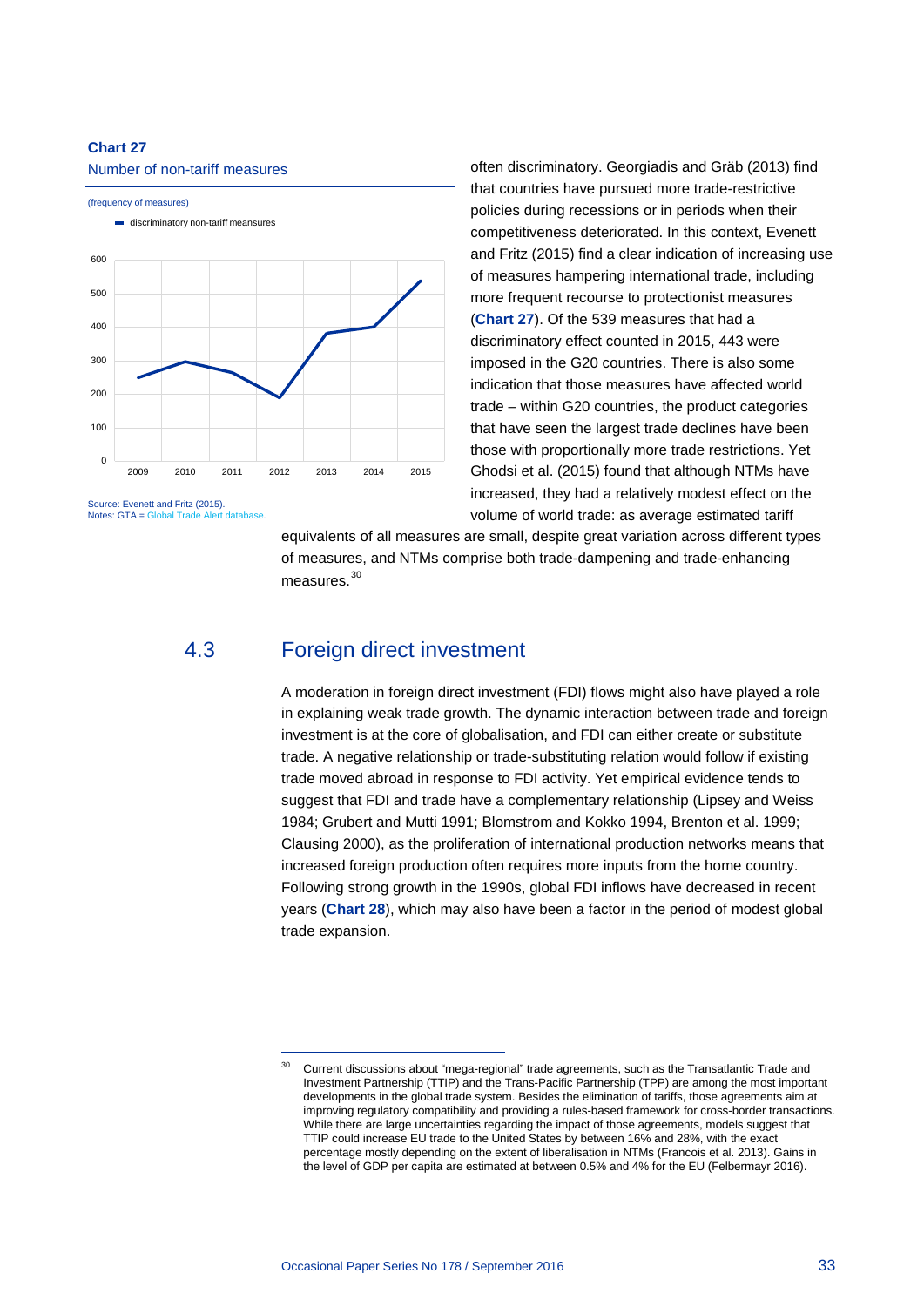**Chart 27**

Number of non-tariff measures

(frequency of measures)

- discriminatory non-tariff meansures

Source: Evenett and Fritz (2015).
Notes: GTA = Global Trade Alert database.

often discriminatory. Georgiadis and Gräb (2013) find that countries have pursued more trade-restrictive policies during recessions or in periods when their competitiveness deteriorated. In this context, Evenett and Fritz (2015) find a clear indication of increasing use of measures hampering international trade, including more frequent recourse to protectionist measures (**Chart 27**). Of the 539 measures that had a discriminatory effect counted in 2015, 443 were imposed in the G20 countries. There is also some indication that those measures have affected world trade – within G20 countries, the product categories that have seen the largest trade declines have been those with proportionally more trade restrictions. Yet Ghodsi et al. (2015) found that although NTMs have increased, they had a relatively modest effect on the volume of world trade: as average estimated tariff equivalents of all measures are small, despite great variation across different types of measures, and NTMs comprise both trade-dampening and trade-enhancing measures.[30]

## 4.3 Foreign direct investment

A moderation in foreign direct investment (FDI) flows might also have played a role in explaining weak trade growth. The dynamic interaction between trade and foreign investment is at the core of globalisation, and FDI can either create or substitute trade. A negative relationship or trade-substituting relation would follow if existing trade moved abroad in response to FDI activity. Yet empirical evidence tends to suggest that FDI and trade have a complementary relationship (Lipsey and Weiss 1984; Grubert and Mutti 1991; Blomstrom and Kokko 1994, Brenton et al. 1999; Clausing 2000), as the proliferation of international production networks means that increased foreign production often requires more inputs from the home country. Following strong growth in the 1990s, global FDI inflows have decreased in recent years (**Chart 28**), which may also have been a factor in the period of modest global trade expansion.

[30] Current discussions about "mega-regional" trade agreements, such as the Transatlantic Trade and Investment Partnership (TTIP) and the Trans-Pacific Partnership (TPP) are among the most important developments in the global trade system. Besides the elimination of tariffs, those agreements aim at improving regulatory compatibility and providing a rules-based framework for cross-border transactions. While there are large uncertainties regarding the impact of those agreements, models suggest that TTIP could increase EU trade to the United States by between 16% and 28%, with the exact percentage mostly depending on the extent of liberalisation in NTMs (Francois et al. 2013). Gains in the level of GDP per capita are estimated at between 0.5% and 4% for the EU (Felbermayr 2016).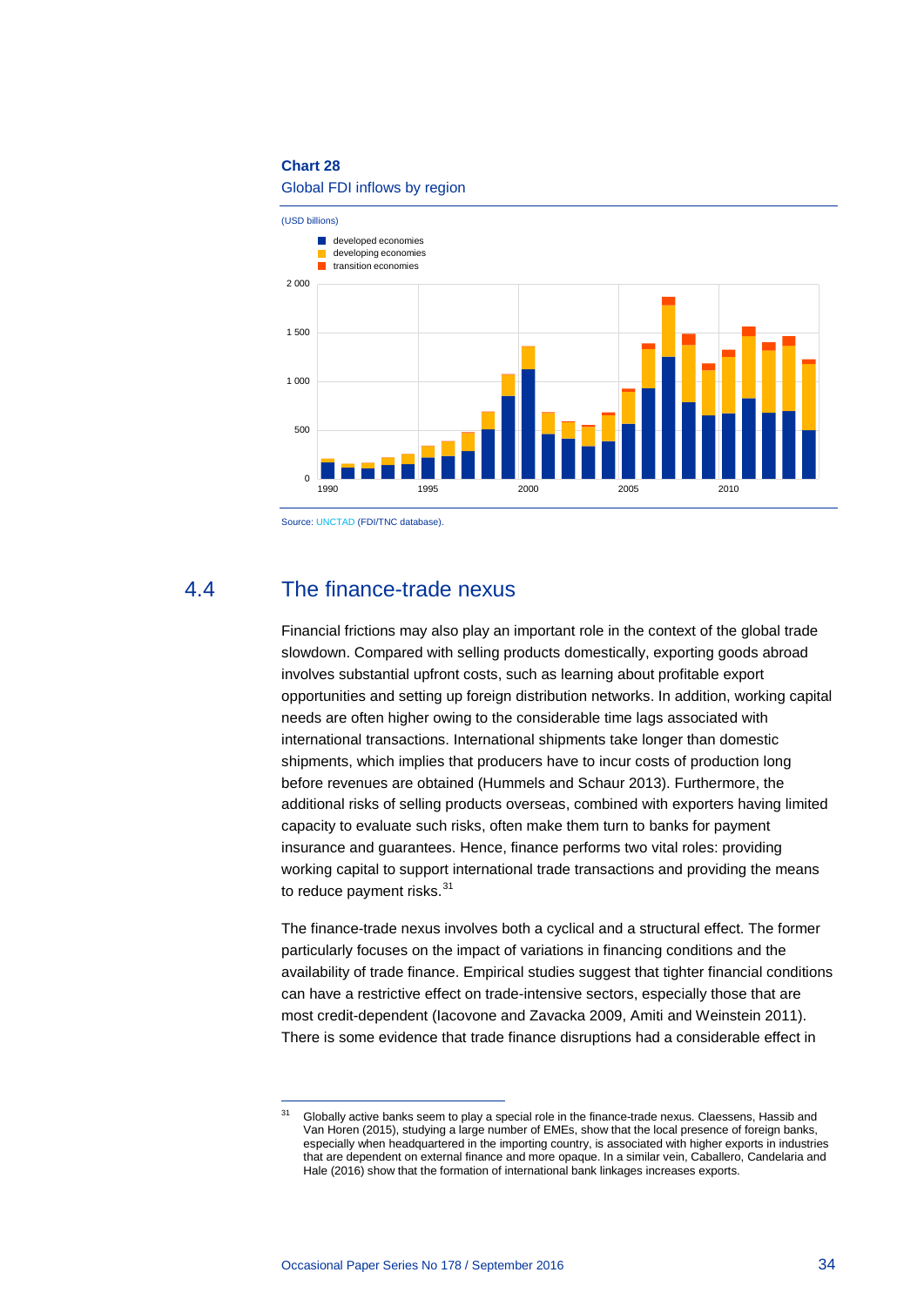**Chart 28**

Global FDI inflows by region

(USD billions)

Source: UNCTAD (FDI/TNC database).

## 4.4 The finance-trade nexus

Financial frictions may also play an important role in the context of the global trade slowdown. Compared with selling products domestically, exporting goods abroad involves substantial upfront costs, such as learning about profitable export opportunities and setting up foreign distribution networks. In addition, working capital needs are often higher owing to the considerable time lags associated with international transactions. International shipments take longer than domestic shipments, which implies that producers have to incur costs of production long before revenues are obtained (Hummels and Schaur 2013). Furthermore, the additional risks of selling products overseas, combined with exporters having limited capacity to evaluate such risks, often make them turn to banks for payment insurance and guarantees. Hence, finance performs two vital roles: providing working capital to support international trade transactions and providing the means to reduce payment risks.[31]

The finance-trade nexus involves both a cyclical and a structural effect. The former particularly focuses on the impact of variations in financing conditions and the availability of trade finance. Empirical studies suggest that tighter financial conditions can have a restrictive effect on trade-intensive sectors, especially those that are most credit-dependent (Iacovone and Zavacka 2009, Amiti and Weinstein 2011). There is some evidence that trade finance disruptions had a considerable effect in

[31] Globally active banks seem to play a special role in the finance-trade nexus. Claessens, Hassib and Van Horen (2015), studying a large number of EMEs, show that the local presence of foreign banks, especially when headquartered in the importing country, is associated with higher exports in industries that are dependent on external finance and more opaque. In a similar vein, Caballero, Candelaria and Hale (2016) show that the formation of international bank linkages increases exports.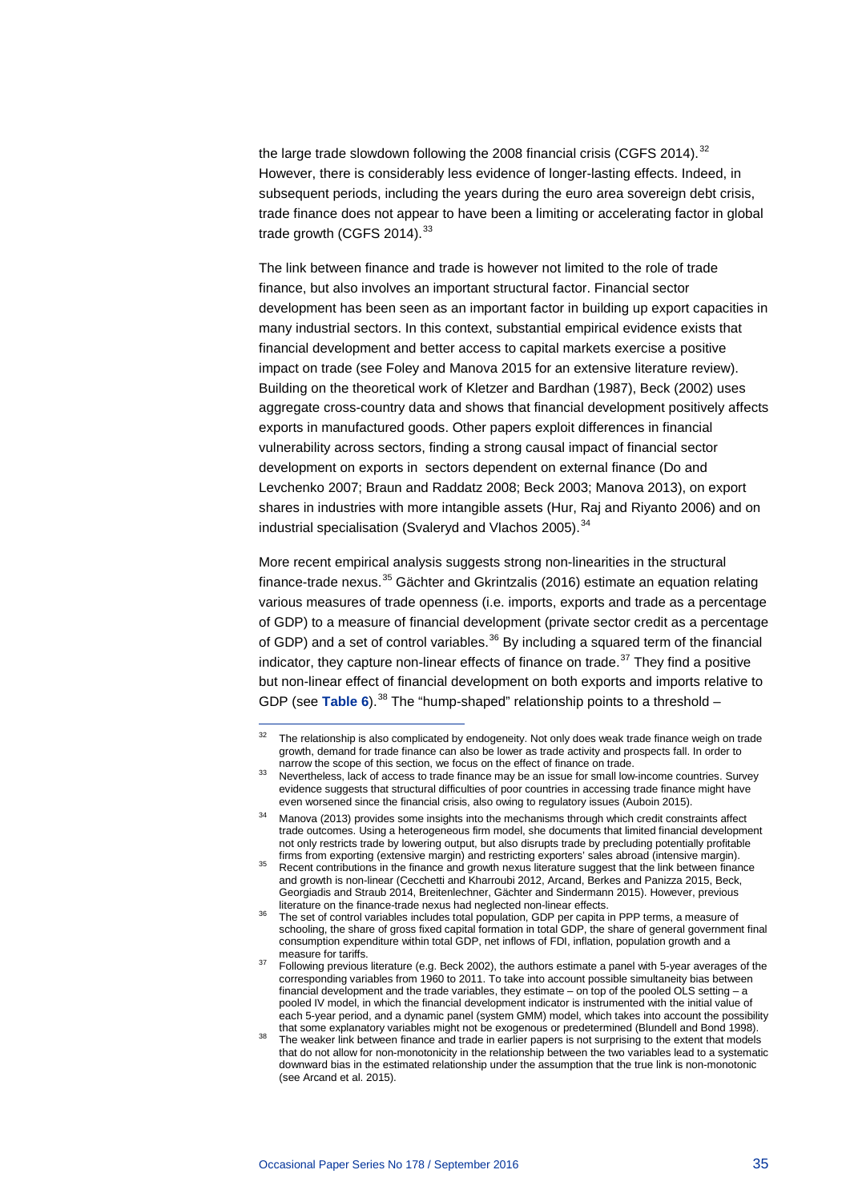the large trade slowdown following the 2008 financial crisis (CGFS 2014).[32] However, there is considerably less evidence of longer-lasting effects. Indeed, in subsequent periods, including the years during the euro area sovereign debt crisis, trade finance does not appear to have been a limiting or accelerating factor in global trade growth (CGFS 2014).[33]

The link between finance and trade is however not limited to the role of trade finance, but also involves an important structural factor. Financial sector development has been seen as an important factor in building up export capacities in many industrial sectors. In this context, substantial empirical evidence exists that financial development and better access to capital markets exercise a positive impact on trade (see Foley and Manova 2015 for an extensive literature review). Building on the theoretical work of Kletzer and Bardhan (1987), Beck (2002) uses aggregate cross-country data and shows that financial development positively affects exports in manufactured goods. Other papers exploit differences in financial vulnerability across sectors, finding a strong causal impact of financial sector development on exports in sectors dependent on external finance (Do and Levchenko 2007; Braun and Raddatz 2008; Beck 2003; Manova 2013), on export shares in industries with more intangible assets (Hur, Raj and Riyanto 2006) and on industrial specialisation (Svaleryd and Vlachos 2005).[34]

More recent empirical analysis suggests strong non-linearities in the structural finance-trade nexus.[35] Gächter and Gkrintzalis (2016) estimate an equation relating various measures of trade openness (i.e. imports, exports and trade as a percentage of GDP) to a measure of financial development (private sector credit as a percentage of GDP) and a set of control variables.[36] By including a squared term of the financial indicator, they capture non-linear effects of finance on trade.[37] They find a positive but non-linear effect of financial development on both exports and imports relative to GDP (see **Table 6**).[38] The "hump-shaped" relationship points to a threshold –

---

[32] The relationship is also complicated by endogeneity. Not only does weak trade finance weigh on trade growth, demand for trade finance can also be lower as trade activity and prospects fall. In order to narrow the scope of this section, we focus on the effect of finance on trade.

[33] Nevertheless, lack of access to trade finance may be an issue for small low-income countries. Survey evidence suggests that structural difficulties of poor countries in accessing trade finance might have even worsened since the financial crisis, also owing to regulatory issues (Auboin 2015).

[34] Manova (2013) provides some insights into the mechanisms through which credit constraints affect trade outcomes. Using a heterogeneous firm model, she documents that limited financial development not only restricts trade by lowering output, but also disrupts trade by precluding potentially profitable firms from exporting (extensive margin) and restricting exporters' sales abroad (intensive margin).

[35] Recent contributions in the finance and growth nexus literature suggest that the link between finance and growth is non-linear (Cecchetti and Kharroubi 2012, Arcand, Berkes and Panizza 2015, Beck, Georgiadis and Straub 2014, Breitenlechner, Gächter and Sindermann 2015). However, previous literature on the finance-trade nexus had neglected non-linear effects.

[36] The set of control variables includes total population, GDP per capita in PPP terms, a measure of schooling, the share of gross fixed capital formation in total GDP, the share of general government final consumption expenditure within total GDP, net inflows of FDI, inflation, population growth and a measure for tariffs.

[37] Following previous literature (e.g. Beck 2002), the authors estimate a panel with 5-year averages of the corresponding variables from 1960 to 2011. To take into account possible simultaneity bias between financial development and the trade variables, they estimate – on top of the pooled OLS setting – a pooled IV model, in which the financial development indicator is instrumented with the initial value of each 5-year period, and a dynamic panel (system GMM) model, which takes into account the possibility that some explanatory variables might not be exogenous or predetermined (Blundell and Bond 1998).

[38] The weaker link between finance and trade in earlier papers is not surprising to the extent that models that do not allow for non-monotonicity in the relationship between the two variables lead to a systematic downward bias in the estimated relationship under the assumption that the true link is non-monotonic (see Arcand et al. 2015).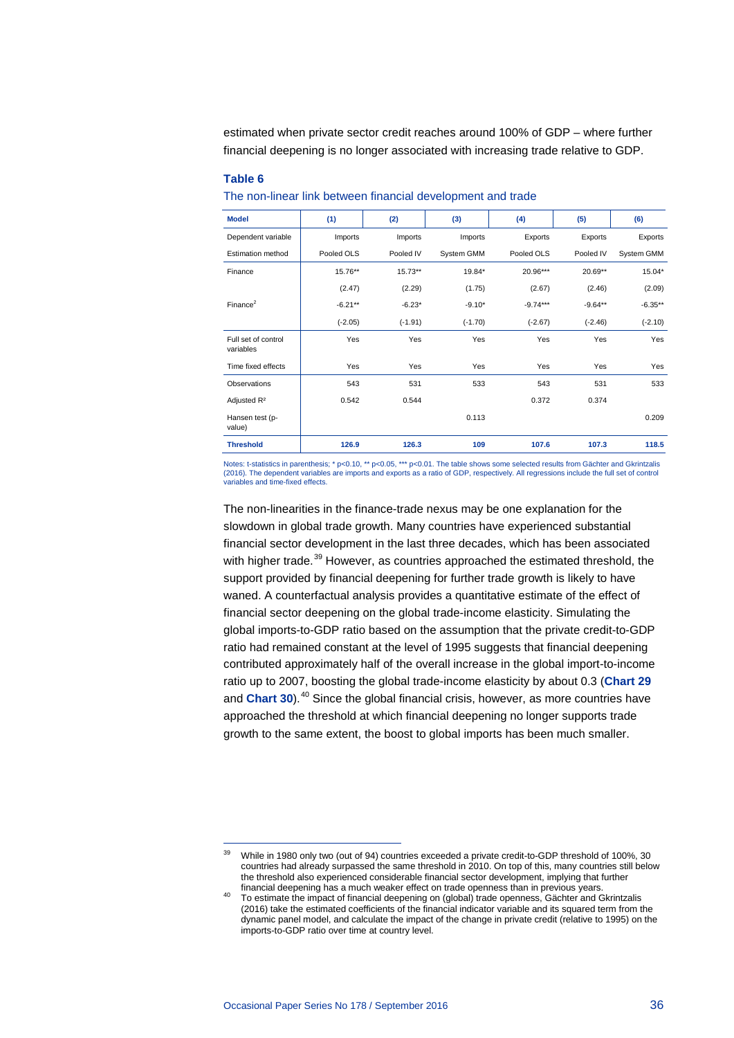estimated when private sector credit reaches around 100% of GDP – where further financial deepening is no longer associated with increasing trade relative to GDP.

**Table 6**

The non-linear link between financial development and trade

| Model | (1) | (2) | (3) | (4) | (5) | (6) |
|---|---|---|---|---|---|---|
| Dependent variable | Imports | Imports | Imports | Exports | Exports | Exports |
| Estimation method | Pooled OLS | Pooled IV | System GMM | Pooled OLS | Pooled IV | System GMM |
| Finance | 15.76** | 15.73** | 19.84* | 20.96*** | 20.69** | 15.04* |
| | (2.47) | (2.29) | (1.75) | (2.67) | (2.46) | (2.09) |
| Finance$^2$ | -6.21** | -6.23* | -9.10* | -9.74*** | -9.64** | -6.35** |
| | (-2.05) | (-1.91) | (-1.70) | (-2.67) | (-2.46) | (-2.10) |
| Full set of control variables | Yes | Yes | Yes | Yes | Yes | Yes |
| Time fixed effects | Yes | Yes | Yes | Yes | Yes | Yes |
| Observations | 543 | 531 | 533 | 543 | 531 | 533 |
| Adjusted R² | 0.542 | 0.544 | | 0.372 | 0.374 | |
| Hansen test (p-value) | | | 0.113 | | | 0.209 |
| **Threshold** | **126.9** | **126.3** | **109** | **107.6** | **107.3** | **118.5** |

Notes: t-statistics in parenthesis; * p<0.10, ** p<0.05, *** p<0.01. The table shows some selected results from Gächter and Gkrintzalis (2016). The dependent variables are imports and exports as a ratio of GDP, respectively. All regressions include the full set of control variables and time-fixed effects.

The non-linearities in the finance-trade nexus may be one explanation for the slowdown in global trade growth. Many countries have experienced substantial financial sector development in the last three decades, which has been associated with higher trade.[39] However, as countries approached the estimated threshold, the support provided by financial deepening for further trade growth is likely to have waned. A counterfactual analysis provides a quantitative estimate of the effect of financial sector deepening on the global trade-income elasticity. Simulating the global imports-to-GDP ratio based on the assumption that the private credit-to-GDP ratio had remained constant at the level of 1995 suggests that financial deepening contributed approximately half of the overall increase in the global import-to-income ratio up to 2007, boosting the global trade-income elasticity by about 0.3 (**Chart 29** and **Chart 30**).[40] Since the global financial crisis, however, as more countries have approached the threshold at which financial deepening no longer supports trade growth to the same extent, the boost to global imports has been much smaller.

[39] While in 1980 only two (out of 94) countries exceeded a private credit-to-GDP threshold of 100%, 30 countries had already surpassed the same threshold in 2010. On top of this, many countries still below the threshold also experienced considerable financial sector development, implying that further financial deepening has a much weaker effect on trade openness than in previous years.

[40] To estimate the impact of financial deepening on (global) trade openness, Gächter and Gkrintzalis (2016) take the estimated coefficients of the financial indicator variable and its squared term from the dynamic panel model, and calculate the impact of the change in private credit (relative to 1995) on the imports-to-GDP ratio over time at country level.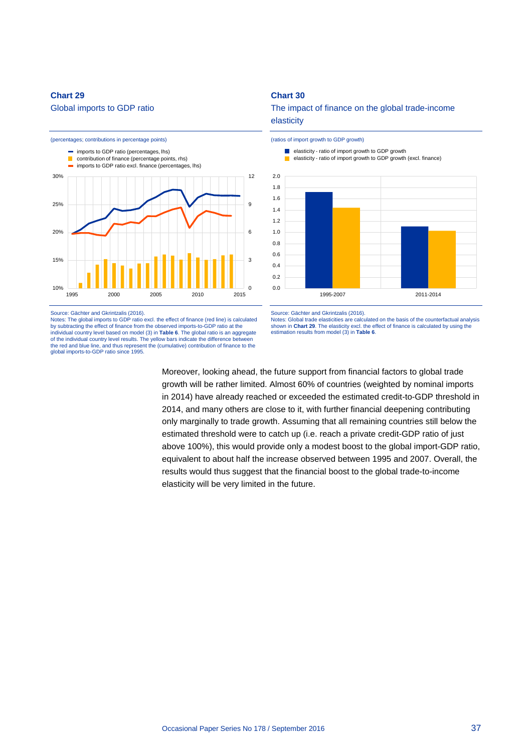**Chart 29**

Global imports to GDP ratio

(percentages; contributions in percentage points)

- imports to GDP ratio (percentages, lhs)
- contribution of finance (percentage points, rhs)
- imports to GDP ratio excl. finance (percentages, lhs)

Source: Gächter and Gkrintzalis (2016).
Notes: The global imports to GDP ratio excl. the effect of finance (red line) is calculated by subtracting the effect of finance from the observed imports-to-GDP ratio at the individual country level based on model (3) in **Table 6**. The global ratio is an aggregate of the individual country level results. The yellow bars indicate the difference between the red and blue line, and thus represent the (cumulative) contribution of finance to the global imports-to-GDP ratio since 1995.

**Chart 30**

The impact of finance on the global trade-income elasticity

(ratios of import growth to GDP growth)

- elasticity - ratio of import growth to GDP growth
- elasticity - ratio of import growth to GDP growth (excl. finance)

Source: Gächter and Gkrintzalis (2016).
Notes: Global trade elasticities are calculated on the basis of the counterfactual analysis shown in **Chart 29**. The elasticity excl. the effect of finance is calculated by using the estimation results from model (3) in **Table 6**.

Moreover, looking ahead, the future support from financial factors to global trade growth will be rather limited. Almost 60% of countries (weighted by nominal imports in 2014) have already reached or exceeded the estimated credit-to-GDP threshold in 2014, and many others are close to it, with further financial deepening contributing only marginally to trade growth. Assuming that all remaining countries still below the estimated threshold were to catch up (i.e. reach a private credit-GDP ratio of just above 100%), this would provide only a modest boost to the global import-GDP ratio, equivalent to about half the increase observed between 1995 and 2007. Overall, the results would thus suggest that the financial boost to the global trade-to-income elasticity will be very limited in the future.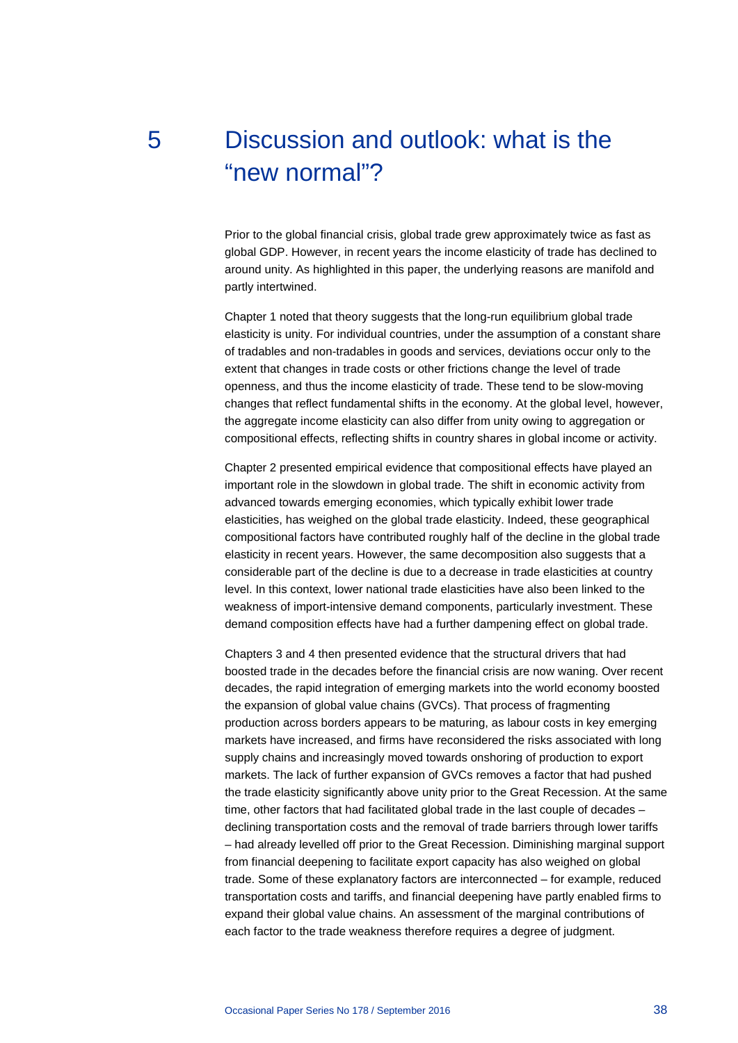# 5 Discussion and outlook: what is the "new normal"?

Prior to the global financial crisis, global trade grew approximately twice as fast as global GDP. However, in recent years the income elasticity of trade has declined to around unity. As highlighted in this paper, the underlying reasons are manifold and partly intertwined.

Chapter 1 noted that theory suggests that the long-run equilibrium global trade elasticity is unity. For individual countries, under the assumption of a constant share of tradables and non-tradables in goods and services, deviations occur only to the extent that changes in trade costs or other frictions change the level of trade openness, and thus the income elasticity of trade. These tend to be slow-moving changes that reflect fundamental shifts in the economy. At the global level, however, the aggregate income elasticity can also differ from unity owing to aggregation or compositional effects, reflecting shifts in country shares in global income or activity.

Chapter 2 presented empirical evidence that compositional effects have played an important role in the slowdown in global trade. The shift in economic activity from advanced towards emerging economies, which typically exhibit lower trade elasticities, has weighed on the global trade elasticity. Indeed, these geographical compositional factors have contributed roughly half of the decline in the global trade elasticity in recent years. However, the same decomposition also suggests that a considerable part of the decline is due to a decrease in trade elasticities at country level. In this context, lower national trade elasticities have also been linked to the weakness of import-intensive demand components, particularly investment. These demand composition effects have had a further dampening effect on global trade.

Chapters 3 and 4 then presented evidence that the structural drivers that had boosted trade in the decades before the financial crisis are now waning. Over recent decades, the rapid integration of emerging markets into the world economy boosted the expansion of global value chains (GVCs). That process of fragmenting production across borders appears to be maturing, as labour costs in key emerging markets have increased, and firms have reconsidered the risks associated with long supply chains and increasingly moved towards onshoring of production to export markets. The lack of further expansion of GVCs removes a factor that had pushed the trade elasticity significantly above unity prior to the Great Recession. At the same time, other factors that had facilitated global trade in the last couple of decades – declining transportation costs and the removal of trade barriers through lower tariffs – had already levelled off prior to the Great Recession. Diminishing marginal support from financial deepening to facilitate export capacity has also weighed on global trade. Some of these explanatory factors are interconnected – for example, reduced transportation costs and tariffs, and financial deepening have partly enabled firms to expand their global value chains. An assessment of the marginal contributions of each factor to the trade weakness therefore requires a degree of judgment.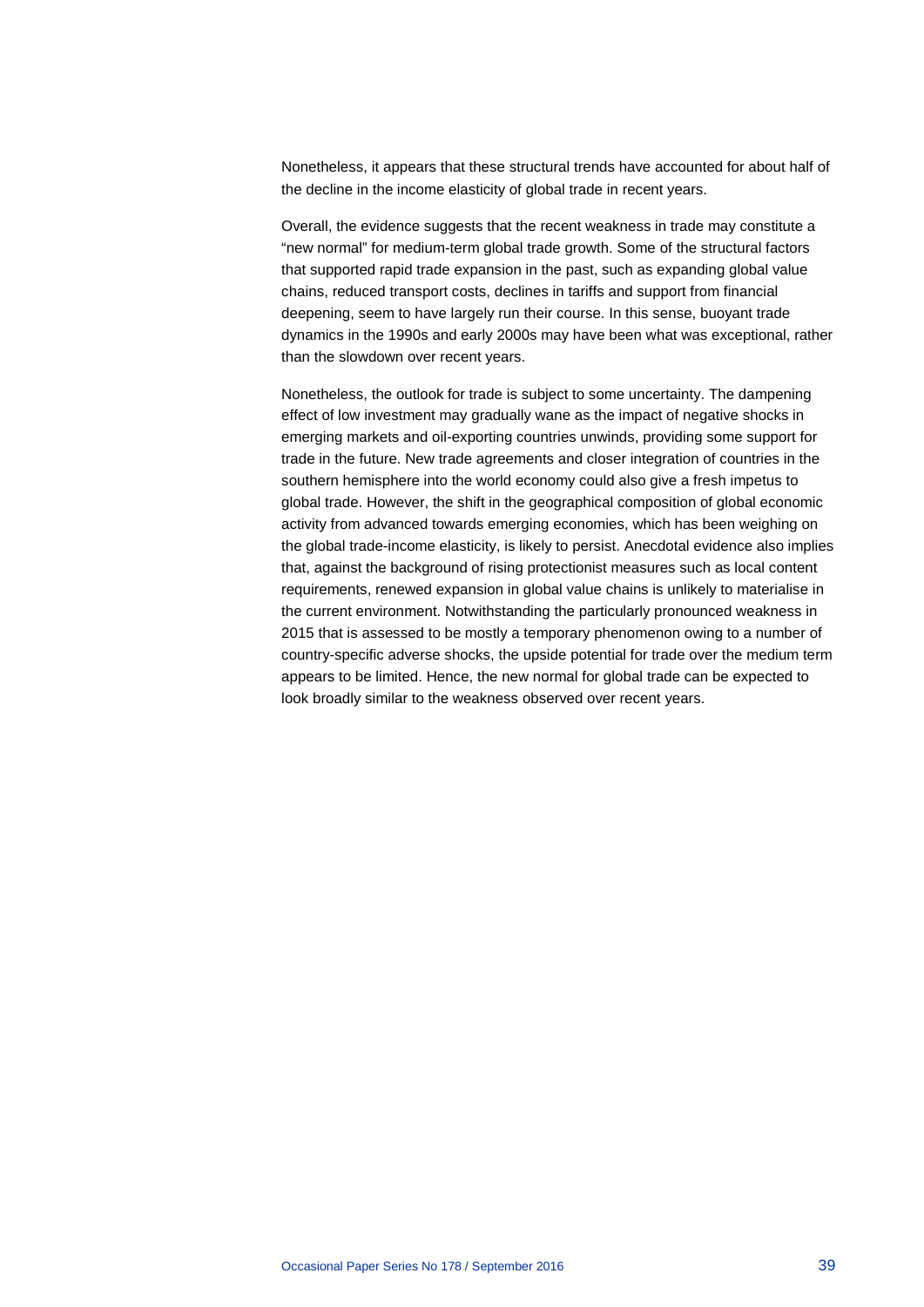Nonetheless, it appears that these structural trends have accounted for about half of the decline in the income elasticity of global trade in recent years.

Overall, the evidence suggests that the recent weakness in trade may constitute a "new normal" for medium-term global trade growth. Some of the structural factors that supported rapid trade expansion in the past, such as expanding global value chains, reduced transport costs, declines in tariffs and support from financial deepening, seem to have largely run their course. In this sense, buoyant trade dynamics in the 1990s and early 2000s may have been what was exceptional, rather than the slowdown over recent years.

Nonetheless, the outlook for trade is subject to some uncertainty. The dampening effect of low investment may gradually wane as the impact of negative shocks in emerging markets and oil-exporting countries unwinds, providing some support for trade in the future. New trade agreements and closer integration of countries in the southern hemisphere into the world economy could also give a fresh impetus to global trade. However, the shift in the geographical composition of global economic activity from advanced towards emerging economies, which has been weighing on the global trade-income elasticity, is likely to persist. Anecdotal evidence also implies that, against the background of rising protectionist measures such as local content requirements, renewed expansion in global value chains is unlikely to materialise in the current environment. Notwithstanding the particularly pronounced weakness in 2015 that is assessed to be mostly a temporary phenomenon owing to a number of country-specific adverse shocks, the upside potential for trade over the medium term appears to be limited. Hence, the new normal for global trade can be expected to look broadly similar to the weakness observed over recent years.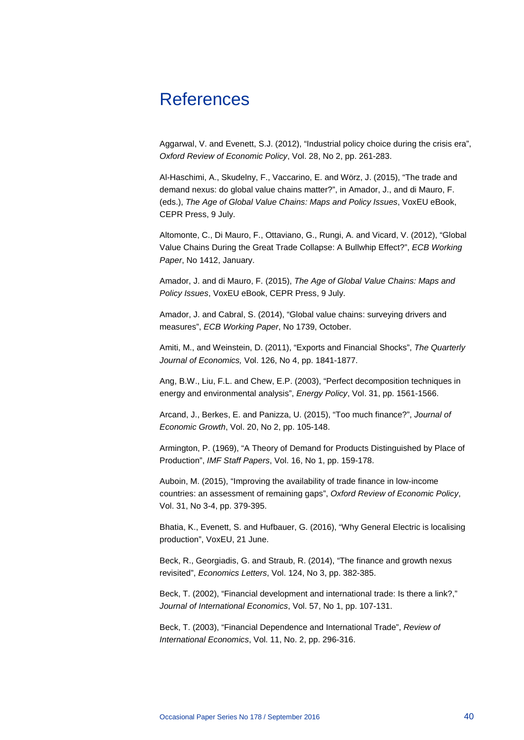# References

Aggarwal, V. and Evenett, S.J. (2012), “Industrial policy choice during the crisis era”, *Oxford Review of Economic Policy*, Vol. 28, No 2, pp. 261-283.

Al-Haschimi, A., Skudelny, F., Vaccarino, E. and Wörz, J. (2015), “The trade and demand nexus: do global value chains matter?”, in Amador, J., and di Mauro, F. (eds.), *The Age of Global Value Chains: Maps and Policy Issues*, VoxEU eBook, CEPR Press, 9 July.

Altomonte, C., Di Mauro, F., Ottaviano, G., Rungi, A. and Vicard, V. (2012), “Global Value Chains During the Great Trade Collapse: A Bullwhip Effect?”, *ECB Working Paper*, No 1412, January.

Amador, J. and di Mauro, F. (2015), *The Age of Global Value Chains: Maps and Policy Issues*, VoxEU eBook, CEPR Press, 9 July.

Amador, J. and Cabral, S. (2014), “Global value chains: surveying drivers and measures”, *ECB Working Paper*, No 1739, October.

Amiti, M., and Weinstein, D. (2011), “Exports and Financial Shocks”, *The Quarterly Journal of Economics,* Vol. 126, No 4, pp. 1841-1877.

Ang, B.W., Liu, F.L. and Chew, E.P. (2003), “Perfect decomposition techniques in energy and environmental analysis”, *Energy Policy*, Vol. 31, pp. 1561-1566.

Arcand, J., Berkes, E. and Panizza, U. (2015), “Too much finance?”, *Journal of Economic Growth*, Vol. 20, No 2, pp. 105-148.

Armington, P. (1969), “A Theory of Demand for Products Distinguished by Place of Production”, *IMF Staff Papers*, Vol. 16, No 1, pp. 159-178.

Auboin, M. (2015), “Improving the availability of trade finance in low-income countries: an assessment of remaining gaps”, *Oxford Review of Economic Policy*, Vol. 31, No 3-4, pp. 379-395.

Bhatia, K., Evenett, S. and Hufbauer, G. (2016), “Why General Electric is localising production”, VoxEU, 21 June.

Beck, R., Georgiadis, G. and Straub, R. (2014), “The finance and growth nexus revisited”, *Economics Letters*, Vol. 124, No 3, pp. 382-385.

Beck, T. (2002), “Financial development and international trade: Is there a link?,” *Journal of International Economics*, Vol. 57, No 1, pp. 107-131.

Beck, T. (2003), “Financial Dependence and International Trade”, *Review of International Economics*, Vol. 11, No. 2, pp. 296-316.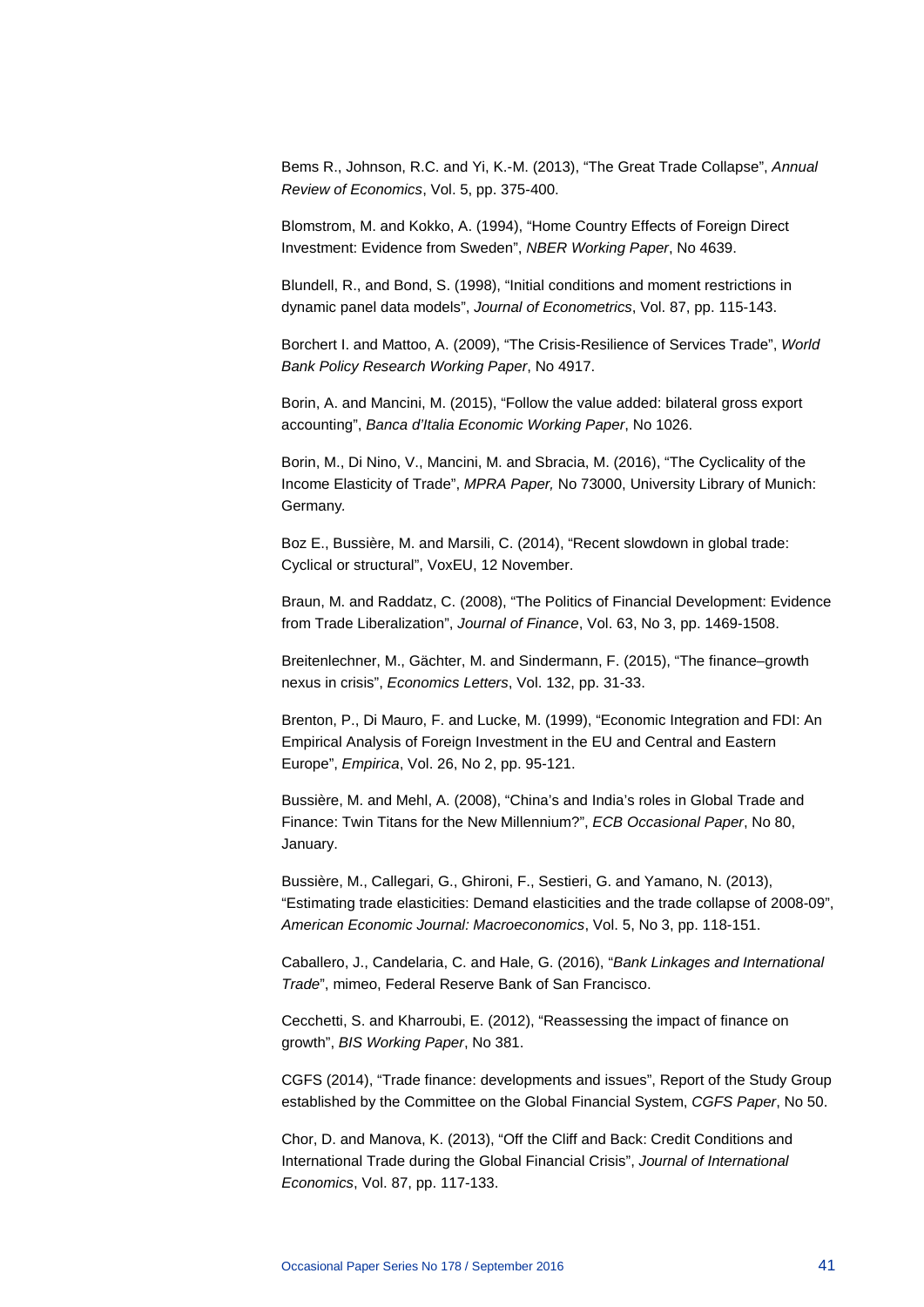Bems R., Johnson, R.C. and Yi, K.-M. (2013), "The Great Trade Collapse", *Annual Review of Economics*, Vol. 5, pp. 375-400.

Blomstrom, M. and Kokko, A. (1994), "Home Country Effects of Foreign Direct Investment: Evidence from Sweden", *NBER Working Paper*, No 4639.

Blundell, R., and Bond, S. (1998), "Initial conditions and moment restrictions in dynamic panel data models", *Journal of Econometrics*, Vol. 87, pp. 115-143.

Borchert I. and Mattoo, A. (2009), "The Crisis-Resilience of Services Trade", *World Bank Policy Research Working Paper*, No 4917.

Borin, A. and Mancini, M. (2015), "Follow the value added: bilateral gross export accounting", *Banca d'Italia Economic Working Paper*, No 1026.

Borin, M., Di Nino, V., Mancini, M. and Sbracia, M. (2016), "The Cyclicality of the Income Elasticity of Trade", *MPRA Paper,* No 73000, University Library of Munich: Germany.

Boz E., Bussière, M. and Marsili, C. (2014), "Recent slowdown in global trade: Cyclical or structural", VoxEU, 12 November.

Braun, M. and Raddatz, C. (2008), "The Politics of Financial Development: Evidence from Trade Liberalization", *Journal of Finance*, Vol. 63, No 3, pp. 1469-1508.

Breitenlechner, M., Gächter, M. and Sindermann, F. (2015), "The finance–growth nexus in crisis", *Economics Letters*, Vol. 132, pp. 31-33.

Brenton, P., Di Mauro, F. and Lucke, M. (1999), "Economic Integration and FDI: An Empirical Analysis of Foreign Investment in the EU and Central and Eastern Europe", *Empirica*, Vol. 26, No 2, pp. 95-121.

Bussière, M. and Mehl, A. (2008), "China's and India's roles in Global Trade and Finance: Twin Titans for the New Millennium?", *ECB Occasional Paper*, No 80, January.

Bussière, M., Callegari, G., Ghironi, F., Sestieri, G. and Yamano, N. (2013), "Estimating trade elasticities: Demand elasticities and the trade collapse of 2008-09", *American Economic Journal: Macroeconomics*, Vol. 5, No 3, pp. 118-151.

Caballero, J., Candelaria, C. and Hale, G. (2016), "*Bank Linkages and International Trade*", mimeo, Federal Reserve Bank of San Francisco.

Cecchetti, S. and Kharroubi, E. (2012), "Reassessing the impact of finance on growth", *BIS Working Paper*, No 381.

CGFS (2014), "Trade finance: developments and issues", Report of the Study Group established by the Committee on the Global Financial System, *CGFS Paper*, No 50.

Chor, D. and Manova, K. (2013), "Off the Cliff and Back: Credit Conditions and International Trade during the Global Financial Crisis", *Journal of International Economics*, Vol. 87, pp. 117-133.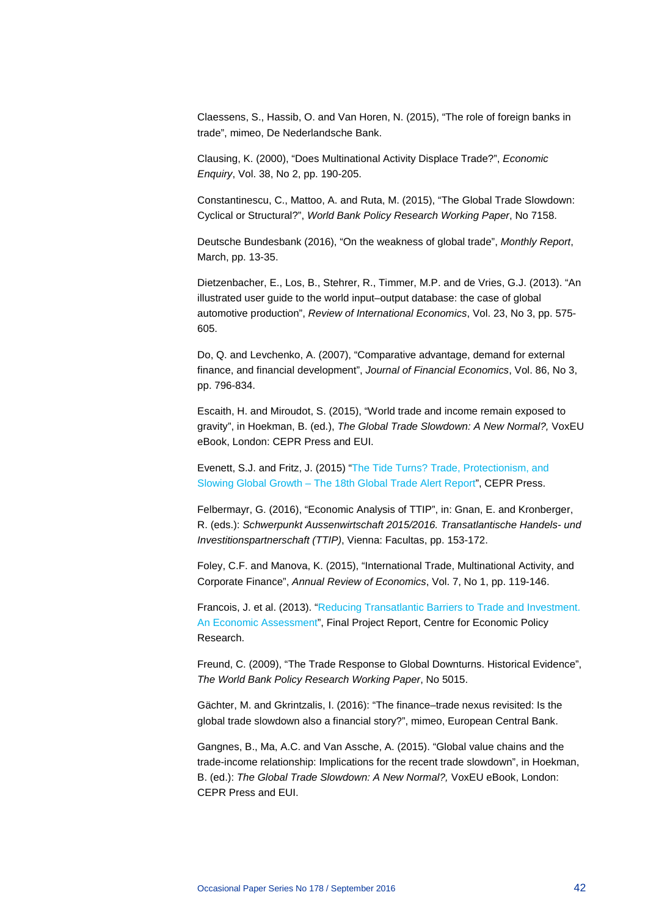Claessens, S., Hassib, O. and Van Horen, N. (2015), “The role of foreign banks in trade”, mimeo, De Nederlandsche Bank.

Clausing, K. (2000), “Does Multinational Activity Displace Trade?”, *Economic Enquiry*, Vol. 38, No 2, pp. 190-205.

Constantinescu, C., Mattoo, A. and Ruta, M. (2015), “The Global Trade Slowdown: Cyclical or Structural?”, *World Bank Policy Research Working Paper*, No 7158.

Deutsche Bundesbank (2016), “On the weakness of global trade”, *Monthly Report*, March, pp. 13-35.

Dietzenbacher, E., Los, B., Stehrer, R., Timmer, M.P. and de Vries, G.J. (2013). “An illustrated user guide to the world input–output database: the case of global automotive production”, *Review of International Economics*, Vol. 23, No 3, pp. 575-605.

Do, Q. and Levchenko, A. (2007), “Comparative advantage, demand for external finance, and financial development”, *Journal of Financial Economics*, Vol. 86, No 3, pp. 796-834.

Escaith, H. and Miroudot, S. (2015), “World trade and income remain exposed to gravity”, in Hoekman, B. (ed.), *The Global Trade Slowdown: A New Normal?,* VoxEU eBook, London: CEPR Press and EUI.

Evenett, S.J. and Fritz, J. (2015) “The Tide Turns? Trade, Protectionism, and Slowing Global Growth – The 18th Global Trade Alert Report”, CEPR Press.

Felbermayr, G. (2016), “Economic Analysis of TTIP”, in: Gnan, E. and Kronberger, R. (eds.): *Schwerpunkt Aussenwirtschaft 2015/2016. Transatlantische Handels- und Investitionspartnerschaft (TTIP)*, Vienna: Facultas, pp. 153-172.

Foley, C.F. and Manova, K. (2015), “International Trade, Multinational Activity, and Corporate Finance”, *Annual Review of Economics*, Vol. 7, No 1, pp. 119-146.

Francois, J. et al. (2013). “Reducing Transatlantic Barriers to Trade and Investment. An Economic Assessment”, Final Project Report, Centre for Economic Policy Research.

Freund, C. (2009), “The Trade Response to Global Downturns. Historical Evidence”, *The World Bank Policy Research Working Paper*, No 5015.

Gächter, M. and Gkrintzalis, I. (2016): “The finance–trade nexus revisited: Is the global trade slowdown also a financial story?”, mimeo, European Central Bank.

Gangnes, B., Ma, A.C. and Van Assche, A. (2015). “Global value chains and the trade-income relationship: Implications for the recent trade slowdown”, in Hoekman, B. (ed.): *The Global Trade Slowdown: A New Normal?,* VoxEU eBook, London: CEPR Press and EUI.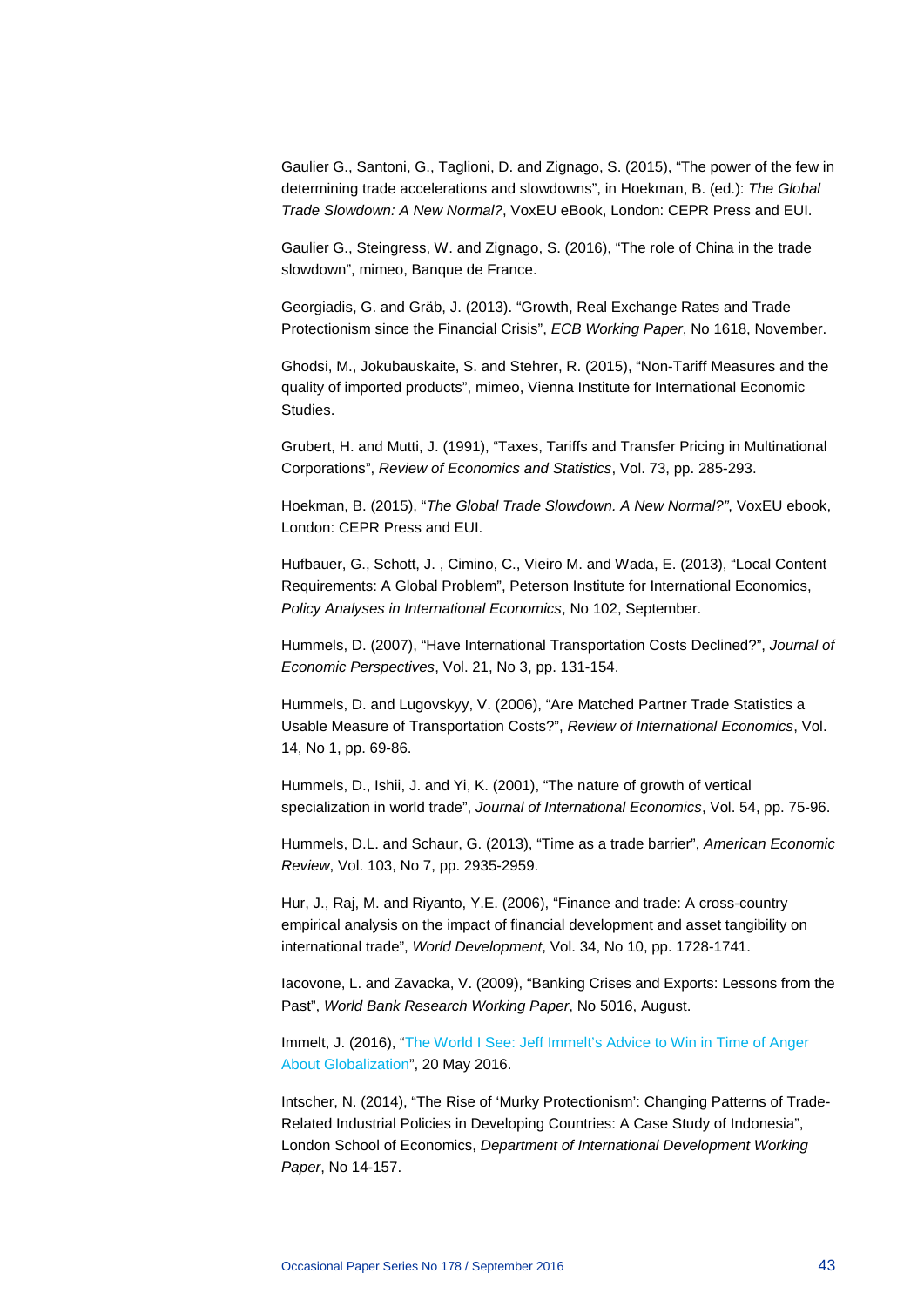Gaulier G., Santoni, G., Taglioni, D. and Zignago, S. (2015), “The power of the few in determining trade accelerations and slowdowns”, in Hoekman, B. (ed.): *The Global Trade Slowdown: A New Normal?*, VoxEU eBook, London: CEPR Press and EUI.

Gaulier G., Steingress, W. and Zignago, S. (2016), “The role of China in the trade slowdown”, mimeo, Banque de France.

Georgiadis, G. and Gräb, J. (2013). “Growth, Real Exchange Rates and Trade Protectionism since the Financial Crisis”, *ECB Working Paper*, No 1618, November.

Ghodsi, M., Jokubauskaite, S. and Stehrer, R. (2015), “Non-Tariff Measures and the quality of imported products”, mimeo, Vienna Institute for International Economic Studies.

Grubert, H. and Mutti, J. (1991), “Taxes, Tariffs and Transfer Pricing in Multinational Corporations”, *Review of Economics and Statistics*, Vol. 73, pp. 285-293.

Hoekman, B. (2015), “*The Global Trade Slowdown. A New Normal?”*, VoxEU ebook, London: CEPR Press and EUI.

Hufbauer, G., Schott, J. , Cimino, C., Vieiro M. and Wada, E. (2013), “Local Content Requirements: A Global Problem”, Peterson Institute for International Economics, *Policy Analyses in International Economics*, No 102, September.

Hummels, D. (2007), “Have International Transportation Costs Declined?”, *Journal of Economic Perspectives*, Vol. 21, No 3, pp. 131-154.

Hummels, D. and Lugovskyy, V. (2006), “Are Matched Partner Trade Statistics a Usable Measure of Transportation Costs?”, *Review of International Economics*, Vol. 14, No 1, pp. 69-86.

Hummels, D., Ishii, J. and Yi, K. (2001), “The nature of growth of vertical specialization in world trade”, *Journal of International Economics*, Vol. 54, pp. 75-96.

Hummels, D.L. and Schaur, G. (2013), “Time as a trade barrier”, *American Economic Review*, Vol. 103, No 7, pp. 2935-2959.

Hur, J., Raj, M. and Riyanto, Y.E. (2006), “Finance and trade: A cross-country empirical analysis on the impact of financial development and asset tangibility on international trade”, *World Development*, Vol. 34, No 10, pp. 1728-1741.

Iacovone, L. and Zavacka, V. (2009), “Banking Crises and Exports: Lessons from the Past”, *World Bank Research Working Paper*, No 5016, August.

Immelt, J. (2016), “The World I See: Jeff Immelt’s Advice to Win in Time of Anger About Globalization”, 20 May 2016.

Intscher, N. (2014), “The Rise of ‘Murky Protectionism’: Changing Patterns of Trade-Related Industrial Policies in Developing Countries: A Case Study of Indonesia”, London School of Economics, *Department of International Development Working Paper*, No 14-157.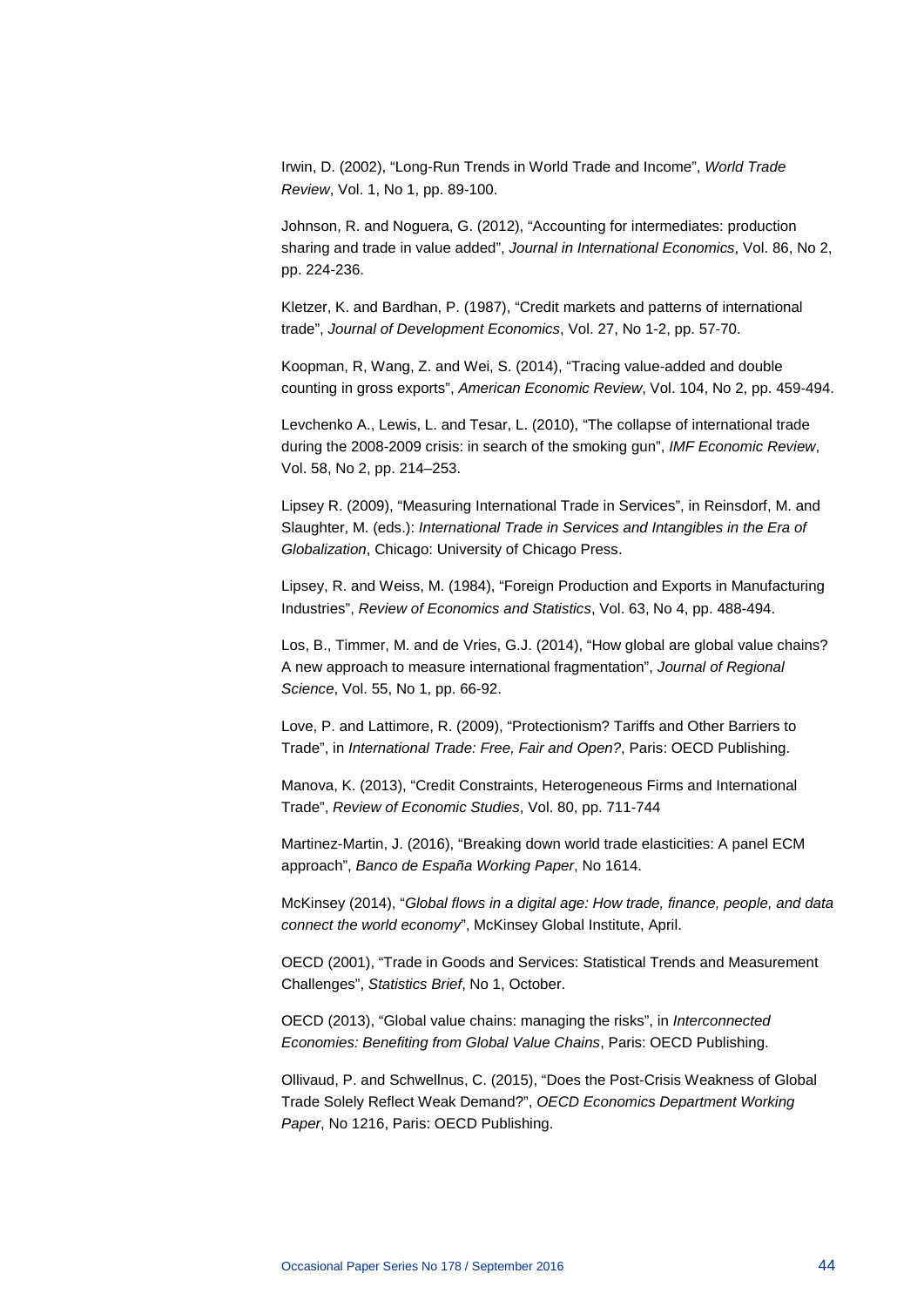Irwin, D. (2002), “Long-Run Trends in World Trade and Income”, *World Trade Review*, Vol. 1, No 1, pp. 89-100.

Johnson, R. and Noguera, G. (2012), “Accounting for intermediates: production sharing and trade in value added”, *Journal in International Economics*, Vol. 86, No 2, pp. 224-236.

Kletzer, K. and Bardhan, P. (1987), “Credit markets and patterns of international trade”, *Journal of Development Economics*, Vol. 27, No 1-2, pp. 57-70.

Koopman, R, Wang, Z. and Wei, S. (2014), “Tracing value-added and double counting in gross exports”, *American Economic Review*, Vol. 104, No 2, pp. 459-494.

Levchenko A., Lewis, L. and Tesar, L. (2010), “The collapse of international trade during the 2008-2009 crisis: in search of the smoking gun”, *IMF Economic Review*, Vol. 58, No 2, pp. 214–253.

Lipsey R. (2009), “Measuring International Trade in Services”, in Reinsdorf, M. and Slaughter, M. (eds.): *International Trade in Services and Intangibles in the Era of Globalization*, Chicago: University of Chicago Press.

Lipsey, R. and Weiss, M. (1984), “Foreign Production and Exports in Manufacturing Industries”, *Review of Economics and Statistics*, Vol. 63, No 4, pp. 488-494.

Los, B., Timmer, M. and de Vries, G.J. (2014), “How global are global value chains? A new approach to measure international fragmentation”, *Journal of Regional Science*, Vol. 55, No 1, pp. 66-92.

Love, P. and Lattimore, R. (2009), “Protectionism? Tariffs and Other Barriers to Trade”, in *International Trade: Free, Fair and Open?*, Paris: OECD Publishing.

Manova, K. (2013), “Credit Constraints, Heterogeneous Firms and International Trade”, *Review of Economic Studies*, Vol. 80, pp. 711-744

Martinez-Martin, J. (2016), “Breaking down world trade elasticities: A panel ECM approach”, *Banco de España Working Paper*, No 1614.

McKinsey (2014), “*Global flows in a digital age: How trade, finance, people, and data connect the world economy*”, McKinsey Global Institute, April.

OECD (2001), “Trade in Goods and Services: Statistical Trends and Measurement Challenges”, *Statistics Brief*, No 1, October.

OECD (2013), “Global value chains: managing the risks”, in *Interconnected Economies: Benefiting from Global Value Chains*, Paris: OECD Publishing.

Ollivaud, P. and Schwellnus, C. (2015), “Does the Post-Crisis Weakness of Global Trade Solely Reflect Weak Demand?”, *OECD Economics Department Working Paper*, No 1216, Paris: OECD Publishing.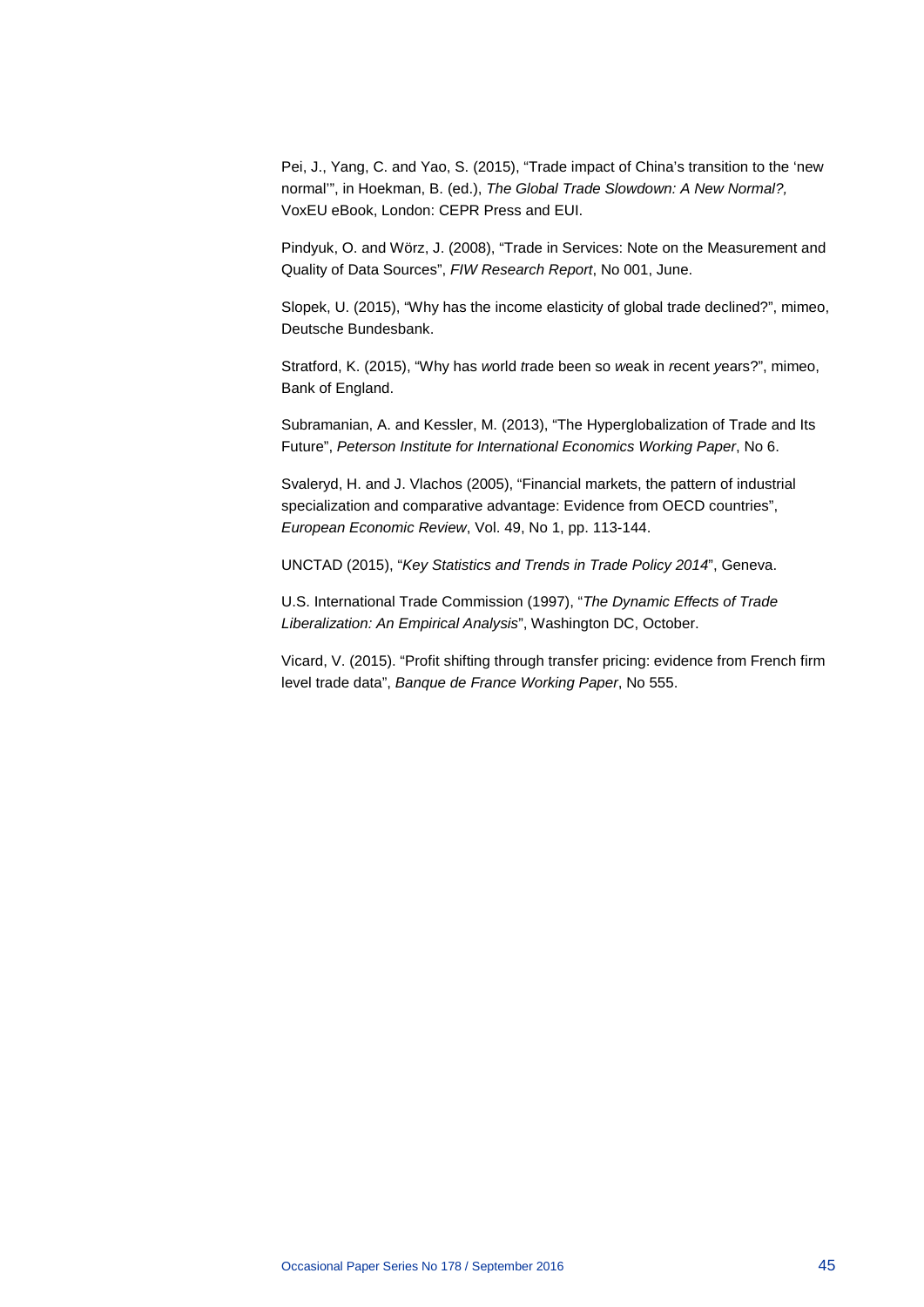Pei, J., Yang, C. and Yao, S. (2015), "Trade impact of China's transition to the 'new normal'", in Hoekman, B. (ed.), *The Global Trade Slowdown: A New Normal?,* VoxEU eBook, London: CEPR Press and EUI.

Pindyuk, O. and Wörz, J. (2008), "Trade in Services: Note on the Measurement and Quality of Data Sources", *FIW Research Report*, No 001, June.

Slopek, U. (2015), "Why has the income elasticity of global trade declined?", mimeo, Deutsche Bundesbank.

Stratford, K. (2015), "Why has *w*orld *t*rade been so *w*eak in *r*ecent *y*ears?", mimeo, Bank of England.

Subramanian, A. and Kessler, M. (2013), "The Hyperglobalization of Trade and Its Future", *Peterson Institute for International Economics Working Paper*, No 6.

Svaleryd, H. and J. Vlachos (2005), "Financial markets, the pattern of industrial specialization and comparative advantage: Evidence from OECD countries", *European Economic Review*, Vol. 49, No 1, pp. 113-144.

UNCTAD (2015), "*Key Statistics and Trends in Trade Policy 2014*", Geneva.

U.S. International Trade Commission (1997), "*The Dynamic Effects of Trade Liberalization: An Empirical Analysis*", Washington DC, October.

Vicard, V. (2015). "Profit shifting through transfer pricing: evidence from French firm level trade data", *Banque de France Working Paper*, No 555.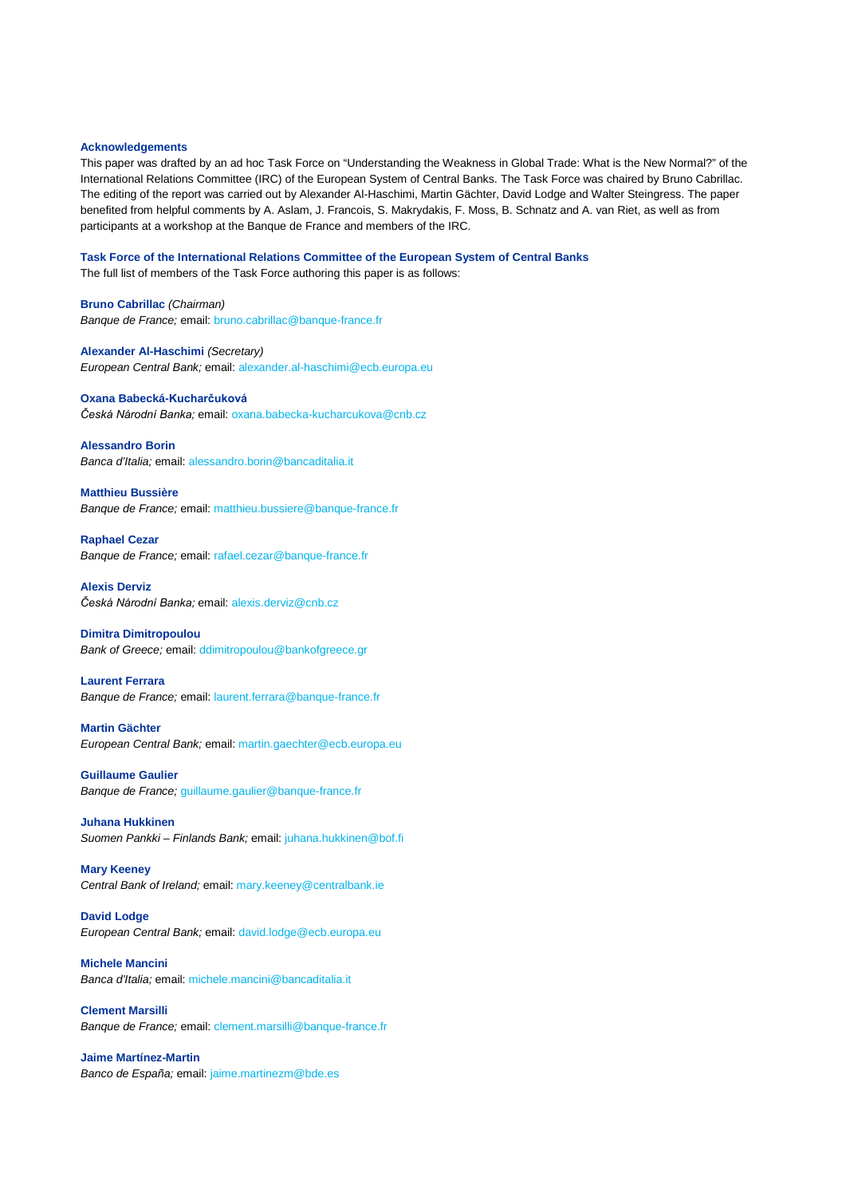**Acknowledgements**

This paper was drafted by an ad hoc Task Force on "Understanding the Weakness in Global Trade: What is the New Normal?" of the International Relations Committee (IRC) of the European System of Central Banks. The Task Force was chaired by Bruno Cabrillac. The editing of the report was carried out by Alexander Al-Haschimi, Martin Gächter, David Lodge and Walter Steingress. The paper benefited from helpful comments by A. Aslam, J. Francois, S. Makrydakis, F. Moss, B. Schnatz and A. van Riet, as well as from participants at a workshop at the Banque de France and members of the IRC.

**Task Force of the International Relations Committee of the European System of Central Banks**

The full list of members of the Task Force authoring this paper is as follows:

**Bruno Cabrillac** *(Chairman)*
*Banque de France;* email: bruno.cabrillac@banque-france.fr

**Alexander Al-Haschimi** *(Secretary)*
*European Central Bank;* email: alexander.al-haschimi@ecb.europa.eu

**Oxana Babecká-Kucharčuková**
*Česká Národní Banka;* email: oxana.babecka-kucharcukova@cnb.cz

**Alessandro Borin**
*Banca d'Italia;* email: alessandro.borin@bancaditalia.it

**Matthieu Bussière**
*Banque de France;* email: matthieu.bussiere@banque-france.fr

**Raphael Cezar**
*Banque de France;* email: rafael.cezar@banque-france.fr

**Alexis Derviz**
*Česká Národní Banka;* email: alexis.derviz@cnb.cz

**Dimitra Dimitropoulou**
*Bank of Greece;* email: ddimitropoulou@bankofgreece.gr

**Laurent Ferrara**
*Banque de France;* email: laurent.ferrara@banque-france.fr

**Martin Gächter**
*European Central Bank;* email: martin.gaechter@ecb.europa.eu

**Guillaume Gaulier**
*Banque de France;* guillaume.gaulier@banque-france.fr

**Juhana Hukkinen**
*Suomen Pankki – Finlands Bank;* email: juhana.hukkinen@bof.fi

**Mary Keeney**
*Central Bank of Ireland;* email: mary.keeney@centralbank.ie

**David Lodge**
*European Central Bank;* email: david.lodge@ecb.europa.eu

**Michele Mancini**
*Banca d'Italia;* email: michele.mancini@bancaditalia.it

**Clement Marsilli**
*Banque de France;* email: clement.marsilli@banque-france.fr

**Jaime Martínez-Martin**
*Banco de España;* email: jaime.martinezm@bde.es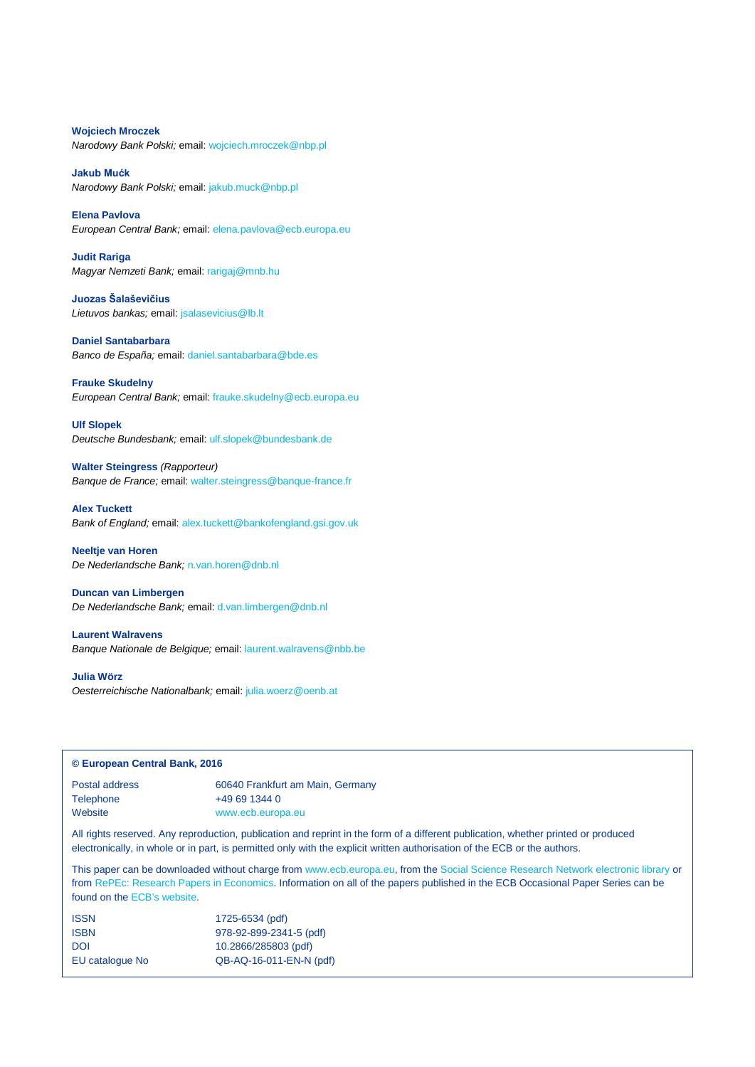**Wojciech Mroczek**
*Narodowy Bank Polski;* email: wojciech.mroczek@nbp.pl

**Jakub Mućk**
*Narodowy Bank Polski;* email: jakub.muck@nbp.pl

**Elena Pavlova**
*European Central Bank;* email: elena.pavlova@ecb.europa.eu

**Judit Rariga**
*Magyar Nemzeti Bank;* email: rarigaj@mnb.hu

**Juozas Šalaševičius**
*Lietuvos bankas;* email: jsalasevicius@lb.lt

**Daniel Santabarbara**
*Banco de España;* email: daniel.santabarbara@bde.es

**Frauke Skudelny**
*European Central Bank;* email: frauke.skudelny@ecb.europa.eu

**Ulf Slopek**
*Deutsche Bundesbank;* email: ulf.slopek@bundesbank.de

**Walter Steingress** *(Rapporteur)*
*Banque de France;* email: walter.steingress@banque-france.fr

**Alex Tuckett**
*Bank of England;* email: alex.tuckett@bankofengland.gsi.gov.uk

**Neeltje van Horen**
*De Nederlandsche Bank;* n.van.horen@dnb.nl

**Duncan van Limbergen**
*De Nederlandsche Bank;* email: d.van.limbergen@dnb.nl

**Laurent Walravens**
*Banque Nationale de Belgique;* email: laurent.walravens@nbb.be

**Julia Wörz**
*Oesterreichische Nationalbank;* email: julia.woerz@oenb.at

---

**© European Central Bank, 2016**

| | |
|---|---|
| Postal address | 60640 Frankfurt am Main, Germany |
| Telephone | +49 69 1344 0 |
| Website | www.ecb.europa.eu |

All rights reserved. Any reproduction, publication and reprint in the form of a different publication, whether printed or produced electronically, in whole or in part, is permitted only with the explicit written authorisation of the ECB or the authors.

This paper can be downloaded without charge from www.ecb.europa.eu, from the Social Science Research Network electronic library or from RePEc: Research Papers in Economics. Information on all of the papers published in the ECB Occasional Paper Series can be found on the ECB's website.

| | |
|---|---|
| ISSN | 1725-6534 (pdf) |
| ISBN | 978-92-899-2341-5 (pdf) |
| DOI | 10.2866/285803 (pdf) |
| EU catalogue No | QB-AQ-16-011-EN-N (pdf) |